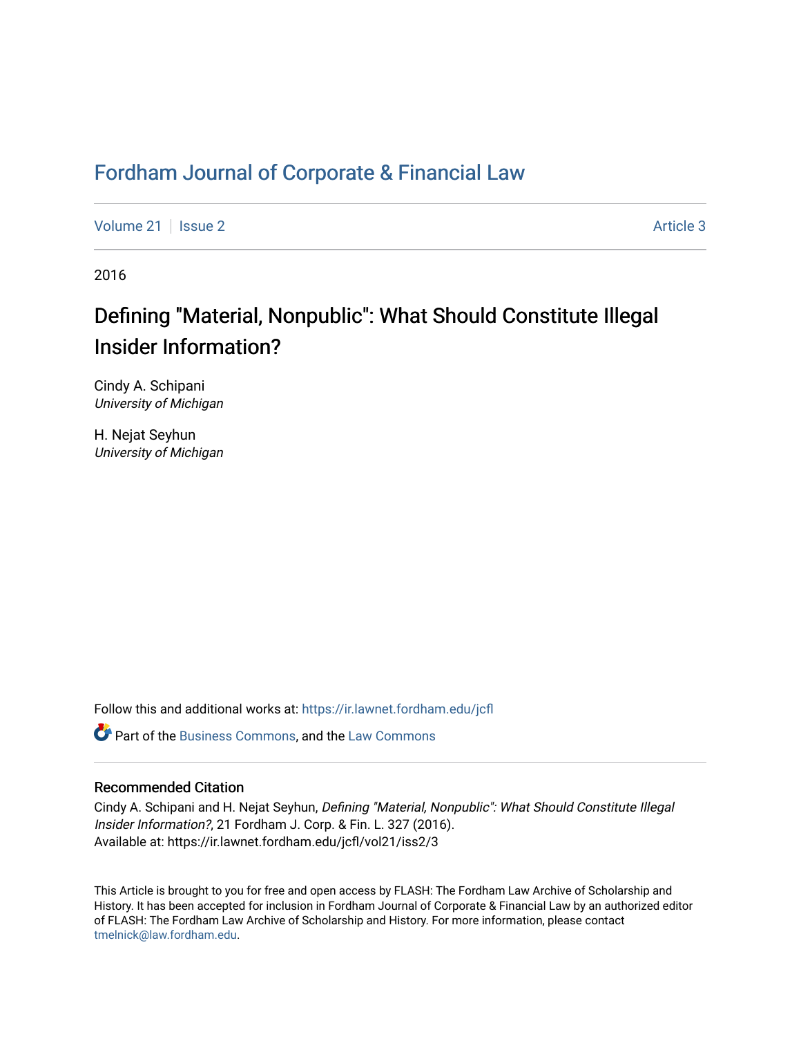# Fordham Journal of Corporate & Financial Law

Volume 21 | Issue 2 | Article 3

2016

## Defining "Material, Nonpublic": What Should Constitute Illegal Insider Information?

Cindy A. Schipani
*University of Michigan*

H. Nejat Seyhun
*University of Michigan*

Follow this and additional works at: https://ir.lawnet.fordham.edu/jcfl

Part of the Business Commons, and the Law Commons

### Recommended Citation

Cindy A. Schipani and H. Nejat Seyhun, *Defining "Material, Nonpublic": What Should Constitute Illegal Insider Information?*, 21 Fordham J. Corp. & Fin. L. 327 (2016).
Available at: https://ir.lawnet.fordham.edu/jcfl/vol21/iss2/3

This Article is brought to you for free and open access by FLASH: The Fordham Law Archive of Scholarship and History. It has been accepted for inclusion in Fordham Journal of Corporate & Financial Law by an authorized editor of FLASH: The Fordham Law Archive of Scholarship and History. For more information, please contact tmelnick@law.fordham.edu.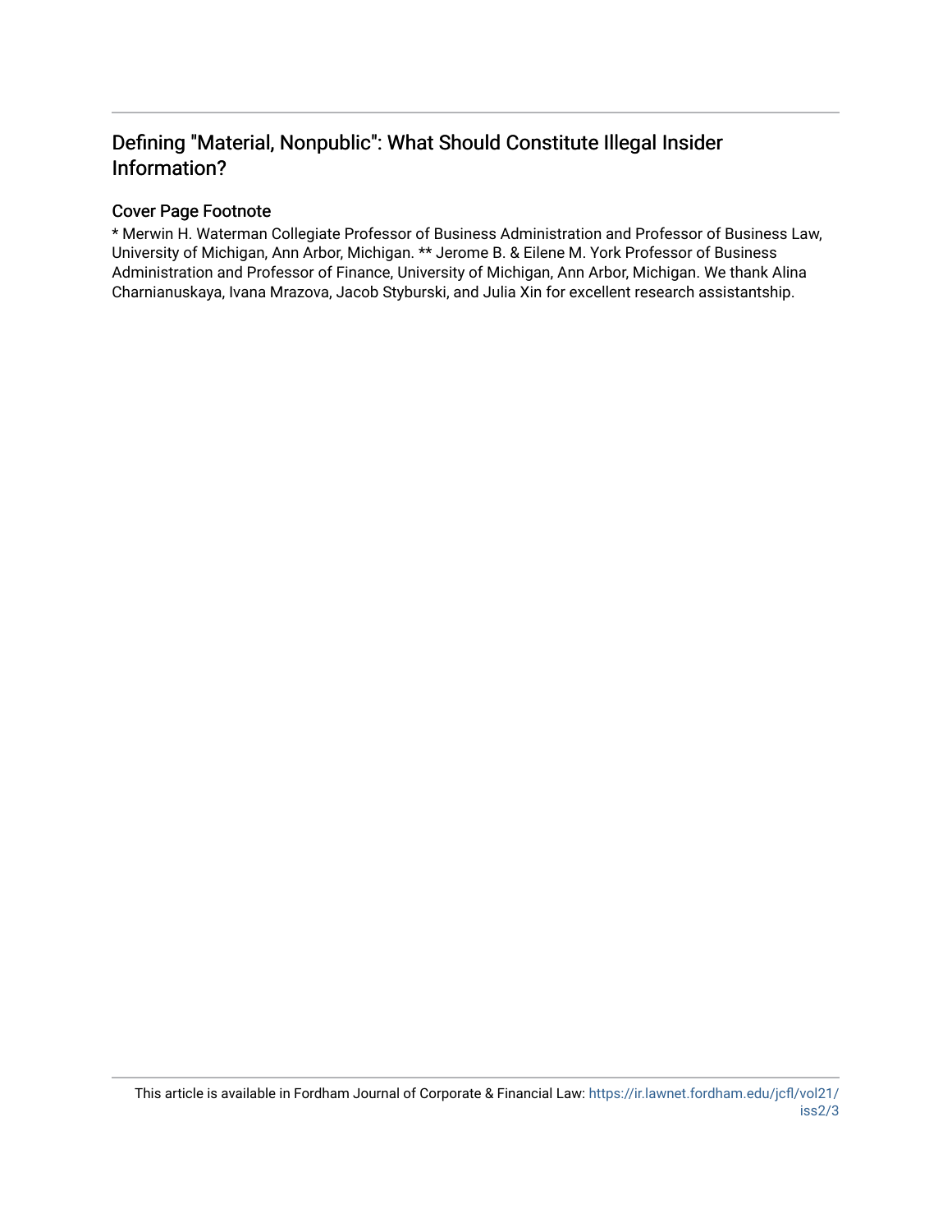# Defining "Material, Nonpublic": What Should Constitute Illegal Insider Information?

## Cover Page Footnote

* Merwin H. Waterman Collegiate Professor of Business Administration and Professor of Business Law, University of Michigan, Ann Arbor, Michigan. ** Jerome B. & Eilene M. York Professor of Business Administration and Professor of Finance, University of Michigan, Ann Arbor, Michigan. We thank Alina Charnianuskaya, Ivana Mrazova, Jacob Styburski, and Julia Xin for excellent research assistantship.

This article is available in Fordham Journal of Corporate & Financial Law: https://ir.lawnet.fordham.edu/jcfl/vol21/iss2/3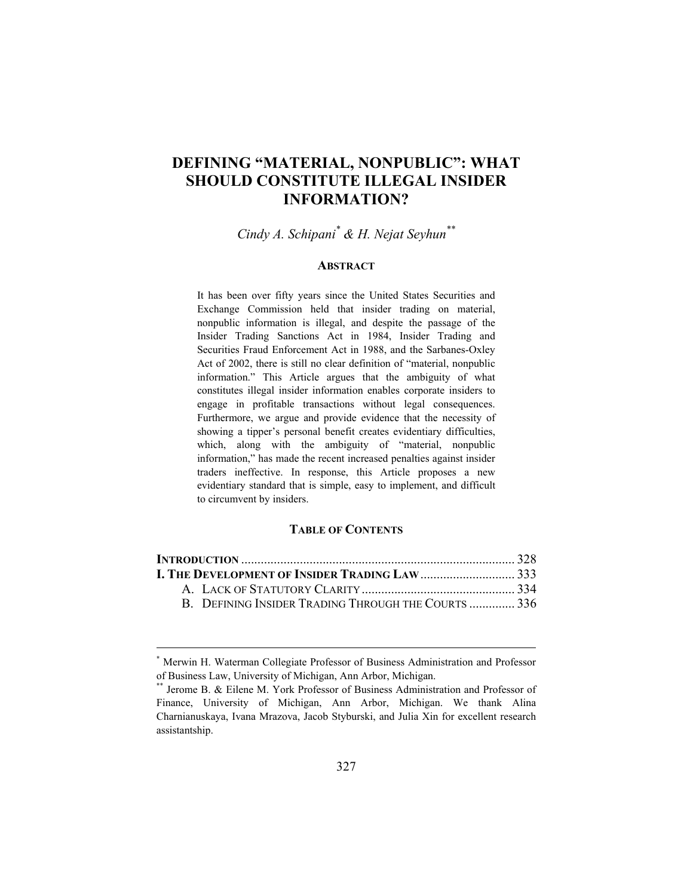# DEFINING "MATERIAL, NONPUBLIC": WHAT SHOULD CONSTITUTE ILLEGAL INSIDER INFORMATION?

*Cindy A. Schipani*[*] *& H. Nejat Seyhun*[**]

## ABSTRACT

It has been over fifty years since the United States Securities and Exchange Commission held that insider trading on material, nonpublic information is illegal, and despite the passage of the Insider Trading Sanctions Act in 1984, Insider Trading and Securities Fraud Enforcement Act in 1988, and the Sarbanes-Oxley Act of 2002, there is still no clear definition of "material, nonpublic information." This Article argues that the ambiguity of what constitutes illegal insider information enables corporate insiders to engage in profitable transactions without legal consequences. Furthermore, we argue and provide evidence that the necessity of showing a tipper's personal benefit creates evidentiary difficulties, which, along with the ambiguity of "material, nonpublic information," has made the recent increased penalties against insider traders ineffective. In response, this Article proposes a new evidentiary standard that is simple, easy to implement, and difficult to circumvent by insiders.

## TABLE OF CONTENTS

**INTRODUCTION** .................................................................................... 328

**I. THE DEVELOPMENT OF INSIDER TRADING LAW** ............................. 333

A. LACK OF STATUTORY CLARITY ............................................... 334

B. DEFINING INSIDER TRADING THROUGH THE COURTS .............. 336

---

[*] Merwin H. Waterman Collegiate Professor of Business Administration and Professor of Business Law, University of Michigan, Ann Arbor, Michigan.

[**] Jerome B. & Eilene M. York Professor of Business Administration and Professor of Finance, University of Michigan, Ann Arbor, Michigan. We thank Alina Charnianuskaya, Ivana Mrazova, Jacob Styburski, and Julia Xin for excellent research assistantship.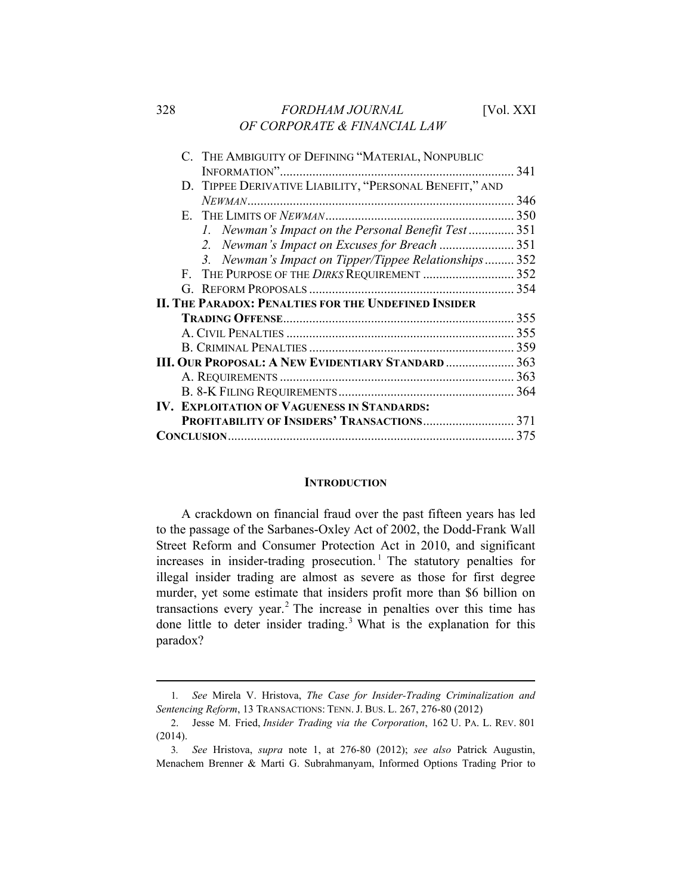C. THE AMBIGUITY OF DEFINING "MATERIAL, NONPUBLIC INFORMATION" ........ 341
D. TIPPEE DERIVATIVE LIABILITY, "PERSONAL BENEFIT," AND *NEWMAN* ........ 346
E. THE LIMITS OF *NEWMAN* ........ 350
1. *Newman's Impact on the Personal Benefit Test* ........ 351
2. *Newman's Impact on Excuses for Breach* ........ 351
3. *Newman's Impact on Tipper/Tippee Relationships* ........ 352
F. THE PURPOSE OF THE *DIRKS* REQUIREMENT ........ 352
G. REFORM PROPOSALS ........ 354
**II. THE PARADOX: PENALTIES FOR THE UNDEFINED INSIDER TRADING OFFENSE** ........ 355
A. CIVIL PENALTIES ........ 355
B. CRIMINAL PENALTIES ........ 359
**III. OUR PROPOSAL: A NEW EVIDENTIARY STANDARD** ........ 363
A. REQUIREMENTS ........ 363
B. 8-K FILING REQUIREMENTS ........ 364
**IV. EXPLOITATION OF VAGUENESS IN STANDARDS: PROFITABILITY OF INSIDERS' TRANSACTIONS** ........ 371
**CONCLUSION** ........ 375

## INTRODUCTION

A crackdown on financial fraud over the past fifteen years has led to the passage of the Sarbanes-Oxley Act of 2002, the Dodd-Frank Wall Street Reform and Consumer Protection Act in 2010, and significant increases in insider-trading prosecution.[1] The statutory penalties for illegal insider trading are almost as severe as those for first degree murder, yet some estimate that insiders profit more than $6 billion on transactions every year.[2] The increase in penalties over this time has done little to deter insider trading.[3] What is the explanation for this paradox?

---

1. *See* Mirela V. Hristova, *The Case for Insider-Trading Criminalization and Sentencing Reform*, 13 TRANSACTIONS: TENN. J. BUS. L. 267, 276-80 (2012)

2. Jesse M. Fried, *Insider Trading via the Corporation*, 162 U. PA. L. REV. 801 (2014).

3. *See* Hristova, *supra* note 1, at 276-80 (2012); *see also* Patrick Augustin, Menachem Brenner & Marti G. Subrahmanyam, Informed Options Trading Prior to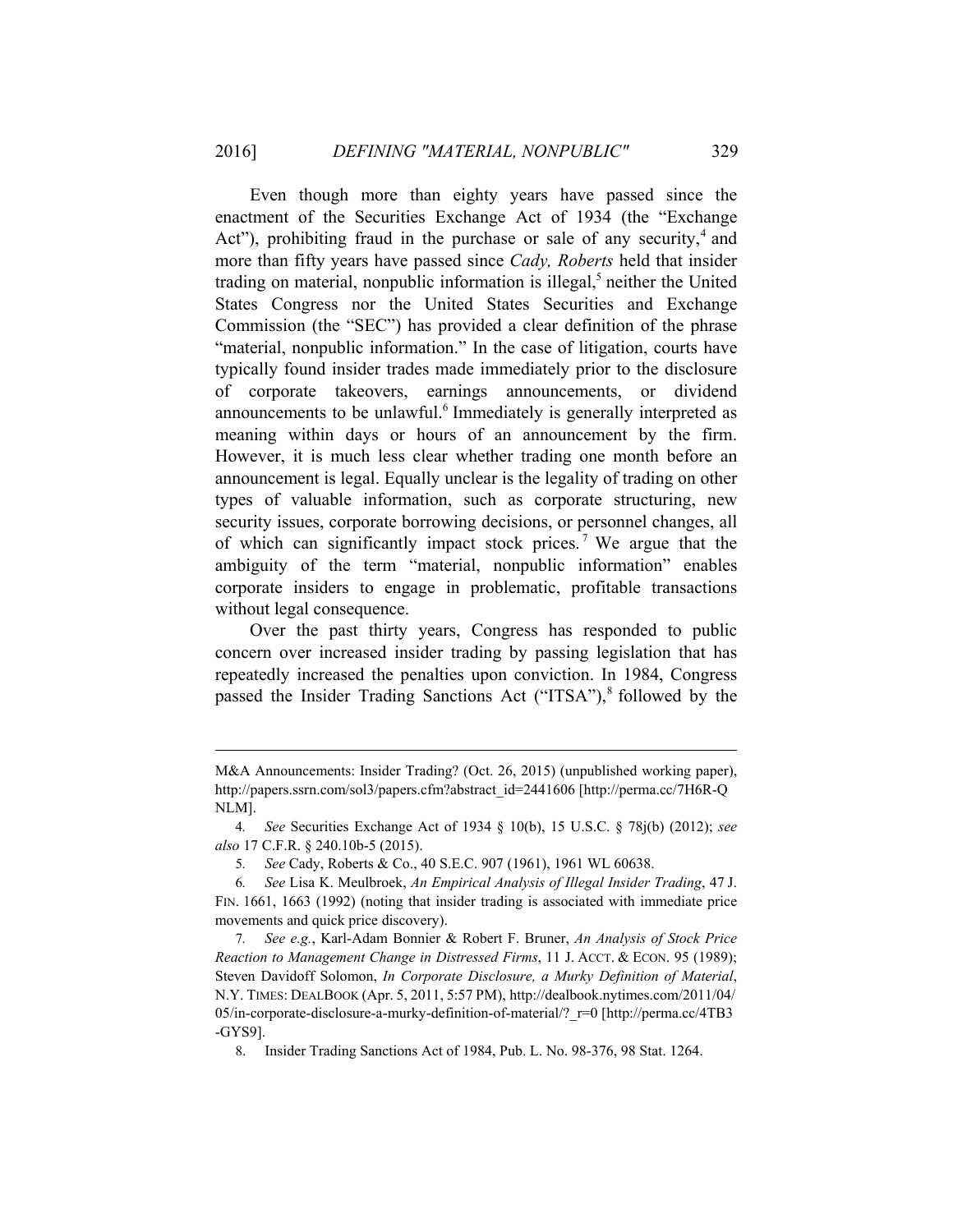Even though more than eighty years have passed since the enactment of the Securities Exchange Act of 1934 (the "Exchange Act"), prohibiting fraud in the purchase or sale of any security,[4] and more than fifty years have passed since *Cady, Roberts* held that insider trading on material, nonpublic information is illegal,[5] neither the United States Congress nor the United States Securities and Exchange Commission (the "SEC") has provided a clear definition of the phrase "material, nonpublic information." In the case of litigation, courts have typically found insider trades made immediately prior to the disclosure of corporate takeovers, earnings announcements, or dividend announcements to be unlawful.[6] Immediately is generally interpreted as meaning within days or hours of an announcement by the firm. However, it is much less clear whether trading one month before an announcement is legal. Equally unclear is the legality of trading on other types of valuable information, such as corporate structuring, new security issues, corporate borrowing decisions, or personnel changes, all of which can significantly impact stock prices.[7] We argue that the ambiguity of the term "material, nonpublic information" enables corporate insiders to engage in problematic, profitable transactions without legal consequence.

Over the past thirty years, Congress has responded to public concern over increased insider trading by passing legislation that has repeatedly increased the penalties upon conviction. In 1984, Congress passed the Insider Trading Sanctions Act ("ITSA"),[8] followed by the

---

M&A Announcements: Insider Trading? (Oct. 26, 2015) (unpublished working paper), http://papers.ssrn.com/sol3/papers.cfm?abstract_id=2441606 [http://perma.cc/7H6R-QNLM].

4. *See* Securities Exchange Act of 1934 § 10(b), 15 U.S.C. § 78j(b) (2012); *see also* 17 C.F.R. § 240.10b-5 (2015).

5. *See* Cady, Roberts & Co., 40 S.E.C. 907 (1961), 1961 WL 60638.

6. *See* Lisa K. Meulbroek, *An Empirical Analysis of Illegal Insider Trading*, 47 J. FIN. 1661, 1663 (1992) (noting that insider trading is associated with immediate price movements and quick price discovery).

7. *See e.g.*, Karl-Adam Bonnier & Robert F. Bruner, *An Analysis of Stock Price Reaction to Management Change in Distressed Firms*, 11 J. ACCT. & ECON. 95 (1989); Steven Davidoff Solomon, *In Corporate Disclosure, a Murky Definition of Material*, N.Y. TIMES: DEALBOOK (Apr. 5, 2011, 5:57 PM), http://dealbook.nytimes.com/2011/04/05/in-corporate-disclosure-a-murky-definition-of-material/?_r=0 [http://perma.cc/4TB3-GYS9].

8. Insider Trading Sanctions Act of 1984, Pub. L. No. 98-376, 98 Stat. 1264.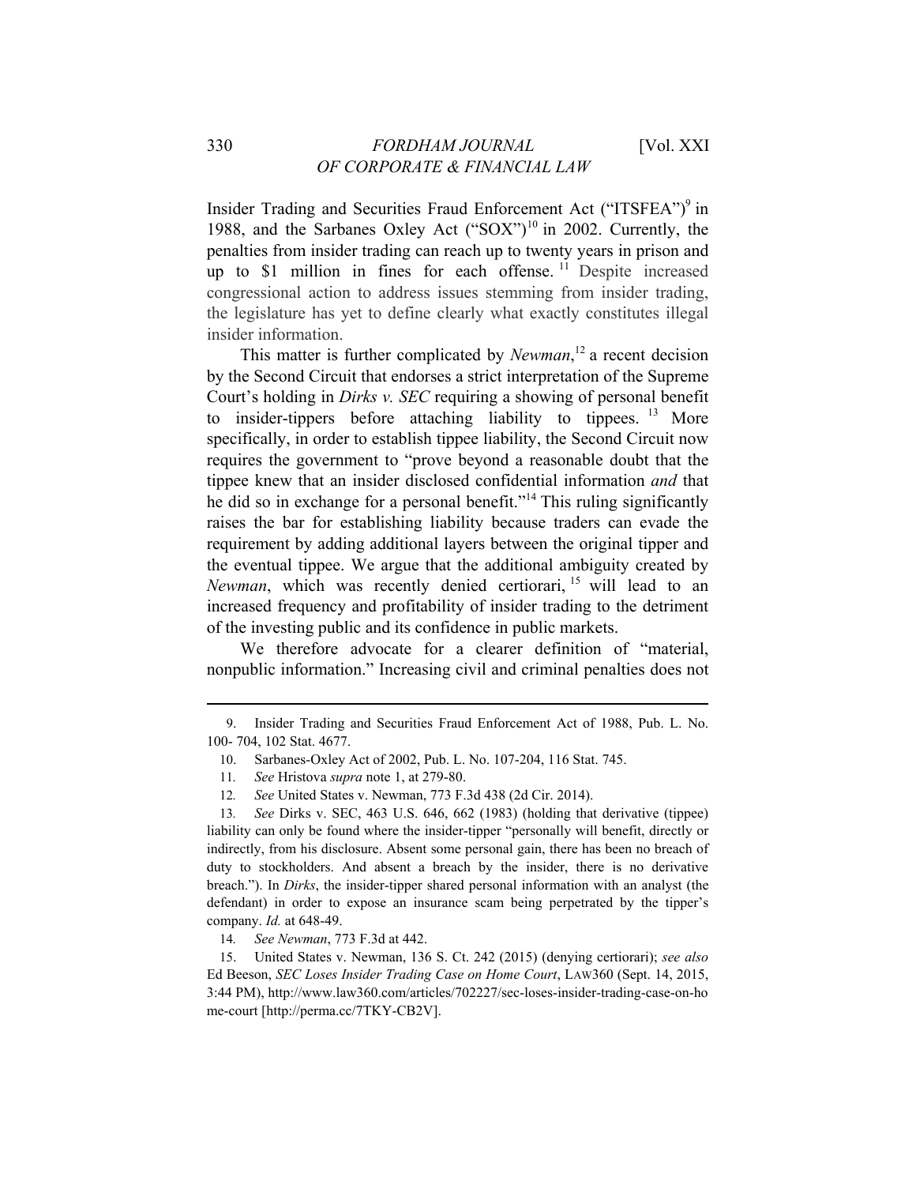Insider Trading and Securities Fraud Enforcement Act ("ITSFEA")[9] in 1988, and the Sarbanes Oxley Act ("SOX")[10] in 2002. Currently, the penalties from insider trading can reach up to twenty years in prison and up to $1 million in fines for each offense.[11] Despite increased congressional action to address issues stemming from insider trading, the legislature has yet to define clearly what exactly constitutes illegal insider information.

This matter is further complicated by *Newman*,[12] a recent decision by the Second Circuit that endorses a strict interpretation of the Supreme Court's holding in *Dirks v. SEC* requiring a showing of personal benefit to insider-tippers before attaching liability to tippees.[13] More specifically, in order to establish tippee liability, the Second Circuit now requires the government to "prove beyond a reasonable doubt that the tippee knew that an insider disclosed confidential information *and* that he did so in exchange for a personal benefit."[14] This ruling significantly raises the bar for establishing liability because traders can evade the requirement by adding additional layers between the original tipper and the eventual tippee. We argue that the additional ambiguity created by *Newman*, which was recently denied certiorari,[15] will lead to an increased frequency and profitability of insider trading to the detriment of the investing public and its confidence in public markets.

We therefore advocate for a clearer definition of "material, nonpublic information." Increasing civil and criminal penalties does not

---

9. Insider Trading and Securities Fraud Enforcement Act of 1988, Pub. L. No. 100- 704, 102 Stat. 4677.

10. Sarbanes-Oxley Act of 2002, Pub. L. No. 107-204, 116 Stat. 745.

11. *See* Hristova *supra* note 1, at 279-80.

12. *See* United States v. Newman, 773 F.3d 438 (2d Cir. 2014).

13. *See* Dirks v. SEC, 463 U.S. 646, 662 (1983) (holding that derivative (tippee) liability can only be found where the insider-tipper "personally will benefit, directly or indirectly, from his disclosure. Absent some personal gain, there has been no breach of duty to stockholders. And absent a breach by the insider, there is no derivative breach."). In *Dirks*, the insider-tipper shared personal information with an analyst (the defendant) in order to expose an insurance scam being perpetrated by the tipper's company. *Id.* at 648-49.

14. *See Newman*, 773 F.3d at 442.

15. United States v. Newman, 136 S. Ct. 242 (2015) (denying certiorari); *see also* Ed Beeson, *SEC Loses Insider Trading Case on Home Court*, LAW360 (Sept. 14, 2015, 3:44 PM), http://www.law360.com/articles/702227/sec-loses-insider-trading-case-on-home-court [http://perma.cc/7TKY-CB2V].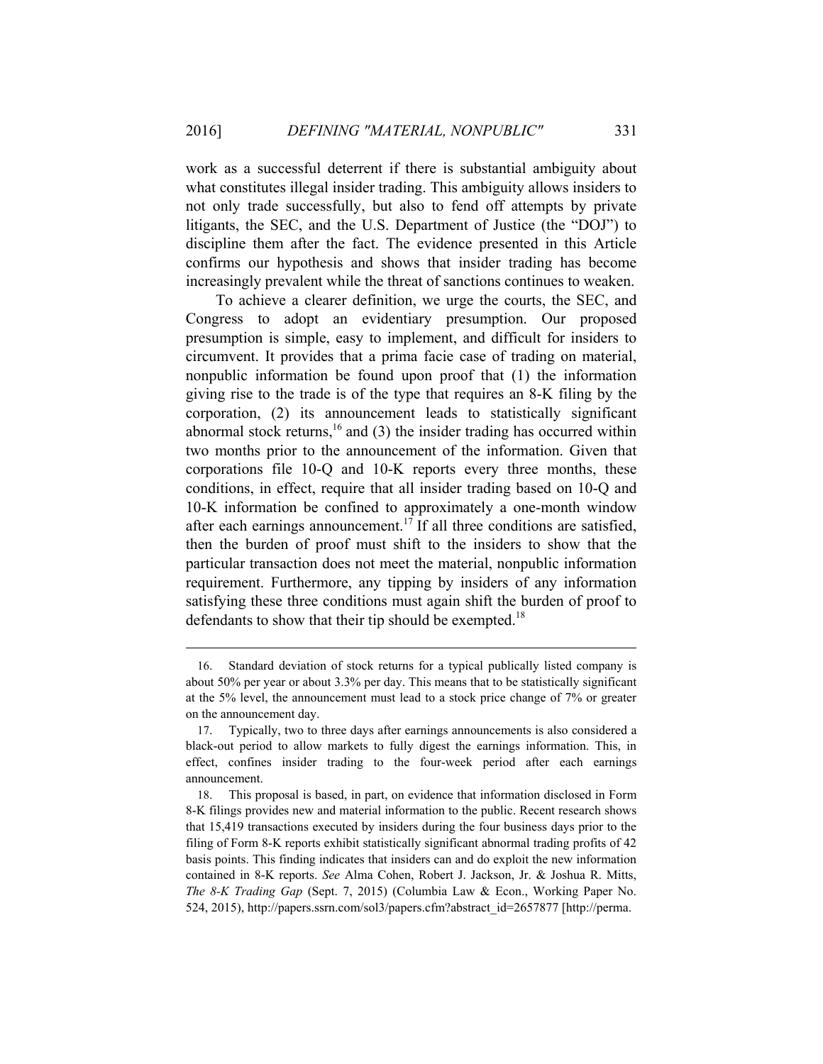work as a successful deterrent if there is substantial ambiguity about what constitutes illegal insider trading. This ambiguity allows insiders to not only trade successfully, but also to fend off attempts by private litigants, the SEC, and the U.S. Department of Justice (the "DOJ") to discipline them after the fact. The evidence presented in this Article confirms our hypothesis and shows that insider trading has become increasingly prevalent while the threat of sanctions continues to weaken.

To achieve a clearer definition, we urge the courts, the SEC, and Congress to adopt an evidentiary presumption. Our proposed presumption is simple, easy to implement, and difficult for insiders to circumvent. It provides that a prima facie case of trading on material, nonpublic information be found upon proof that (1) the information giving rise to the trade is of the type that requires an 8-K filing by the corporation, (2) its announcement leads to statistically significant abnormal stock returns,[16] and (3) the insider trading has occurred within two months prior to the announcement of the information. Given that corporations file 10-Q and 10-K reports every three months, these conditions, in effect, require that all insider trading based on 10-Q and 10-K information be confined to approximately a one-month window after each earnings announcement.[17] If all three conditions are satisfied, then the burden of proof must shift to the insiders to show that the particular transaction does not meet the material, nonpublic information requirement. Furthermore, any tipping by insiders of any information satisfying these three conditions must again shift the burden of proof to defendants to show that their tip should be exempted.[18]

---

16. Standard deviation of stock returns for a typical publically listed company is about 50% per year or about 3.3% per day. This means that to be statistically significant at the 5% level, the announcement must lead to a stock price change of 7% or greater on the announcement day.

17. Typically, two to three days after earnings announcements is also considered a black-out period to allow markets to fully digest the earnings information. This, in effect, confines insider trading to the four-week period after each earnings announcement.

18. This proposal is based, in part, on evidence that information disclosed in Form 8-K filings provides new and material information to the public. Recent research shows that 15,419 transactions executed by insiders during the four business days prior to the filing of Form 8-K reports exhibit statistically significant abnormal trading profits of 42 basis points. This finding indicates that insiders can and do exploit the new information contained in 8-K reports. *See* Alma Cohen, Robert J. Jackson, Jr. & Joshua R. Mitts, *The 8-K Trading Gap* (Sept. 7, 2015) (Columbia Law & Econ., Working Paper No. 524, 2015), http://papers.ssrn.com/sol3/papers.cfm?abstract_id=2657877 [http://perma.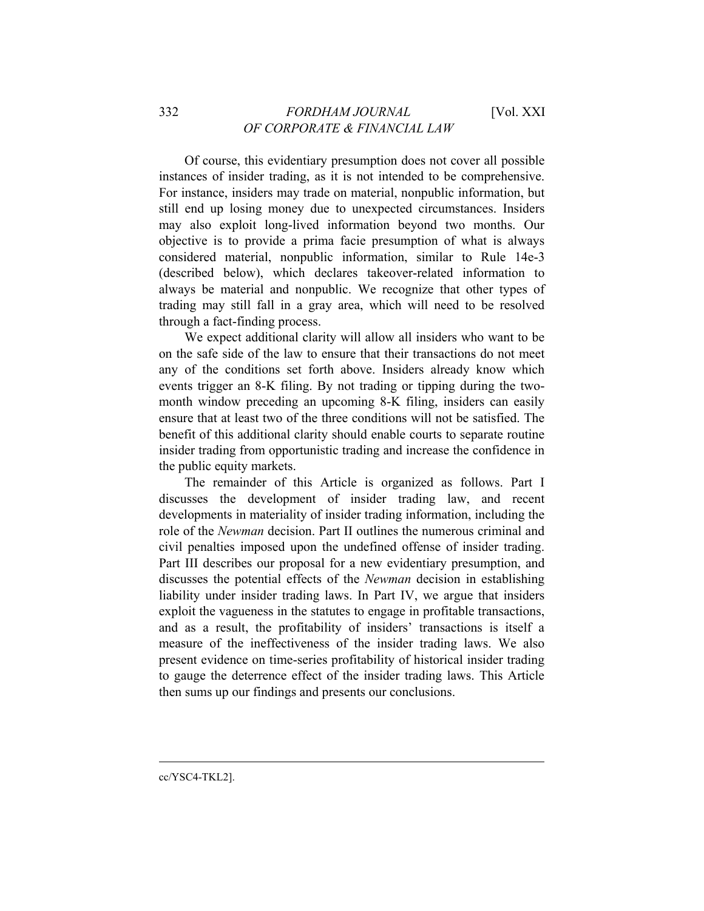Of course, this evidentiary presumption does not cover all possible instances of insider trading, as it is not intended to be comprehensive. For instance, insiders may trade on material, nonpublic information, but still end up losing money due to unexpected circumstances. Insiders may also exploit long-lived information beyond two months. Our objective is to provide a prima facie presumption of what is always considered material, nonpublic information, similar to Rule 14e-3 (described below), which declares takeover-related information to always be material and nonpublic. We recognize that other types of trading may still fall in a gray area, which will need to be resolved through a fact-finding process.

We expect additional clarity will allow all insiders who want to be on the safe side of the law to ensure that their transactions do not meet any of the conditions set forth above. Insiders already know which events trigger an 8-K filing. By not trading or tipping during the two-month window preceding an upcoming 8-K filing, insiders can easily ensure that at least two of the three conditions will not be satisfied. The benefit of this additional clarity should enable courts to separate routine insider trading from opportunistic trading and increase the confidence in the public equity markets.

The remainder of this Article is organized as follows. Part I discusses the development of insider trading law, and recent developments in materiality of insider trading information, including the role of the *Newman* decision. Part II outlines the numerous criminal and civil penalties imposed upon the undefined offense of insider trading. Part III describes our proposal for a new evidentiary presumption, and discusses the potential effects of the *Newman* decision in establishing liability under insider trading laws. In Part IV, we argue that insiders exploit the vagueness in the statutes to engage in profitable transactions, and as a result, the profitability of insiders' transactions is itself a measure of the ineffectiveness of the insider trading laws. We also present evidence on time-series profitability of historical insider trading to gauge the deterrence effect of the insider trading laws. This Article then sums up our findings and presents our conclusions.

cc/YSC4-TKL2].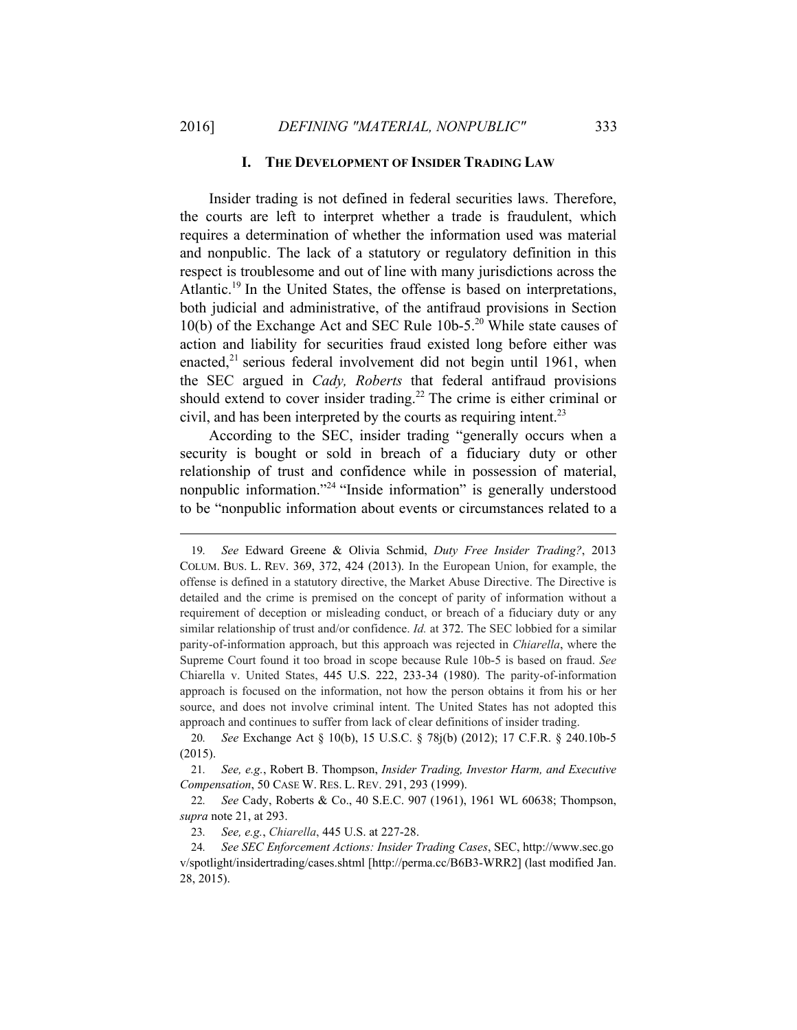## I. THE DEVELOPMENT OF INSIDER TRADING LAW

Insider trading is not defined in federal securities laws. Therefore, the courts are left to interpret whether a trade is fraudulent, which requires a determination of whether the information used was material and nonpublic. The lack of a statutory or regulatory definition in this respect is troublesome and out of line with many jurisdictions across the Atlantic.[19] In the United States, the offense is based on interpretations, both judicial and administrative, of the antifraud provisions in Section 10(b) of the Exchange Act and SEC Rule 10b-5.[20] While state causes of action and liability for securities fraud existed long before either was enacted,[21] serious federal involvement did not begin until 1961, when the SEC argued in *Cady, Roberts* that federal antifraud provisions should extend to cover insider trading.[22] The crime is either criminal or civil, and has been interpreted by the courts as requiring intent.[23]

According to the SEC, insider trading "generally occurs when a security is bought or sold in breach of a fiduciary duty or other relationship of trust and confidence while in possession of material, nonpublic information."[24] "Inside information" is generally understood to be "nonpublic information about events or circumstances related to a

---

19. *See* Edward Greene & Olivia Schmid, *Duty Free Insider Trading?*, 2013 COLUM. BUS. L. REV. 369, 372, 424 (2013). In the European Union, for example, the offense is defined in a statutory directive, the Market Abuse Directive. The Directive is detailed and the crime is premised on the concept of parity of information without a requirement of deception or misleading conduct, or breach of a fiduciary duty or any similar relationship of trust and/or confidence. *Id.* at 372. The SEC lobbied for a similar parity-of-information approach, but this approach was rejected in *Chiarella*, where the Supreme Court found it too broad in scope because Rule 10b-5 is based on fraud. *See* Chiarella v. United States, 445 U.S. 222, 233-34 (1980). The parity-of-information approach is focused on the information, not how the person obtains it from his or her source, and does not involve criminal intent. The United States has not adopted this approach and continues to suffer from lack of clear definitions of insider trading.

20. *See* Exchange Act § 10(b), 15 U.S.C. § 78j(b) (2012); 17 C.F.R. § 240.10b-5 (2015).

21. *See, e.g.*, Robert B. Thompson, *Insider Trading, Investor Harm, and Executive Compensation*, 50 CASE W. RES. L. REV. 291, 293 (1999).

22. *See* Cady, Roberts & Co., 40 S.E.C. 907 (1961), 1961 WL 60638; Thompson, *supra* note 21, at 293.

23. *See, e.g.*, *Chiarella*, 445 U.S. at 227-28.

24. *See SEC Enforcement Actions: Insider Trading Cases*, SEC, http://www.sec.gov/spotlight/insidertrading/cases.shtml [http://perma.cc/B6B3-WRR2] (last modified Jan. 28, 2015).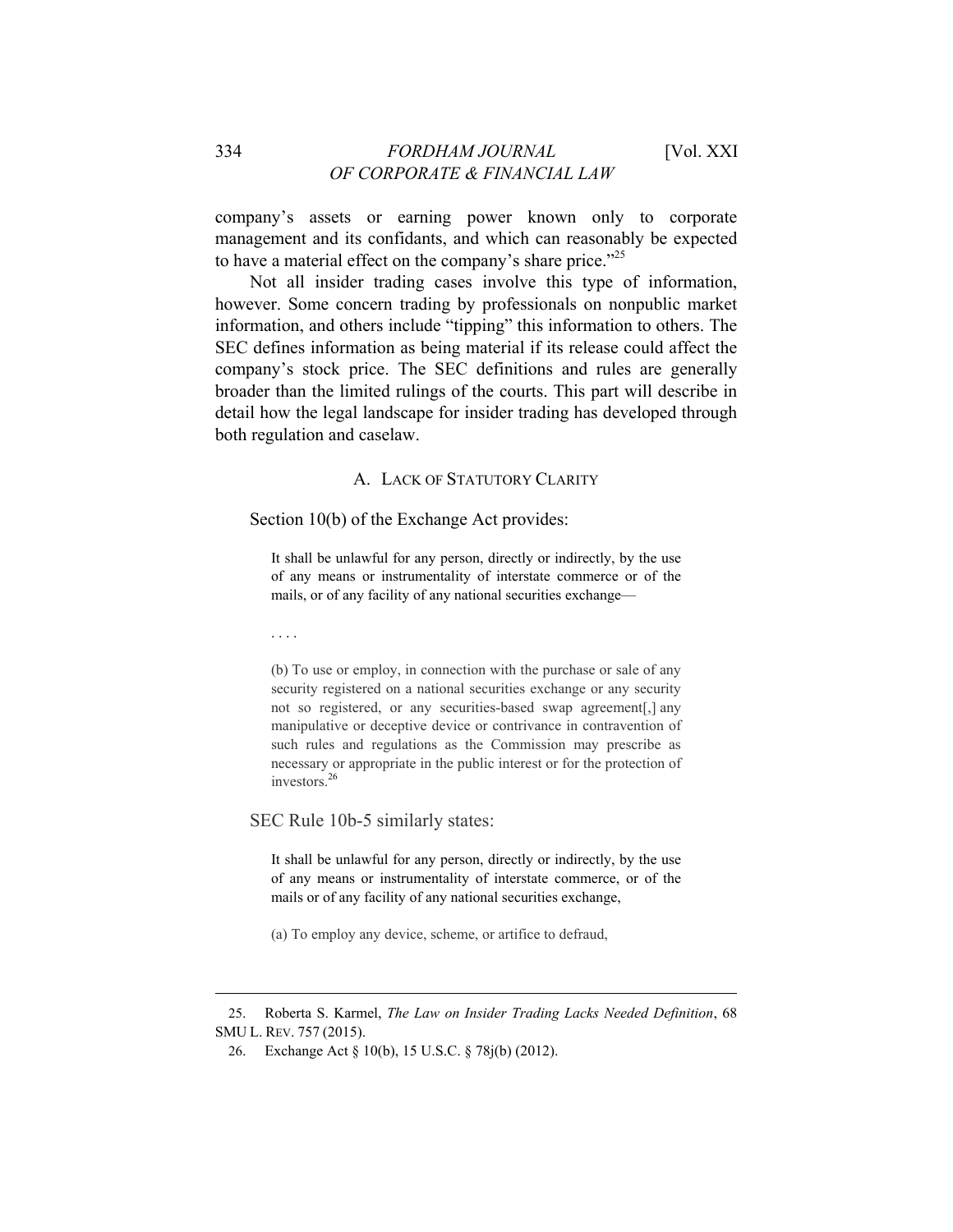company's assets or earning power known only to corporate management and its confidants, and which can reasonably be expected to have a material effect on the company's share price."[25]

Not all insider trading cases involve this type of information, however. Some concern trading by professionals on nonpublic market information, and others include "tipping" this information to others. The SEC defines information as being material if its release could affect the company's stock price. The SEC definitions and rules are generally broader than the limited rulings of the courts. This part will describe in detail how the legal landscape for insider trading has developed through both regulation and caselaw.

### A. Lack of Statutory Clarity

Section 10(b) of the Exchange Act provides:

> It shall be unlawful for any person, directly or indirectly, by the use of any means or instrumentality of interstate commerce or of the mails, or of any facility of any national securities exchange—
>
> . . . .
>
> (b) To use or employ, in connection with the purchase or sale of any security registered on a national securities exchange or any security not so registered, or any securities-based swap agreement[,] any manipulative or deceptive device or contrivance in contravention of such rules and regulations as the Commission may prescribe as necessary or appropriate in the public interest or for the protection of investors.[26]

SEC Rule 10b-5 similarly states:

> It shall be unlawful for any person, directly or indirectly, by the use of any means or instrumentality of interstate commerce, or of the mails or of any facility of any national securities exchange,
>
> (a) To employ any device, scheme, or artifice to defraud,

---

25. Roberta S. Karmel, *The Law on Insider Trading Lacks Needed Definition*, 68 SMU L. Rev. 757 (2015).

26. Exchange Act § 10(b), 15 U.S.C. § 78j(b) (2012).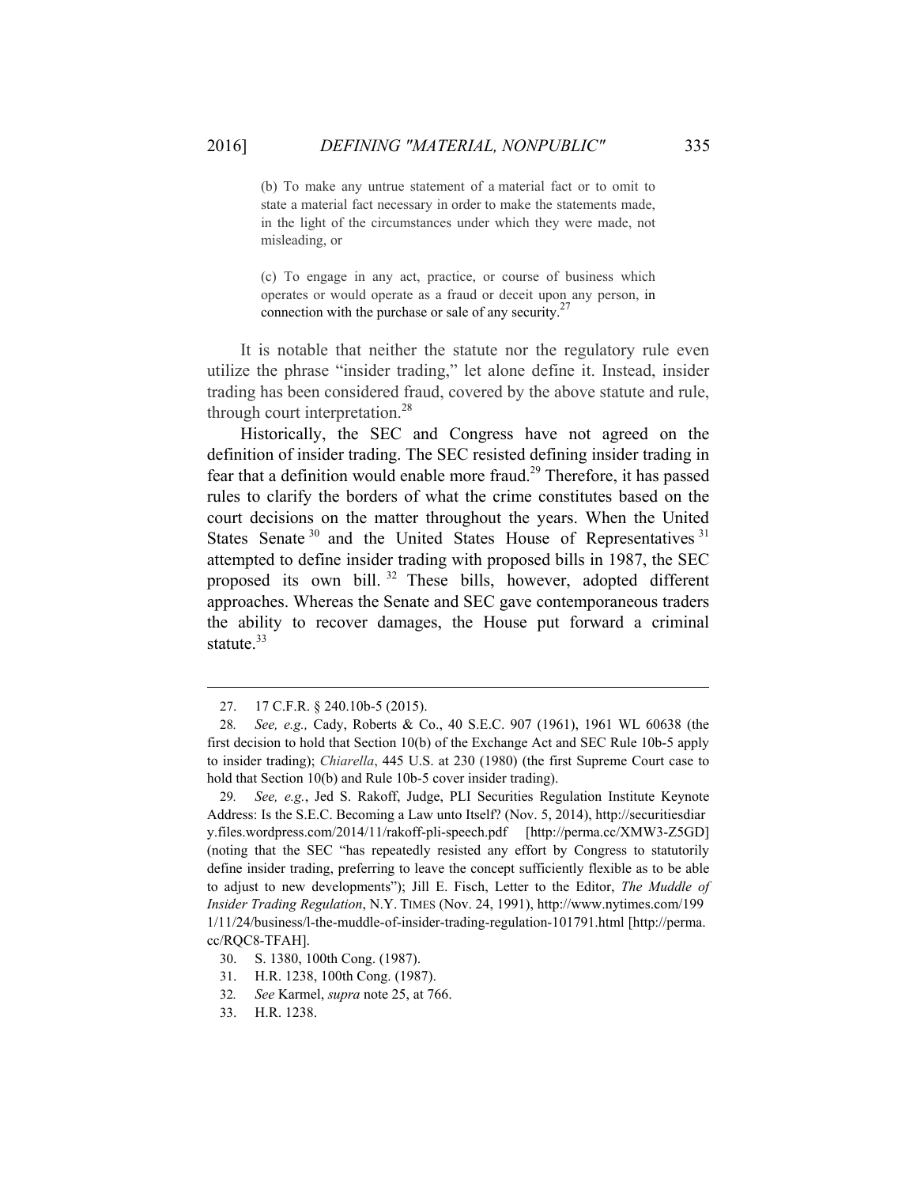> (b) To make any untrue statement of a material fact or to omit to state a material fact necessary in order to make the statements made, in the light of the circumstances under which they were made, not misleading, or
>
> (c) To engage in any act, practice, or course of business which operates or would operate as a fraud or deceit upon any person, in connection with the purchase or sale of any security.[27]

It is notable that neither the statute nor the regulatory rule even utilize the phrase "insider trading," let alone define it. Instead, insider trading has been considered fraud, covered by the above statute and rule, through court interpretation.[28]

Historically, the SEC and Congress have not agreed on the definition of insider trading. The SEC resisted defining insider trading in fear that a definition would enable more fraud.[29] Therefore, it has passed rules to clarify the borders of what the crime constitutes based on the court decisions on the matter throughout the years. When the United States Senate[30] and the United States House of Representatives[31] attempted to define insider trading with proposed bills in 1987, the SEC proposed its own bill.[32] These bills, however, adopted different approaches. Whereas the Senate and SEC gave contemporaneous traders the ability to recover damages, the House put forward a criminal statute.[33]

---

27. 17 C.F.R. § 240.10b-5 (2015).

28. *See, e.g.,* Cady, Roberts & Co., 40 S.E.C. 907 (1961), 1961 WL 60638 (the first decision to hold that Section 10(b) of the Exchange Act and SEC Rule 10b-5 apply to insider trading); *Chiarella*, 445 U.S. at 230 (1980) (the first Supreme Court case to hold that Section 10(b) and Rule 10b-5 cover insider trading).

29. *See, e.g.*, Jed S. Rakoff, Judge, PLI Securities Regulation Institute Keynote Address: Is the S.E.C. Becoming a Law unto Itself? (Nov. 5, 2014), http://securitiesdiary.files.wordpress.com/2014/11/rakoff-pli-speech.pdf [http://perma.cc/XMW3-Z5GD] (noting that the SEC "has repeatedly resisted any effort by Congress to statutorily define insider trading, preferring to leave the concept sufficiently flexible as to be able to adjust to new developments"); Jill E. Fisch, Letter to the Editor, *The Muddle of Insider Trading Regulation*, N.Y. TIMES (Nov. 24, 1991), http://www.nytimes.com/1991/11/24/business/l-the-muddle-of-insider-trading-regulation-101791.html [http://perma.cc/RQC8-TFAH].

30. S. 1380, 100th Cong. (1987).

31. H.R. 1238, 100th Cong. (1987).

32. *See* Karmel, *supra* note 25, at 766.

33. H.R. 1238.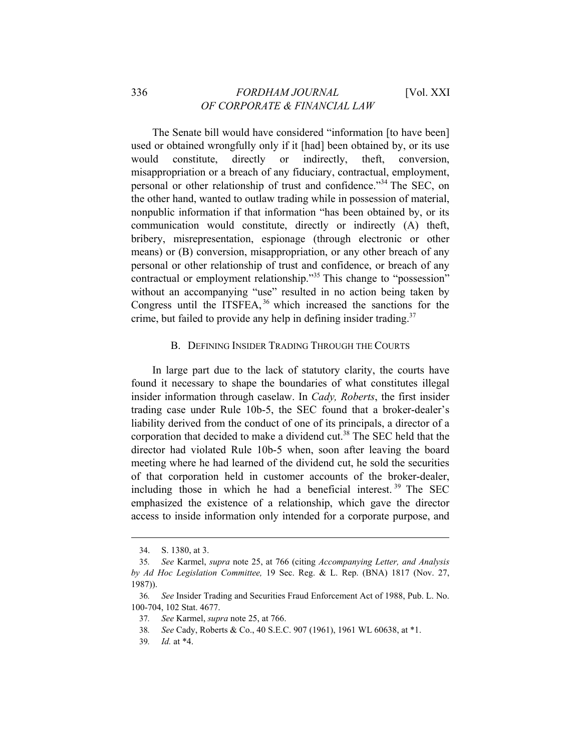The Senate bill would have considered "information [to have been] used or obtained wrongfully only if it [had] been obtained by, or its use would constitute, directly or indirectly, theft, conversion, misappropriation or a breach of any fiduciary, contractual, employment, personal or other relationship of trust and confidence."[34] The SEC, on the other hand, wanted to outlaw trading while in possession of material, nonpublic information if that information "has been obtained by, or its communication would constitute, directly or indirectly (A) theft, bribery, misrepresentation, espionage (through electronic or other means) or (B) conversion, misappropriation, or any other breach of any personal or other relationship of trust and confidence, or breach of any contractual or employment relationship."[35] This change to "possession" without an accompanying "use" resulted in no action being taken by Congress until the ITSFEA,[36] which increased the sanctions for the crime, but failed to provide any help in defining insider trading.[37]

### B. DEFINING INSIDER TRADING THROUGH THE COURTS

In large part due to the lack of statutory clarity, the courts have found it necessary to shape the boundaries of what constitutes illegal insider information through caselaw. In *Cady, Roberts*, the first insider trading case under Rule 10b-5, the SEC found that a broker-dealer's liability derived from the conduct of one of its principals, a director of a corporation that decided to make a dividend cut.[38] The SEC held that the director had violated Rule 10b-5 when, soon after leaving the board meeting where he had learned of the dividend cut, he sold the securities of that corporation held in customer accounts of the broker-dealer, including those in which he had a beneficial interest.[39] The SEC emphasized the existence of a relationship, which gave the director access to inside information only intended for a corporate purpose, and

---

34. S. 1380, at 3.

35. *See* Karmel, *supra* note 25, at 766 (citing *Accompanying Letter, and Analysis by Ad Hoc Legislation Committee,* 19 Sec. Reg. & L. Rep. (BNA) 1817 (Nov. 27, 1987)).

36. *See* Insider Trading and Securities Fraud Enforcement Act of 1988, Pub. L. No. 100-704, 102 Stat. 4677.

37. *See* Karmel, *supra* note 25, at 766.

38. *See* Cady, Roberts & Co., 40 S.E.C. 907 (1961), 1961 WL 60638, at *1.

39. *Id.* at *4.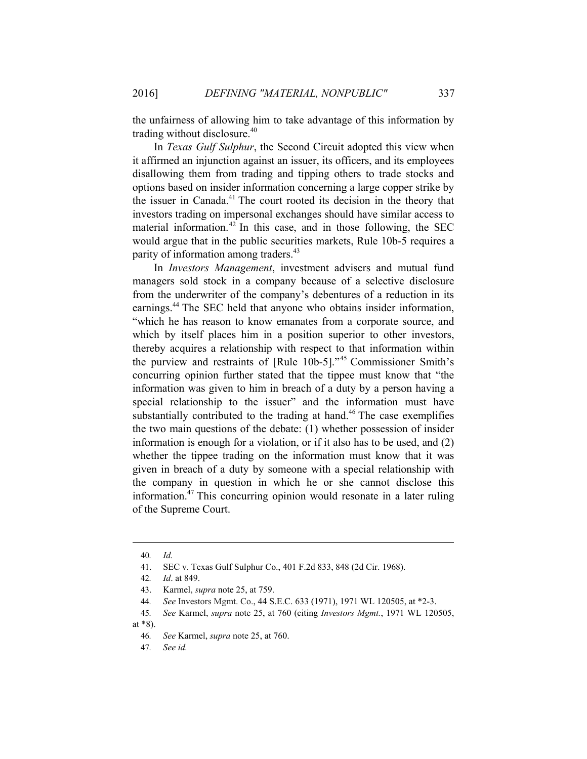the unfairness of allowing him to take advantage of this information by trading without disclosure.[40]

In *Texas Gulf Sulphur*, the Second Circuit adopted this view when it affirmed an injunction against an issuer, its officers, and its employees disallowing them from trading and tipping others to trade stocks and options based on insider information concerning a large copper strike by the issuer in Canada.[41] The court rooted its decision in the theory that investors trading on impersonal exchanges should have similar access to material information.[42] In this case, and in those following, the SEC would argue that in the public securities markets, Rule 10b-5 requires a parity of information among traders.[43]

In *Investors Management*, investment advisers and mutual fund managers sold stock in a company because of a selective disclosure from the underwriter of the company's debentures of a reduction in its earnings.[44] The SEC held that anyone who obtains insider information, "which he has reason to know emanates from a corporate source, and which by itself places him in a position superior to other investors, thereby acquires a relationship with respect to that information within the purview and restraints of [Rule 10b-5]."[45] Commissioner Smith's concurring opinion further stated that the tippee must know that "the information was given to him in breach of a duty by a person having a special relationship to the issuer" and the information must have substantially contributed to the trading at hand.[46] The case exemplifies the two main questions of the debate: (1) whether possession of insider information is enough for a violation, or if it also has to be used, and (2) whether the tippee trading on the information must know that it was given in breach of a duty by someone with a special relationship with the company in question in which he or she cannot disclose this information.[47] This concurring opinion would resonate in a later ruling of the Supreme Court.

---

40. *Id.*

41. SEC v. Texas Gulf Sulphur Co., 401 F.2d 833, 848 (2d Cir. 1968).

42. *Id*. at 849.

43. Karmel, *supra* note 25, at 759.

44. *See* Investors Mgmt. Co., 44 S.E.C. 633 (1971), 1971 WL 120505, at *2-3.

45. *See* Karmel, *supra* note 25, at 760 (citing *Investors Mgmt.*, 1971 WL 120505, at *8).

46. *See* Karmel, *supra* note 25, at 760.

47. *See id.*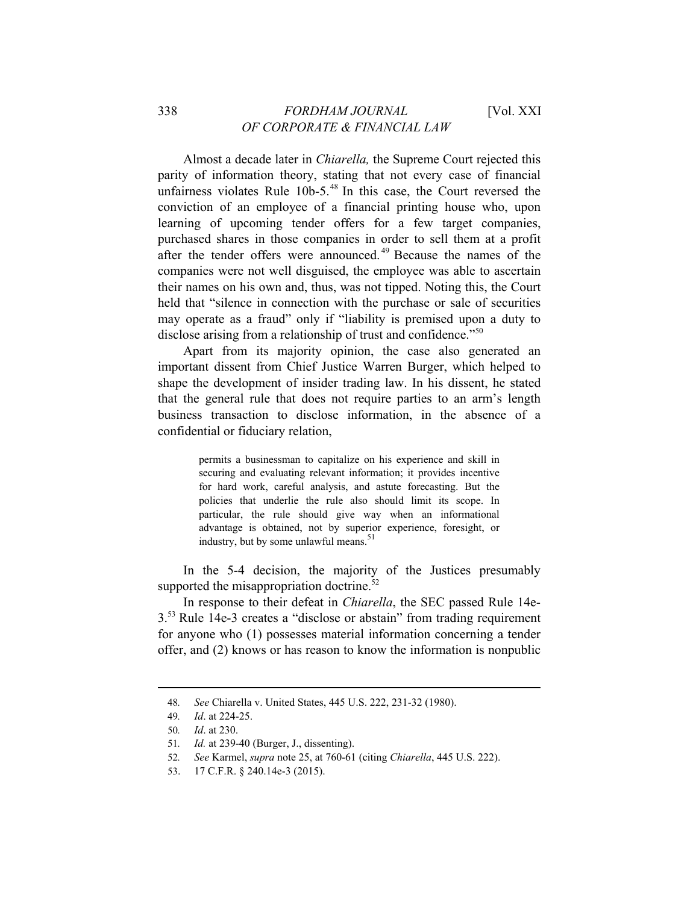Almost a decade later in *Chiarella,* the Supreme Court rejected this parity of information theory, stating that not every case of financial unfairness violates Rule 10b-5.[48] In this case, the Court reversed the conviction of an employee of a financial printing house who, upon learning of upcoming tender offers for a few target companies, purchased shares in those companies in order to sell them at a profit after the tender offers were announced.[49] Because the names of the companies were not well disguised, the employee was able to ascertain their names on his own and, thus, was not tipped. Noting this, the Court held that "silence in connection with the purchase or sale of securities may operate as a fraud" only if "liability is premised upon a duty to disclose arising from a relationship of trust and confidence."[50]

Apart from its majority opinion, the case also generated an important dissent from Chief Justice Warren Burger, which helped to shape the development of insider trading law. In his dissent, he stated that the general rule that does not require parties to an arm's length business transaction to disclose information, in the absence of a confidential or fiduciary relation,

> permits a businessman to capitalize on his experience and skill in securing and evaluating relevant information; it provides incentive for hard work, careful analysis, and astute forecasting. But the policies that underlie the rule also should limit its scope. In particular, the rule should give way when an informational advantage is obtained, not by superior experience, foresight, or industry, but by some unlawful means.[51]

In the 5-4 decision, the majority of the Justices presumably supported the misappropriation doctrine.[52]

In response to their defeat in *Chiarella*, the SEC passed Rule 14e-3.[53] Rule 14e-3 creates a "disclose or abstain" from trading requirement for anyone who (1) possesses material information concerning a tender offer, and (2) knows or has reason to know the information is nonpublic

---

48. *See* Chiarella v. United States, 445 U.S. 222, 231-32 (1980).

49. *Id*. at 224-25.

50. *Id*. at 230.

51. *Id.* at 239-40 (Burger, J., dissenting).

52. *See* Karmel, *supra* note 25, at 760-61 (citing *Chiarella*, 445 U.S. 222).

53. 17 C.F.R. § 240.14e-3 (2015).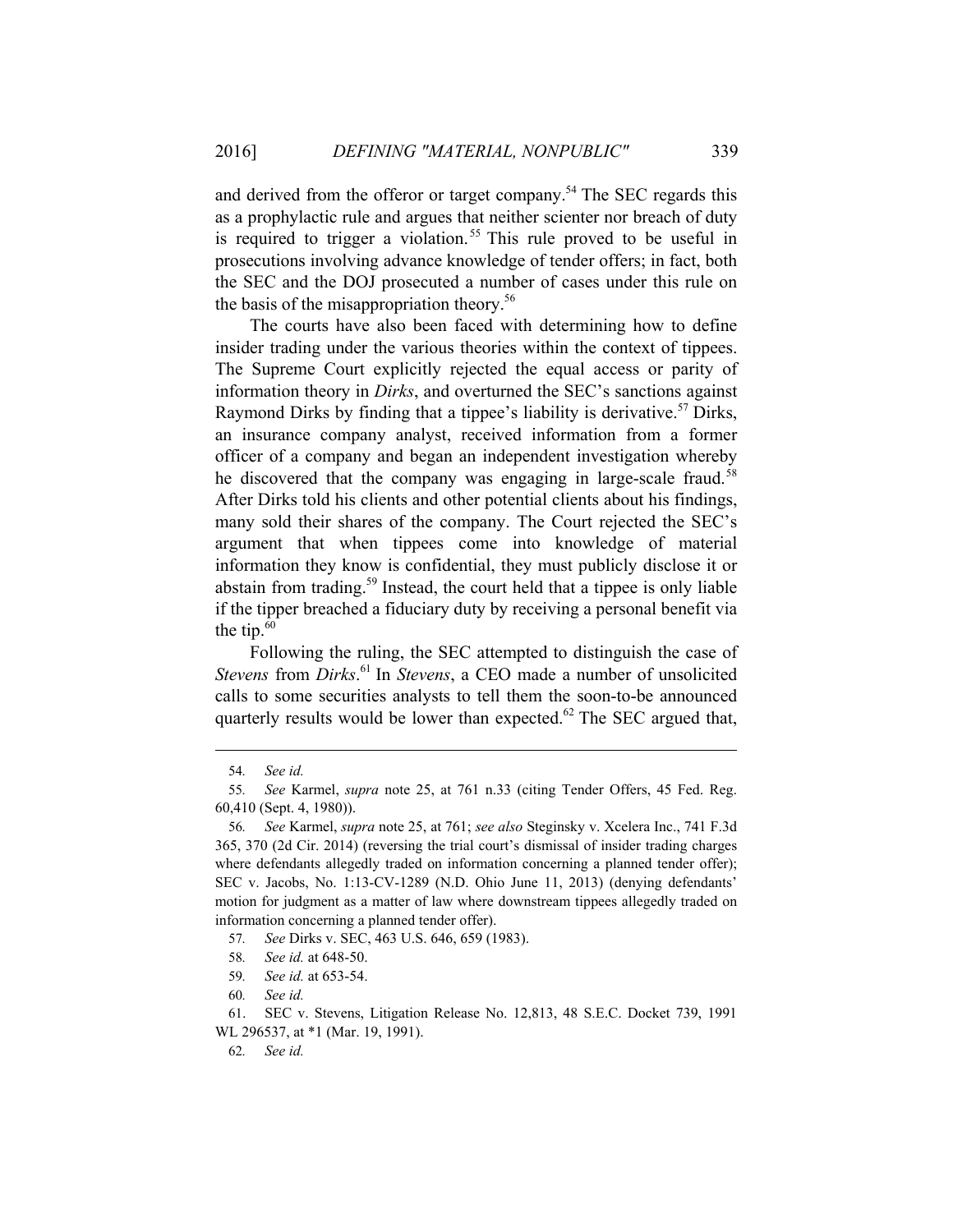and derived from the offeror or target company.[54] The SEC regards this as a prophylactic rule and argues that neither scienter nor breach of duty is required to trigger a violation.[55] This rule proved to be useful in prosecutions involving advance knowledge of tender offers; in fact, both the SEC and the DOJ prosecuted a number of cases under this rule on the basis of the misappropriation theory.[56]

The courts have also been faced with determining how to define insider trading under the various theories within the context of tippees. The Supreme Court explicitly rejected the equal access or parity of information theory in *Dirks*, and overturned the SEC's sanctions against Raymond Dirks by finding that a tippee's liability is derivative.[57] Dirks, an insurance company analyst, received information from a former officer of a company and began an independent investigation whereby he discovered that the company was engaging in large-scale fraud.[58] After Dirks told his clients and other potential clients about his findings, many sold their shares of the company. The Court rejected the SEC's argument that when tippees come into knowledge of material information they know is confidential, they must publicly disclose it or abstain from trading.[59] Instead, the court held that a tippee is only liable if the tipper breached a fiduciary duty by receiving a personal benefit via the tip.[60]

Following the ruling, the SEC attempted to distinguish the case of *Stevens* from *Dirks*.[61] In *Stevens*, a CEO made a number of unsolicited calls to some securities analysts to tell them the soon-to-be announced quarterly results would be lower than expected.[62] The SEC argued that,

---

54. *See id.*

55. *See* Karmel, *supra* note 25, at 761 n.33 (citing Tender Offers, 45 Fed. Reg. 60,410 (Sept. 4, 1980)).

56. *See* Karmel, *supra* note 25, at 761; *see also* Steginsky v. Xcelera Inc., 741 F.3d 365, 370 (2d Cir. 2014) (reversing the trial court's dismissal of insider trading charges where defendants allegedly traded on information concerning a planned tender offer); SEC v. Jacobs, No. 1:13-CV-1289 (N.D. Ohio June 11, 2013) (denying defendants' motion for judgment as a matter of law where downstream tippees allegedly traded on information concerning a planned tender offer).

57. *See* Dirks v. SEC, 463 U.S. 646, 659 (1983).

58. *See id.* at 648-50.

59. *See id.* at 653-54.

60. *See id.*

61. SEC v. Stevens, Litigation Release No. 12,813, 48 S.E.C. Docket 739, 1991 WL 296537, at *1 (Mar. 19, 1991).

62. *See id.*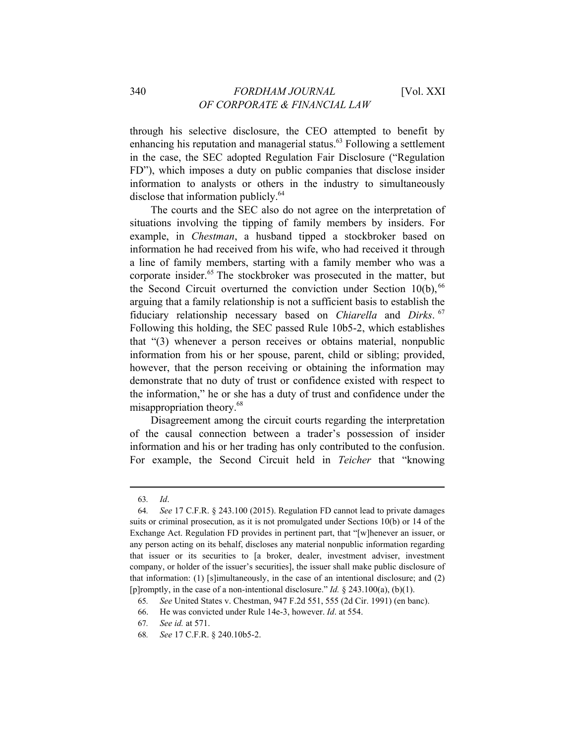through his selective disclosure, the CEO attempted to benefit by enhancing his reputation and managerial status.[63] Following a settlement in the case, the SEC adopted Regulation Fair Disclosure ("Regulation FD"), which imposes a duty on public companies that disclose insider information to analysts or others in the industry to simultaneously disclose that information publicly.[64]

The courts and the SEC also do not agree on the interpretation of situations involving the tipping of family members by insiders. For example, in *Chestman*, a husband tipped a stockbroker based on information he had received from his wife, who had received it through a line of family members, starting with a family member who was a corporate insider.[65] The stockbroker was prosecuted in the matter, but the Second Circuit overturned the conviction under Section 10(b),[66] arguing that a family relationship is not a sufficient basis to establish the fiduciary relationship necessary based on *Chiarella* and *Dirks*.[67] Following this holding, the SEC passed Rule 10b5-2, which establishes that "(3) whenever a person receives or obtains material, nonpublic information from his or her spouse, parent, child or sibling; provided, however, that the person receiving or obtaining the information may demonstrate that no duty of trust or confidence existed with respect to the information," he or she has a duty of trust and confidence under the misappropriation theory.[68]

Disagreement among the circuit courts regarding the interpretation of the causal connection between a trader's possession of insider information and his or her trading has only contributed to the confusion. For example, the Second Circuit held in *Teicher* that "knowing

---

63. *Id*.

64. *See* 17 C.F.R. § 243.100 (2015). Regulation FD cannot lead to private damages suits or criminal prosecution, as it is not promulgated under Sections 10(b) or 14 of the Exchange Act. Regulation FD provides in pertinent part, that "[w]henever an issuer, or any person acting on its behalf, discloses any material nonpublic information regarding that issuer or its securities to [a broker, dealer, investment adviser, investment company, or holder of the issuer's securities], the issuer shall make public disclosure of that information: (1) [s]imultaneously, in the case of an intentional disclosure; and (2) [p]romptly, in the case of a non-intentional disclosure." *Id.* § 243.100(a), (b)(1).

65. *See* United States v. Chestman, 947 F.2d 551, 555 (2d Cir. 1991) (en banc).

66. He was convicted under Rule 14e-3, however. *Id*. at 554.

67. *See id.* at 571.

68. *See* 17 C.F.R. § 240.10b5-2.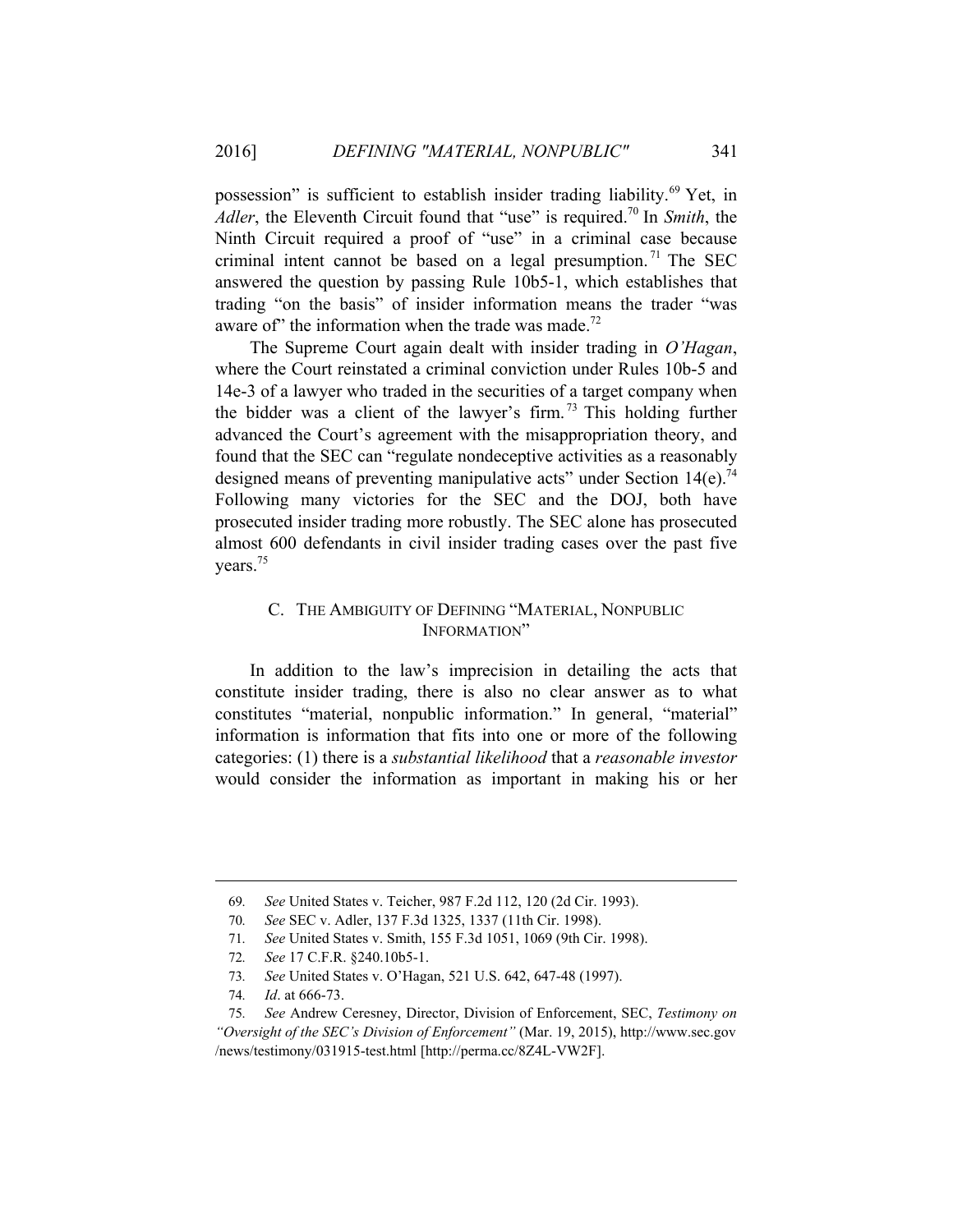possession" is sufficient to establish insider trading liability.[69] Yet, in *Adler*, the Eleventh Circuit found that "use" is required.[70] In *Smith*, the Ninth Circuit required a proof of "use" in a criminal case because criminal intent cannot be based on a legal presumption.[71] The SEC answered the question by passing Rule 10b5-1, which establishes that trading "on the basis" of insider information means the trader "was aware of" the information when the trade was made.[72]

The Supreme Court again dealt with insider trading in *O'Hagan*, where the Court reinstated a criminal conviction under Rules 10b-5 and 14e-3 of a lawyer who traded in the securities of a target company when the bidder was a client of the lawyer's firm.[73] This holding further advanced the Court's agreement with the misappropriation theory, and found that the SEC can "regulate nondeceptive activities as a reasonably designed means of preventing manipulative acts" under Section 14(e).[74] Following many victories for the SEC and the DOJ, both have prosecuted insider trading more robustly. The SEC alone has prosecuted almost 600 defendants in civil insider trading cases over the past five years.[75]

### C. The Ambiguity of Defining "Material, Nonpublic Information"

In addition to the law's imprecision in detailing the acts that constitute insider trading, there is also no clear answer as to what constitutes "material, nonpublic information." In general, "material" information is information that fits into one or more of the following categories: (1) there is a *substantial likelihood* that a *reasonable investor* would consider the information as important in making his or her

---

69. *See* United States v. Teicher, 987 F.2d 112, 120 (2d Cir. 1993).

70. *See* SEC v. Adler, 137 F.3d 1325, 1337 (11th Cir. 1998).

71. *See* United States v. Smith, 155 F.3d 1051, 1069 (9th Cir. 1998).

72. *See* 17 C.F.R. §240.10b5-1.

73. *See* United States v. O'Hagan, 521 U.S. 642, 647-48 (1997).

74. *Id*. at 666-73.

75. *See* Andrew Ceresney, Director, Division of Enforcement, SEC, *Testimony on "Oversight of the SEC's Division of Enforcement"* (Mar. 19, 2015), http://www.sec.gov/news/testimony/031915-test.html [http://perma.cc/8Z4L-VW2F].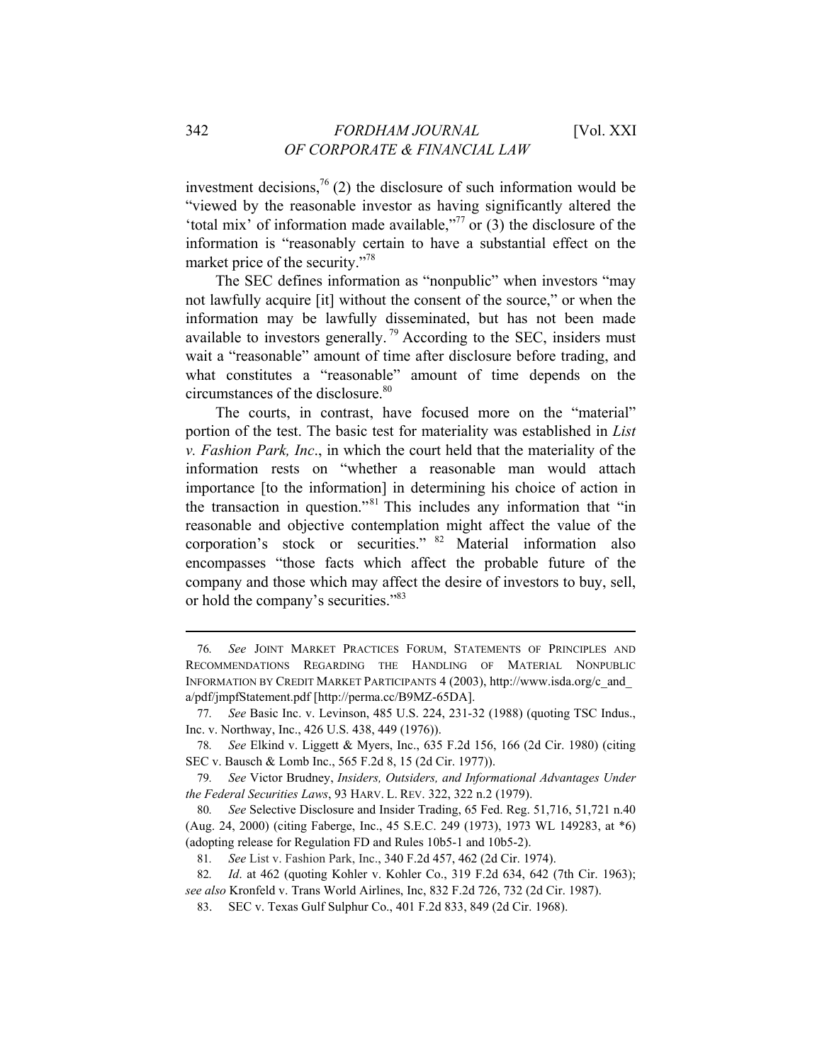investment decisions,[76] (2) the disclosure of such information would be "viewed by the reasonable investor as having significantly altered the 'total mix' of information made available,"[77] or (3) the disclosure of the information is "reasonably certain to have a substantial effect on the market price of the security."[78]

The SEC defines information as "nonpublic" when investors "may not lawfully acquire [it] without the consent of the source," or when the information may be lawfully disseminated, but has not been made available to investors generally.[79] According to the SEC, insiders must wait a "reasonable" amount of time after disclosure before trading, and what constitutes a "reasonable" amount of time depends on the circumstances of the disclosure.[80]

The courts, in contrast, have focused more on the "material" portion of the test. The basic test for materiality was established in *List v. Fashion Park, Inc*., in which the court held that the materiality of the information rests on "whether a reasonable man would attach importance [to the information] in determining his choice of action in the transaction in question."[81] This includes any information that "in reasonable and objective contemplation might affect the value of the corporation's stock or securities."[82] Material information also encompasses "those facts which affect the probable future of the company and those which may affect the desire of investors to buy, sell, or hold the company's securities."[83]

---

76. *See* JOINT MARKET PRACTICES FORUM, STATEMENTS OF PRINCIPLES AND RECOMMENDATIONS REGARDING THE HANDLING OF MATERIAL NONPUBLIC INFORMATION BY CREDIT MARKET PARTICIPANTS 4 (2003), http://www.isda.org/c_and_a/pdf/jmpfStatement.pdf [http://perma.cc/B9MZ-65DA].

77. *See* Basic Inc. v. Levinson, 485 U.S. 224, 231-32 (1988) (quoting TSC Indus., Inc. v. Northway, Inc., 426 U.S. 438, 449 (1976)).

78. *See* Elkind v. Liggett & Myers, Inc., 635 F.2d 156, 166 (2d Cir. 1980) (citing SEC v. Bausch & Lomb Inc., 565 F.2d 8, 15 (2d Cir. 1977)).

79. *See* Victor Brudney, *Insiders, Outsiders, and Informational Advantages Under the Federal Securities Laws*, 93 HARV. L. REV. 322, 322 n.2 (1979).

80. *See* Selective Disclosure and Insider Trading, 65 Fed. Reg. 51,716, 51,721 n.40 (Aug. 24, 2000) (citing Faberge, Inc., 45 S.E.C. 249 (1973), 1973 WL 149283, at *6) (adopting release for Regulation FD and Rules 10b5-1 and 10b5-2).

81. *See* List v. Fashion Park, Inc., 340 F.2d 457, 462 (2d Cir. 1974).

82. *Id*. at 462 (quoting Kohler v. Kohler Co., 319 F.2d 634, 642 (7th Cir. 1963); *see also* Kronfeld v. Trans World Airlines, Inc, 832 F.2d 726, 732 (2d Cir. 1987).

83. SEC v. Texas Gulf Sulphur Co., 401 F.2d 833, 849 (2d Cir. 1968).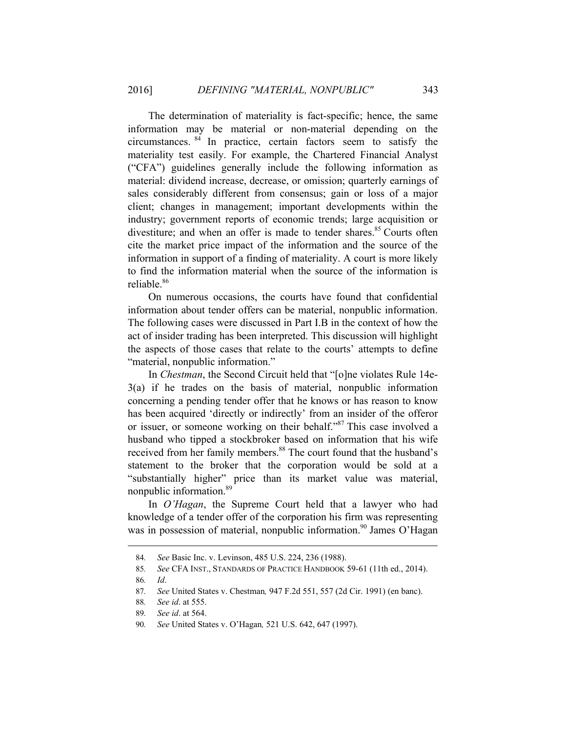The determination of materiality is fact-specific; hence, the same information may be material or non-material depending on the circumstances.[84] In practice, certain factors seem to satisfy the materiality test easily. For example, the Chartered Financial Analyst ("CFA") guidelines generally include the following information as material: dividend increase, decrease, or omission; quarterly earnings of sales considerably different from consensus; gain or loss of a major client; changes in management; important developments within the industry; government reports of economic trends; large acquisition or divestiture; and when an offer is made to tender shares.[85] Courts often cite the market price impact of the information and the source of the information in support of a finding of materiality. A court is more likely to find the information material when the source of the information is reliable.[86]

On numerous occasions, the courts have found that confidential information about tender offers can be material, nonpublic information. The following cases were discussed in Part I.B in the context of how the act of insider trading has been interpreted. This discussion will highlight the aspects of those cases that relate to the courts' attempts to define "material, nonpublic information."

In *Chestman*, the Second Circuit held that "[o]ne violates Rule 14e-3(a) if he trades on the basis of material, nonpublic information concerning a pending tender offer that he knows or has reason to know has been acquired 'directly or indirectly' from an insider of the offeror or issuer, or someone working on their behalf."[87] This case involved a husband who tipped a stockbroker based on information that his wife received from her family members.[88] The court found that the husband's statement to the broker that the corporation would be sold at a "substantially higher" price than its market value was material, nonpublic information.[89]

In *O'Hagan*, the Supreme Court held that a lawyer who had knowledge of a tender offer of the corporation his firm was representing was in possession of material, nonpublic information.[90] James O'Hagan

---

84. *See* Basic Inc. v. Levinson, 485 U.S. 224, 236 (1988).

85. *See* CFA INST., STANDARDS OF PRACTICE HANDBOOK 59-61 (11th ed., 2014).

86. *Id*.

87. *See* United States v. Chestman*,* 947 F.2d 551, 557 (2d Cir. 1991) (en banc).

88. *See id*. at 555.

89. *See id*. at 564.

90. *See* United States v. O'Hagan*,* 521 U.S. 642, 647 (1997).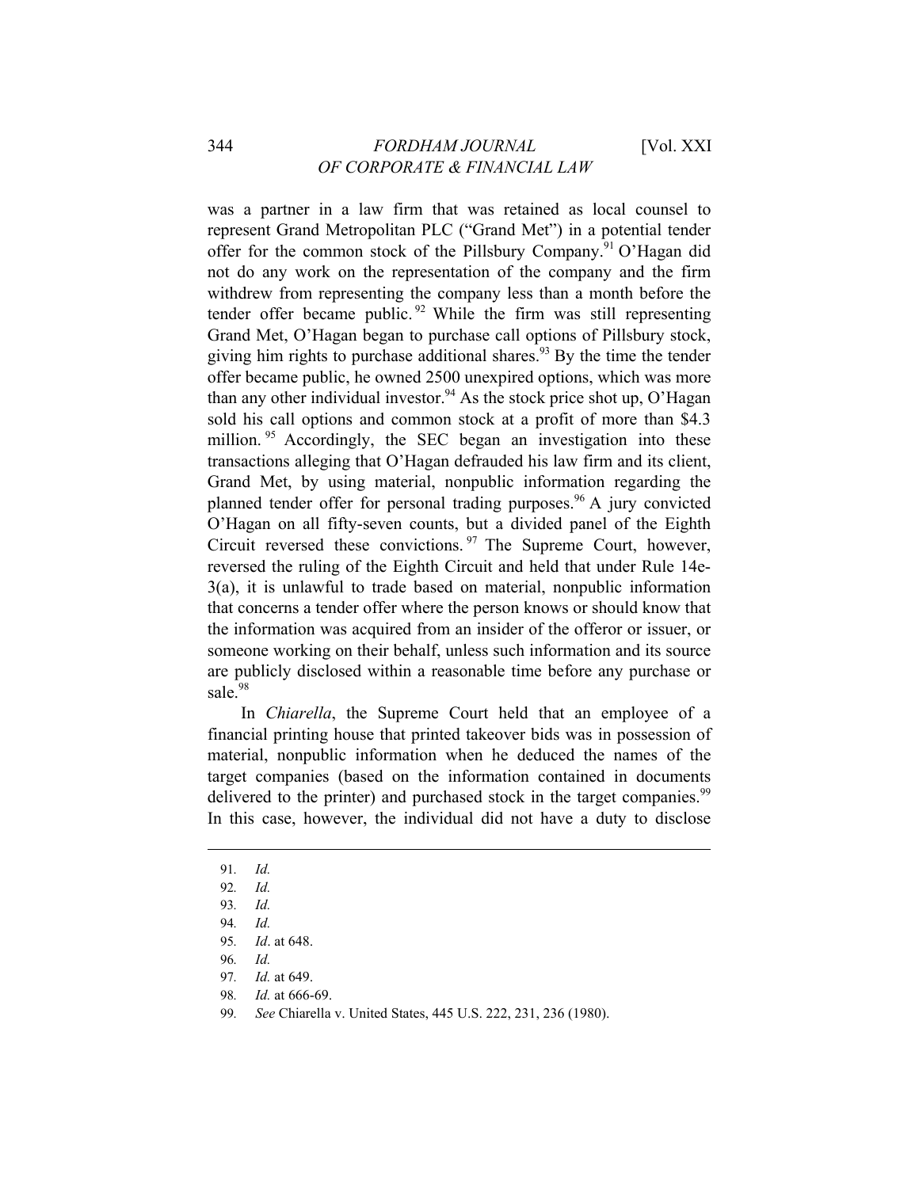was a partner in a law firm that was retained as local counsel to represent Grand Metropolitan PLC ("Grand Met") in a potential tender offer for the common stock of the Pillsbury Company.[91] O'Hagan did not do any work on the representation of the company and the firm withdrew from representing the company less than a month before the tender offer became public.[92] While the firm was still representing Grand Met, O'Hagan began to purchase call options of Pillsbury stock, giving him rights to purchase additional shares.[93] By the time the tender offer became public, he owned 2500 unexpired options, which was more than any other individual investor.[94] As the stock price shot up, O'Hagan sold his call options and common stock at a profit of more than $4.3 million.[95] Accordingly, the SEC began an investigation into these transactions alleging that O'Hagan defrauded his law firm and its client, Grand Met, by using material, nonpublic information regarding the planned tender offer for personal trading purposes.[96] A jury convicted O'Hagan on all fifty-seven counts, but a divided panel of the Eighth Circuit reversed these convictions.[97] The Supreme Court, however, reversed the ruling of the Eighth Circuit and held that under Rule 14e-3(a), it is unlawful to trade based on material, nonpublic information that concerns a tender offer where the person knows or should know that the information was acquired from an insider of the offeror or issuer, or someone working on their behalf, unless such information and its source are publicly disclosed within a reasonable time before any purchase or sale.[98]

In *Chiarella*, the Supreme Court held that an employee of a financial printing house that printed takeover bids was in possession of material, nonpublic information when he deduced the names of the target companies (based on the information contained in documents delivered to the printer) and purchased stock in the target companies.[99] In this case, however, the individual did not have a duty to disclose

---

91. *Id.*
92. *Id.*
93. *Id.*
94. *Id.*
95. *Id*. at 648.
96. *Id.*
97. *Id.* at 649.
98. *Id.* at 666-69.
99. *See* Chiarella v. United States, 445 U.S. 222, 231, 236 (1980).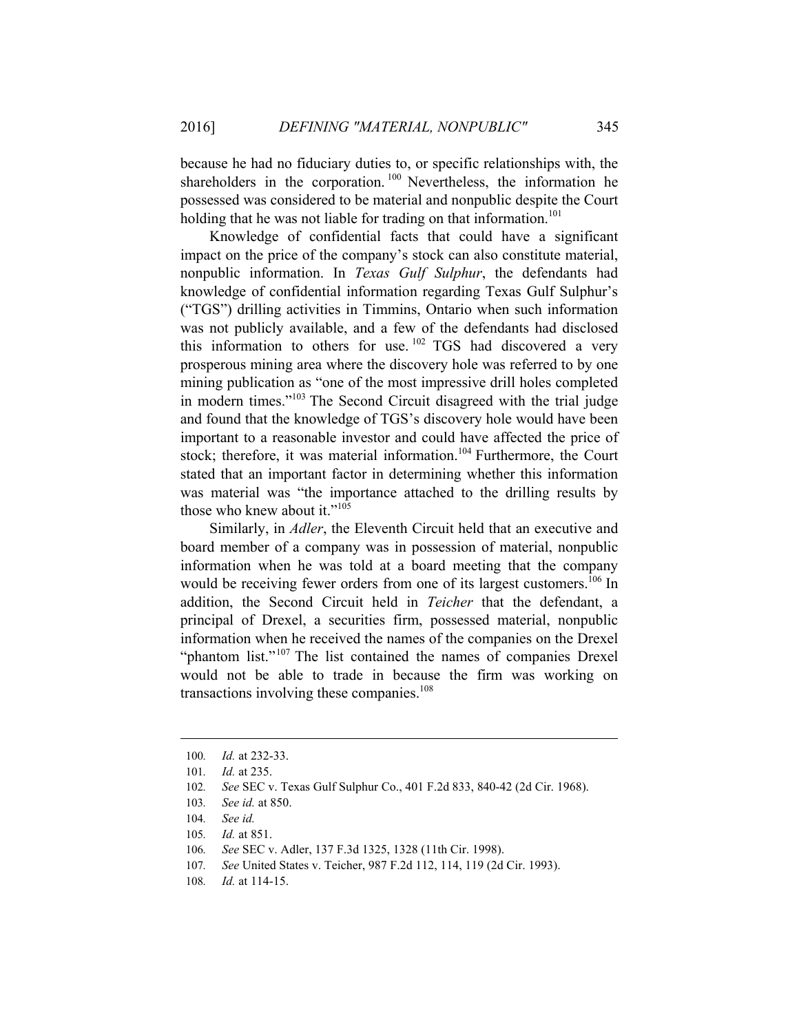because he had no fiduciary duties to, or specific relationships with, the shareholders in the corporation.[100] Nevertheless, the information he possessed was considered to be material and nonpublic despite the Court holding that he was not liable for trading on that information.[101]

Knowledge of confidential facts that could have a significant impact on the price of the company's stock can also constitute material, nonpublic information. In *Texas Gulf Sulphur*, the defendants had knowledge of confidential information regarding Texas Gulf Sulphur's ("TGS") drilling activities in Timmins, Ontario when such information was not publicly available, and a few of the defendants had disclosed this information to others for use.[102] TGS had discovered a very prosperous mining area where the discovery hole was referred to by one mining publication as "one of the most impressive drill holes completed in modern times."[103] The Second Circuit disagreed with the trial judge and found that the knowledge of TGS's discovery hole would have been important to a reasonable investor and could have affected the price of stock; therefore, it was material information.[104] Furthermore, the Court stated that an important factor in determining whether this information was material was "the importance attached to the drilling results by those who knew about it."[105]

Similarly, in *Adler*, the Eleventh Circuit held that an executive and board member of a company was in possession of material, nonpublic information when he was told at a board meeting that the company would be receiving fewer orders from one of its largest customers.[106] In addition, the Second Circuit held in *Teicher* that the defendant, a principal of Drexel, a securities firm, possessed material, nonpublic information when he received the names of the companies on the Drexel "phantom list."[107] The list contained the names of companies Drexel would not be able to trade in because the firm was working on transactions involving these companies.[108]

---

100. *Id.* at 232-33.
101. *Id.* at 235.
102. *See* SEC v. Texas Gulf Sulphur Co., 401 F.2d 833, 840-42 (2d Cir. 1968).
103. *See id.* at 850.
104. *See id.*
105. *Id.* at 851.
106. *See* SEC v. Adler, 137 F.3d 1325, 1328 (11th Cir. 1998).
107. *See* United States v. Teicher, 987 F.2d 112, 114, 119 (2d Cir. 1993).
108. *Id.* at 114-15.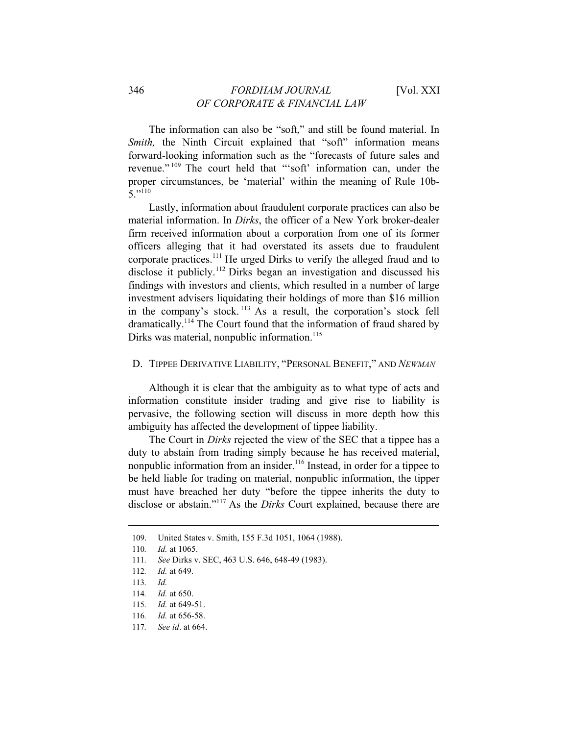The information can also be "soft," and still be found material. In *Smith,* the Ninth Circuit explained that "soft" information means forward-looking information such as the "forecasts of future sales and revenue."[109] The court held that "'soft' information can, under the proper circumstances, be 'material' within the meaning of Rule 10b-5."[110]

Lastly, information about fraudulent corporate practices can also be material information. In *Dirks*, the officer of a New York broker-dealer firm received information about a corporation from one of its former officers alleging that it had overstated its assets due to fraudulent corporate practices.[111] He urged Dirks to verify the alleged fraud and to disclose it publicly.[112] Dirks began an investigation and discussed his findings with investors and clients, which resulted in a number of large investment advisers liquidating their holdings of more than $16 million in the company's stock.[113] As a result, the corporation's stock fell dramatically.[114] The Court found that the information of fraud shared by Dirks was material, nonpublic information.[115]

### D. TIPPEE DERIVATIVE LIABILITY, "PERSONAL BENEFIT," AND *NEWMAN*

Although it is clear that the ambiguity as to what type of acts and information constitute insider trading and give rise to liability is pervasive, the following section will discuss in more depth how this ambiguity has affected the development of tippee liability.

The Court in *Dirks* rejected the view of the SEC that a tippee has a duty to abstain from trading simply because he has received material, nonpublic information from an insider.[116] Instead, in order for a tippee to be held liable for trading on material, nonpublic information, the tipper must have breached her duty "before the tippee inherits the duty to disclose or abstain."[117] As the *Dirks* Court explained, because there are

---

109. United States v. Smith, 155 F.3d 1051, 1064 (1988).
110. *Id.* at 1065.
111. *See* Dirks v. SEC, 463 U.S. 646, 648-49 (1983).
112. *Id.* at 649.
113. *Id.*
114. *Id.* at 650.
115. *Id.* at 649-51.
116. *Id.* at 656-58.
117. *See id*. at 664.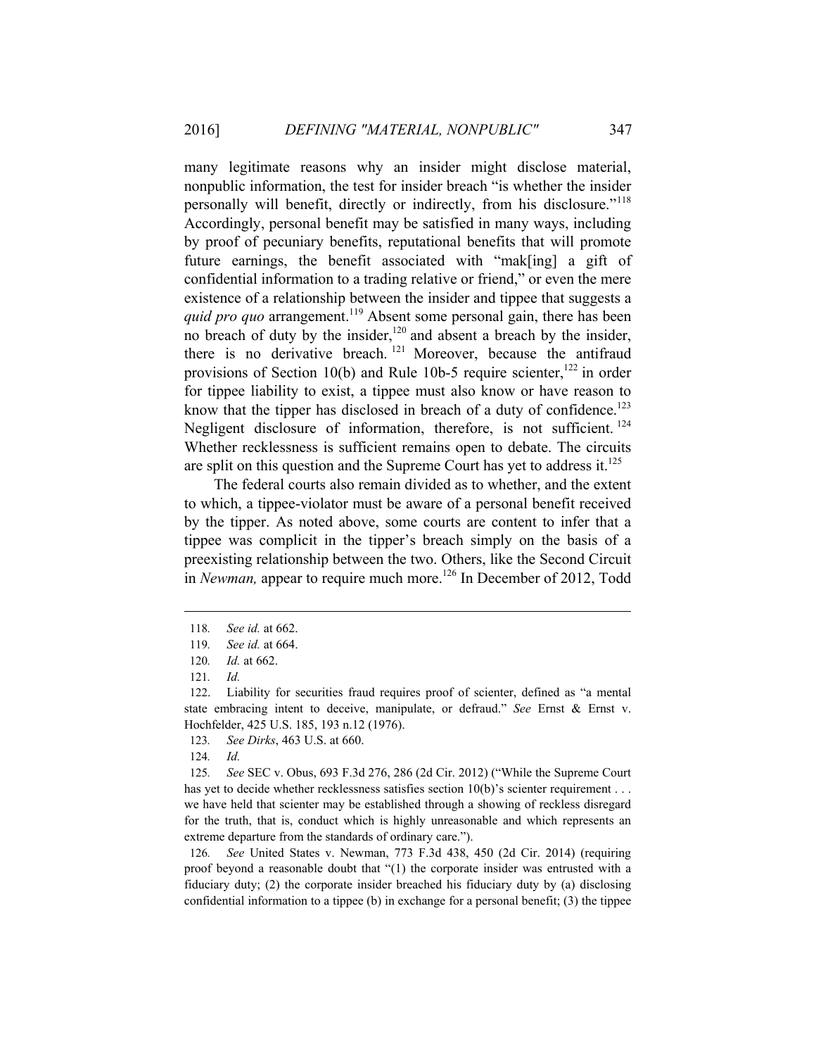many legitimate reasons why an insider might disclose material, nonpublic information, the test for insider breach "is whether the insider personally will benefit, directly or indirectly, from his disclosure."[118] Accordingly, personal benefit may be satisfied in many ways, including by proof of pecuniary benefits, reputational benefits that will promote future earnings, the benefit associated with "mak[ing] a gift of confidential information to a trading relative or friend," or even the mere existence of a relationship between the insider and tippee that suggests a *quid pro quo* arrangement.[119] Absent some personal gain, there has been no breach of duty by the insider,[120] and absent a breach by the insider, there is no derivative breach.[121] Moreover, because the antifraud provisions of Section 10(b) and Rule 10b-5 require scienter,[122] in order for tippee liability to exist, a tippee must also know or have reason to know that the tipper has disclosed in breach of a duty of confidence.[123] Negligent disclosure of information, therefore, is not sufficient.[124] Whether recklessness is sufficient remains open to debate. The circuits are split on this question and the Supreme Court has yet to address it.[125]

The federal courts also remain divided as to whether, and the extent to which, a tippee-violator must be aware of a personal benefit received by the tipper. As noted above, some courts are content to infer that a tippee was complicit in the tipper's breach simply on the basis of a preexisting relationship between the two. Others, like the Second Circuit in *Newman,* appear to require much more.[126] In December of 2012, Todd

---

118. *See id.* at 662.

119. *See id.* at 664.

120. *Id.* at 662.

121. *Id.*

122. Liability for securities fraud requires proof of scienter, defined as "a mental state embracing intent to deceive, manipulate, or defraud." *See* Ernst & Ernst v. Hochfelder, 425 U.S. 185, 193 n.12 (1976).

123. *See Dirks*, 463 U.S. at 660.

124. *Id.*

125. *See* SEC v. Obus, 693 F.3d 276, 286 (2d Cir. 2012) ("While the Supreme Court has yet to decide whether recklessness satisfies section 10(b)'s scienter requirement . . . we have held that scienter may be established through a showing of reckless disregard for the truth, that is, conduct which is highly unreasonable and which represents an extreme departure from the standards of ordinary care.").

126. *See* United States v. Newman, 773 F.3d 438, 450 (2d Cir. 2014) (requiring proof beyond a reasonable doubt that "(1) the corporate insider was entrusted with a fiduciary duty; (2) the corporate insider breached his fiduciary duty by (a) disclosing confidential information to a tippee (b) in exchange for a personal benefit; (3) the tippee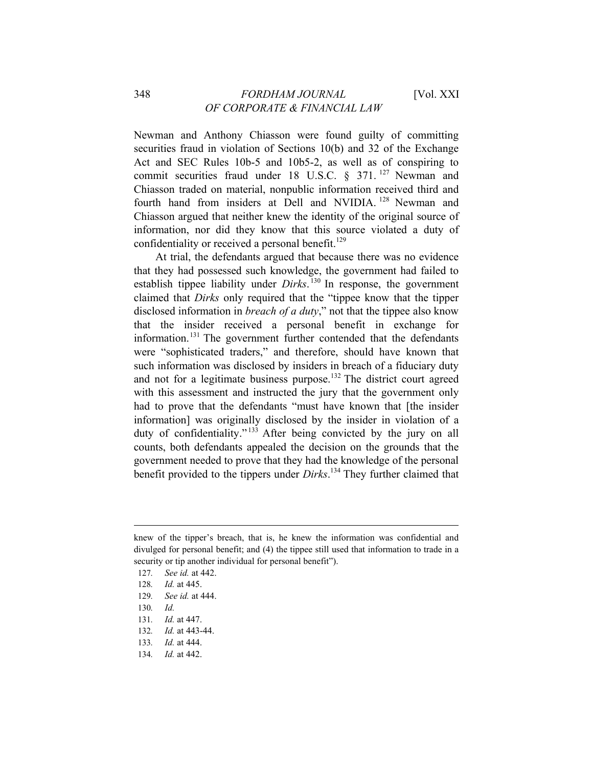Newman and Anthony Chiasson were found guilty of committing securities fraud in violation of Sections 10(b) and 32 of the Exchange Act and SEC Rules 10b-5 and 10b5-2, as well as of conspiring to commit securities fraud under 18 U.S.C. § 371.[127] Newman and Chiasson traded on material, nonpublic information received third and fourth hand from insiders at Dell and NVIDIA.[128] Newman and Chiasson argued that neither knew the identity of the original source of information, nor did they know that this source violated a duty of confidentiality or received a personal benefit.[129]

At trial, the defendants argued that because there was no evidence that they had possessed such knowledge, the government had failed to establish tippee liability under *Dirks*.[130] In response, the government claimed that *Dirks* only required that the "tippee know that the tipper disclosed information in *breach of a duty*," not that the tippee also know that the insider received a personal benefit in exchange for information.[131] The government further contended that the defendants were "sophisticated traders," and therefore, should have known that such information was disclosed by insiders in breach of a fiduciary duty and not for a legitimate business purpose.[132] The district court agreed with this assessment and instructed the jury that the government only had to prove that the defendants "must have known that [the insider information] was originally disclosed by the insider in violation of a duty of confidentiality."[133] After being convicted by the jury on all counts, both defendants appealed the decision on the grounds that the government needed to prove that they had the knowledge of the personal benefit provided to the tippers under *Dirks*.[134] They further claimed that

---

knew of the tipper's breach, that is, he knew the information was confidential and divulged for personal benefit; and (4) the tippee still used that information to trade in a security or tip another individual for personal benefit").

127. *See id.* at 442.
128. *Id.* at 445.
129. *See id.* at 444.
130. *Id.*
131. *Id.* at 447.
132. *Id.* at 443-44.
133. *Id.* at 444.
134. *Id.* at 442.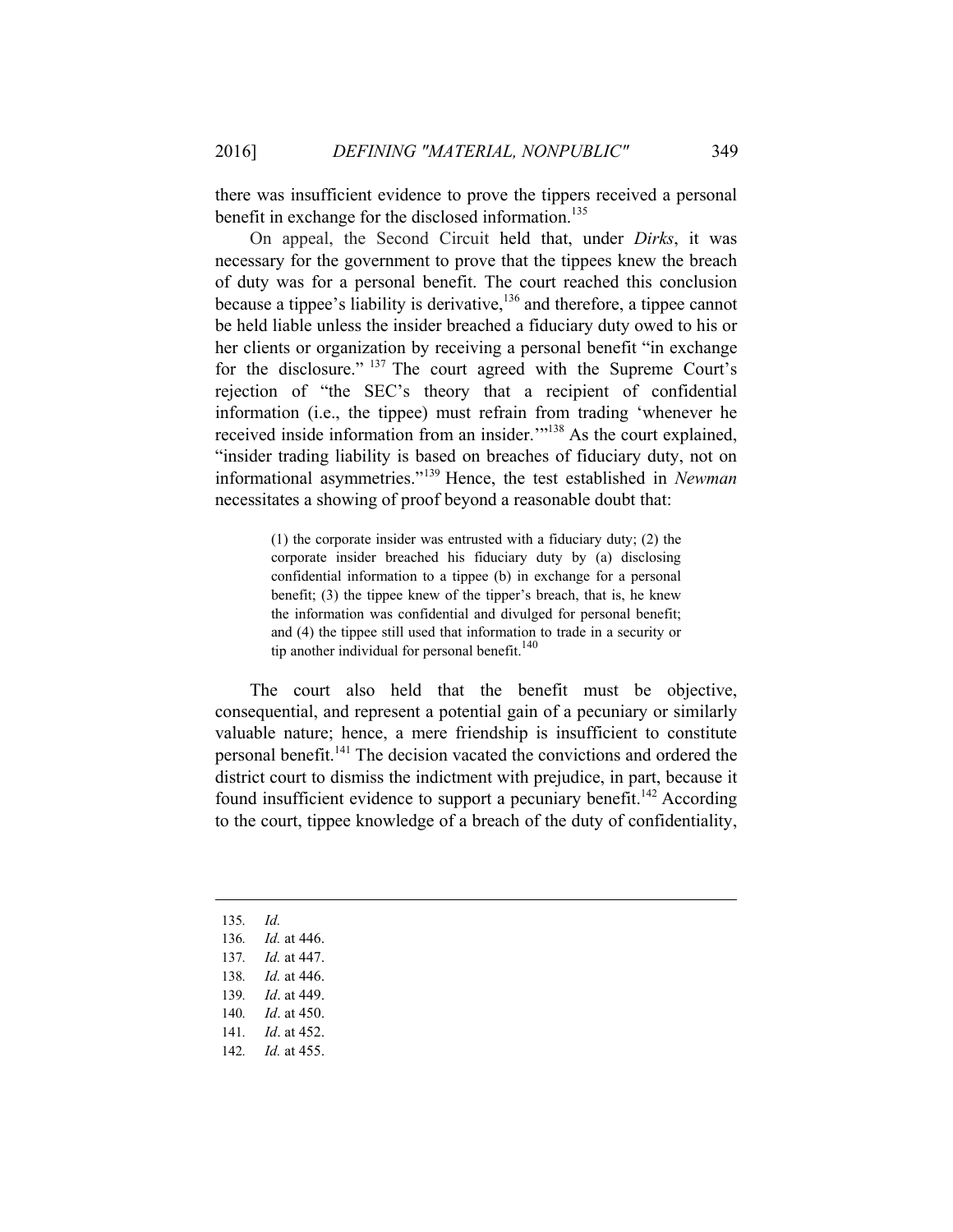there was insufficient evidence to prove the tippers received a personal benefit in exchange for the disclosed information.[135]

On appeal, the Second Circuit held that, under *Dirks*, it was necessary for the government to prove that the tippees knew the breach of duty was for a personal benefit. The court reached this conclusion because a tippee's liability is derivative,[136] and therefore, a tippee cannot be held liable unless the insider breached a fiduciary duty owed to his or her clients or organization by receiving a personal benefit "in exchange for the disclosure." [137] The court agreed with the Supreme Court's rejection of "the SEC's theory that a recipient of confidential information (i.e., the tippee) must refrain from trading 'whenever he received inside information from an insider.'"[138] As the court explained, "insider trading liability is based on breaches of fiduciary duty, not on informational asymmetries."[139] Hence, the test established in *Newman* necessitates a showing of proof beyond a reasonable doubt that:

> (1) the corporate insider was entrusted with a fiduciary duty; (2) the corporate insider breached his fiduciary duty by (a) disclosing confidential information to a tippee (b) in exchange for a personal benefit; (3) the tippee knew of the tipper's breach, that is, he knew the information was confidential and divulged for personal benefit; and (4) the tippee still used that information to trade in a security or tip another individual for personal benefit.[140]

The court also held that the benefit must be objective, consequential, and represent a potential gain of a pecuniary or similarly valuable nature; hence, a mere friendship is insufficient to constitute personal benefit.[141] The decision vacated the convictions and ordered the district court to dismiss the indictment with prejudice, in part, because it found insufficient evidence to support a pecuniary benefit.[142] According to the court, tippee knowledge of a breach of the duty of confidentiality,

---

135. *Id.*
136. *Id.* at 446.
137. *Id.* at 447.
138. *Id.* at 446.
139. *Id*. at 449.
140. *Id*. at 450.
141. *Id*. at 452.
142. *Id.* at 455.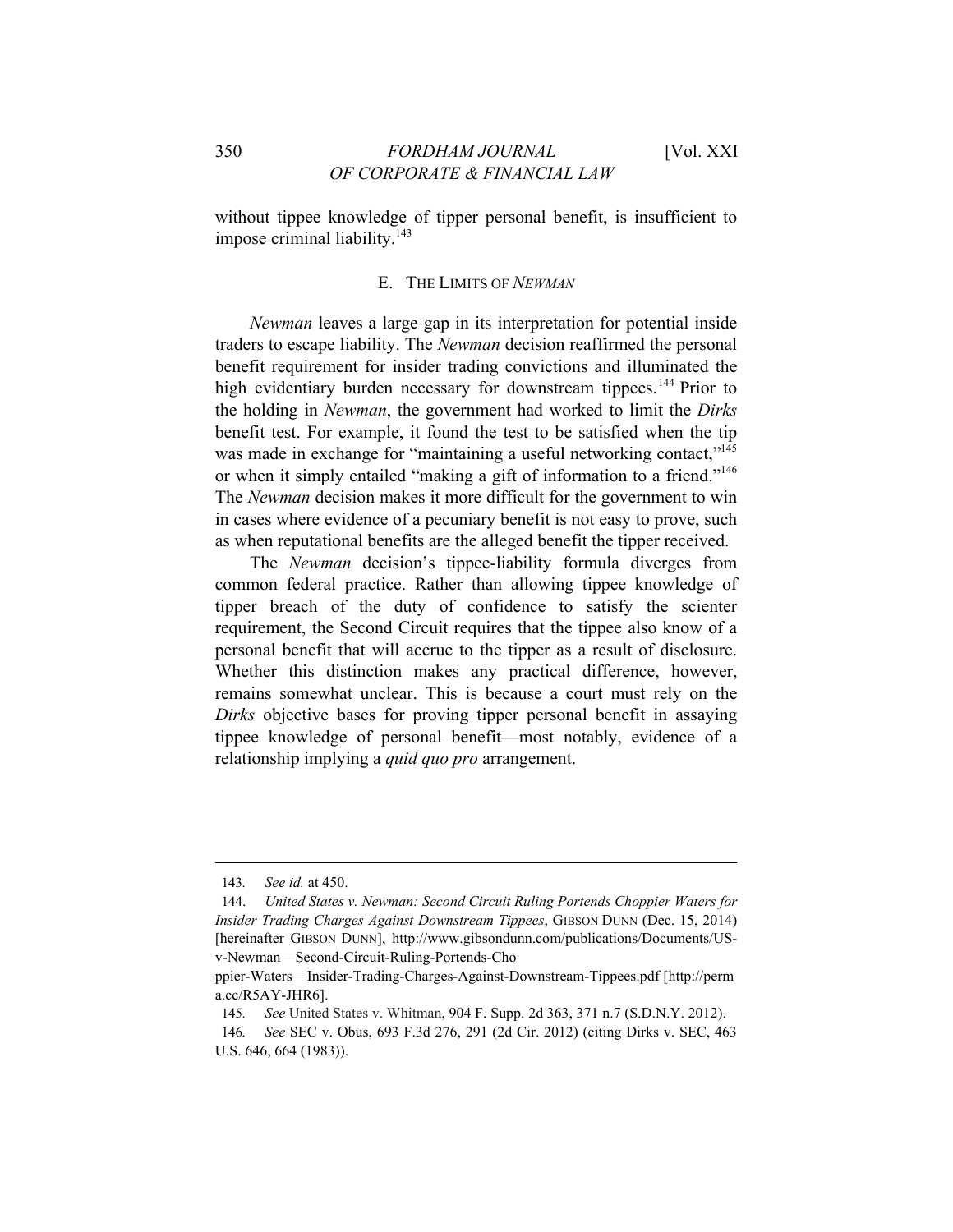without tippee knowledge of tipper personal benefit, is insufficient to impose criminal liability.[143]

### E. THE LIMITS OF *NEWMAN*

*Newman* leaves a large gap in its interpretation for potential inside traders to escape liability. The *Newman* decision reaffirmed the personal benefit requirement for insider trading convictions and illuminated the high evidentiary burden necessary for downstream tippees.[144] Prior to the holding in *Newman*, the government had worked to limit the *Dirks* benefit test. For example, it found the test to be satisfied when the tip was made in exchange for "maintaining a useful networking contact,"[145] or when it simply entailed "making a gift of information to a friend."[146] The *Newman* decision makes it more difficult for the government to win in cases where evidence of a pecuniary benefit is not easy to prove, such as when reputational benefits are the alleged benefit the tipper received.

The *Newman* decision's tippee-liability formula diverges from common federal practice. Rather than allowing tippee knowledge of tipper breach of the duty of confidence to satisfy the scienter requirement, the Second Circuit requires that the tippee also know of a personal benefit that will accrue to the tipper as a result of disclosure. Whether this distinction makes any practical difference, however, remains somewhat unclear. This is because a court must rely on the *Dirks* objective bases for proving tipper personal benefit in assaying tippee knowledge of personal benefit—most notably, evidence of a relationship implying a *quid quo pro* arrangement.

---

143. *See id.* at 450.

144. *United States v. Newman: Second Circuit Ruling Portends Choppier Waters for Insider Trading Charges Against Downstream Tippees*, GIBSON DUNN (Dec. 15, 2014) [hereinafter GIBSON DUNN], http://www.gibsondunn.com/publications/Documents/US-v-Newman—Second-Circuit-Ruling-Portends-Cho ppier-Waters—Insider-Trading-Charges-Against-Downstream-Tippees.pdf [http://perm a.cc/R5AY-JHR6].

145. *See* United States v. Whitman, 904 F. Supp. 2d 363, 371 n.7 (S.D.N.Y. 2012).

146. *See* SEC v. Obus, 693 F.3d 276, 291 (2d Cir. 2012) (citing Dirks v. SEC, 463 U.S. 646, 664 (1983)).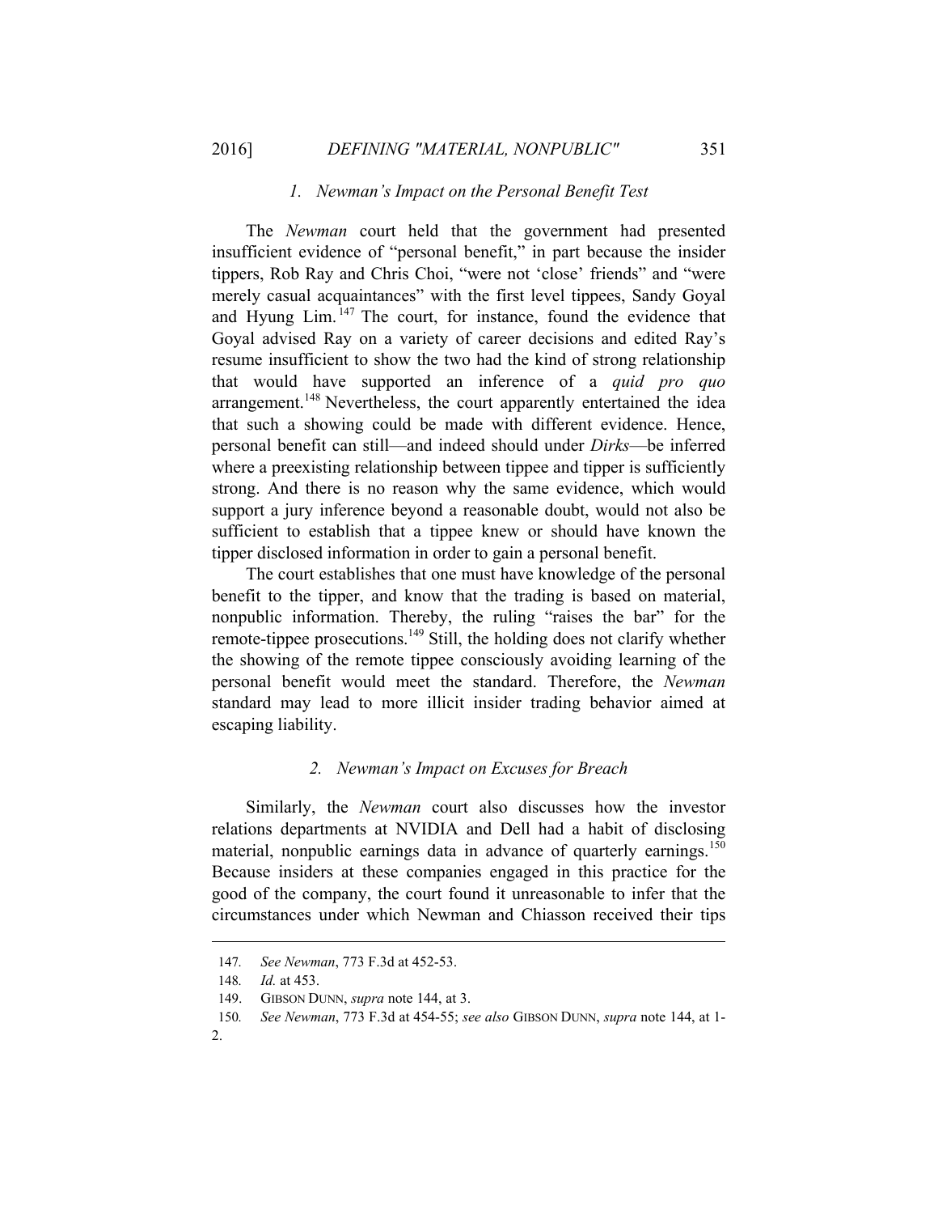### *1. Newman's Impact on the Personal Benefit Test*

The *Newman* court held that the government had presented insufficient evidence of "personal benefit," in part because the insider tippers, Rob Ray and Chris Choi, "were not 'close' friends" and "were merely casual acquaintances" with the first level tippees, Sandy Goyal and Hyung Lim.[147] The court, for instance, found the evidence that Goyal advised Ray on a variety of career decisions and edited Ray's resume insufficient to show the two had the kind of strong relationship that would have supported an inference of a *quid pro quo* arrangement.[148] Nevertheless, the court apparently entertained the idea that such a showing could be made with different evidence. Hence, personal benefit can still—and indeed should under *Dirks*—be inferred where a preexisting relationship between tippee and tipper is sufficiently strong. And there is no reason why the same evidence, which would support a jury inference beyond a reasonable doubt, would not also be sufficient to establish that a tippee knew or should have known the tipper disclosed information in order to gain a personal benefit.

The court establishes that one must have knowledge of the personal benefit to the tipper, and know that the trading is based on material, nonpublic information. Thereby, the ruling "raises the bar" for the remote-tippee prosecutions.[149] Still, the holding does not clarify whether the showing of the remote tippee consciously avoiding learning of the personal benefit would meet the standard. Therefore, the *Newman* standard may lead to more illicit insider trading behavior aimed at escaping liability.

### *2. Newman's Impact on Excuses for Breach*

Similarly, the *Newman* court also discusses how the investor relations departments at NVIDIA and Dell had a habit of disclosing material, nonpublic earnings data in advance of quarterly earnings.[150] Because insiders at these companies engaged in this practice for the good of the company, the court found it unreasonable to infer that the circumstances under which Newman and Chiasson received their tips

---

147. *See Newman*, 773 F.3d at 452-53.

148. *Id.* at 453.

149. GIBSON DUNN, *supra* note 144, at 3.

150. *See Newman*, 773 F.3d at 454-55; *see also* GIBSON DUNN, *supra* note 144, at 1-2.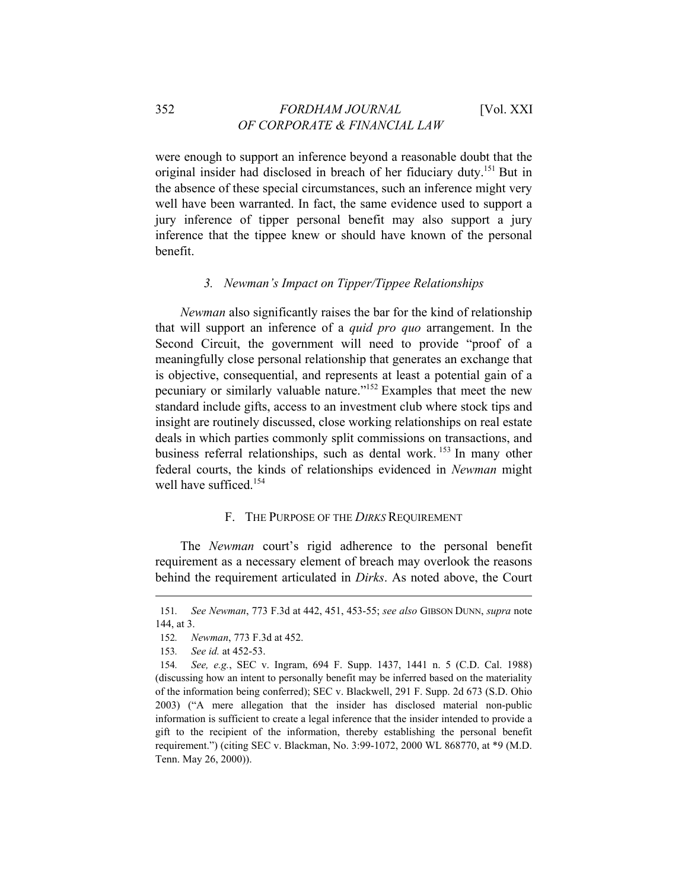were enough to support an inference beyond a reasonable doubt that the original insider had disclosed in breach of her fiduciary duty.[151] But in the absence of these special circumstances, such an inference might very well have been warranted. In fact, the same evidence used to support a jury inference of tipper personal benefit may also support a jury inference that the tippee knew or should have known of the personal benefit.

### 3. *Newman's Impact on Tipper/Tippee Relationships*

*Newman* also significantly raises the bar for the kind of relationship that will support an inference of a *quid pro quo* arrangement. In the Second Circuit, the government will need to provide "proof of a meaningfully close personal relationship that generates an exchange that is objective, consequential, and represents at least a potential gain of a pecuniary or similarly valuable nature."[152] Examples that meet the new standard include gifts, access to an investment club where stock tips and insight are routinely discussed, close working relationships on real estate deals in which parties commonly split commissions on transactions, and business referral relationships, such as dental work.[153] In many other federal courts, the kinds of relationships evidenced in *Newman* might well have sufficed.[154]

## F. The Purpose of the *Dirks* Requirement

The *Newman* court's rigid adherence to the personal benefit requirement as a necessary element of breach may overlook the reasons behind the requirement articulated in *Dirks*. As noted above, the Court

---

151. *See Newman*, 773 F.3d at 442, 451, 453-55; *see also* GIBSON DUNN, *supra* note 144, at 3.

152. *Newman*, 773 F.3d at 452.

153. *See id.* at 452-53.

154. *See, e.g.*, SEC v. Ingram, 694 F. Supp. 1437, 1441 n. 5 (C.D. Cal. 1988) (discussing how an intent to personally benefit may be inferred based on the materiality of the information being conferred); SEC v. Blackwell, 291 F. Supp. 2d 673 (S.D. Ohio 2003) ("A mere allegation that the insider has disclosed material non-public information is sufficient to create a legal inference that the insider intended to provide a gift to the recipient of the information, thereby establishing the personal benefit requirement.") (citing SEC v. Blackman, No. 3:99-1072, 2000 WL 868770, at *9 (M.D. Tenn. May 26, 2000)).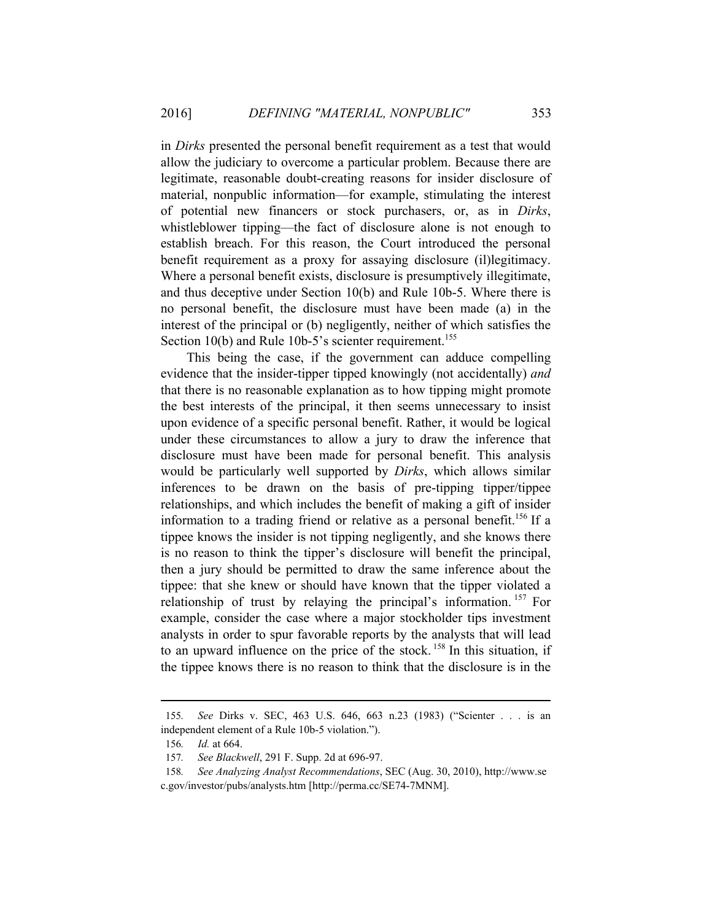in *Dirks* presented the personal benefit requirement as a test that would allow the judiciary to overcome a particular problem. Because there are legitimate, reasonable doubt-creating reasons for insider disclosure of material, nonpublic information—for example, stimulating the interest of potential new financers or stock purchasers, or, as in *Dirks*, whistleblower tipping—the fact of disclosure alone is not enough to establish breach. For this reason, the Court introduced the personal benefit requirement as a proxy for assaying disclosure (il)legitimacy. Where a personal benefit exists, disclosure is presumptively illegitimate, and thus deceptive under Section 10(b) and Rule 10b-5. Where there is no personal benefit, the disclosure must have been made (a) in the interest of the principal or (b) negligently, neither of which satisfies the Section 10(b) and Rule 10b-5's scienter requirement.[155]

This being the case, if the government can adduce compelling evidence that the insider-tipper tipped knowingly (not accidentally) *and* that there is no reasonable explanation as to how tipping might promote the best interests of the principal, it then seems unnecessary to insist upon evidence of a specific personal benefit. Rather, it would be logical under these circumstances to allow a jury to draw the inference that disclosure must have been made for personal benefit. This analysis would be particularly well supported by *Dirks*, which allows similar inferences to be drawn on the basis of pre-tipping tipper/tippee relationships, and which includes the benefit of making a gift of insider information to a trading friend or relative as a personal benefit.[156] If a tippee knows the insider is not tipping negligently, and she knows there is no reason to think the tipper's disclosure will benefit the principal, then a jury should be permitted to draw the same inference about the tippee: that she knew or should have known that the tipper violated a relationship of trust by relaying the principal's information.[157] For example, consider the case where a major stockholder tips investment analysts in order to spur favorable reports by the analysts that will lead to an upward influence on the price of the stock.[158] In this situation, if the tippee knows there is no reason to think that the disclosure is in the

---

155. *See* Dirks v. SEC, 463 U.S. 646, 663 n.23 (1983) ("Scienter . . . is an independent element of a Rule 10b-5 violation.").

156. *Id.* at 664.

157. *See Blackwell*, 291 F. Supp. 2d at 696-97.

158. *See Analyzing Analyst Recommendations*, SEC (Aug. 30, 2010), http://www.sec.gov/investor/pubs/analysts.htm [http://perma.cc/SE74-7MNM].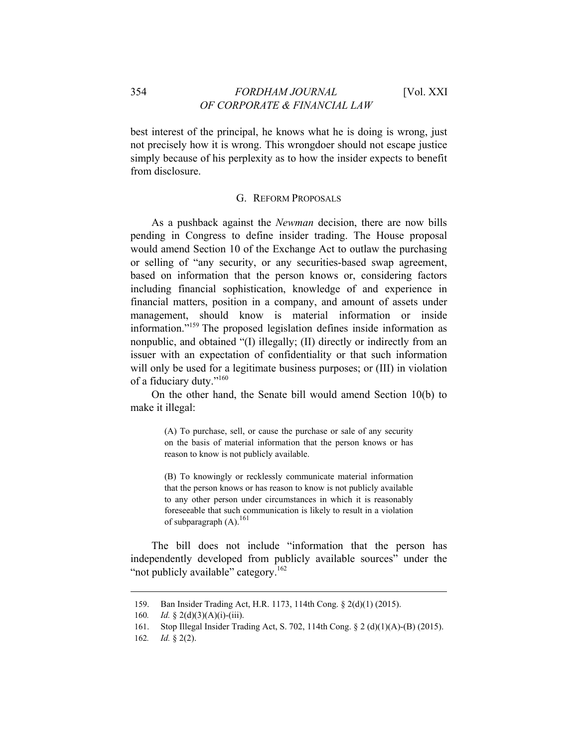best interest of the principal, he knows what he is doing is wrong, just not precisely how it is wrong. This wrongdoer should not escape justice simply because of his perplexity as to how the insider expects to benefit from disclosure.

### G. Reform Proposals

As a pushback against the *Newman* decision, there are now bills pending in Congress to define insider trading. The House proposal would amend Section 10 of the Exchange Act to outlaw the purchasing or selling of "any security, or any securities-based swap agreement, based on information that the person knows or, considering factors including financial sophistication, knowledge of and experience in financial matters, position in a company, and amount of assets under management, should know is material information or inside information."[159] The proposed legislation defines inside information as nonpublic, and obtained "(I) illegally; (II) directly or indirectly from an issuer with an expectation of confidentiality or that such information will only be used for a legitimate business purposes; or (III) in violation of a fiduciary duty."[160]

On the other hand, the Senate bill would amend Section 10(b) to make it illegal:

> (A) To purchase, sell, or cause the purchase or sale of any security on the basis of material information that the person knows or has reason to know is not publicly available.
>
> (B) To knowingly or recklessly communicate material information that the person knows or has reason to know is not publicly available to any other person under circumstances in which it is reasonably foreseeable that such communication is likely to result in a violation of subparagraph (A).[161]

The bill does not include "information that the person has independently developed from publicly available sources" under the "not publicly available" category.[162]

---

159. Ban Insider Trading Act, H.R. 1173, 114th Cong. § 2(d)(1) (2015).

160. *Id.* § 2(d)(3)(A)(i)-(iii).

161. Stop Illegal Insider Trading Act, S. 702, 114th Cong. § 2 (d)(1)(A)-(B) (2015).

162. *Id.* § 2(2).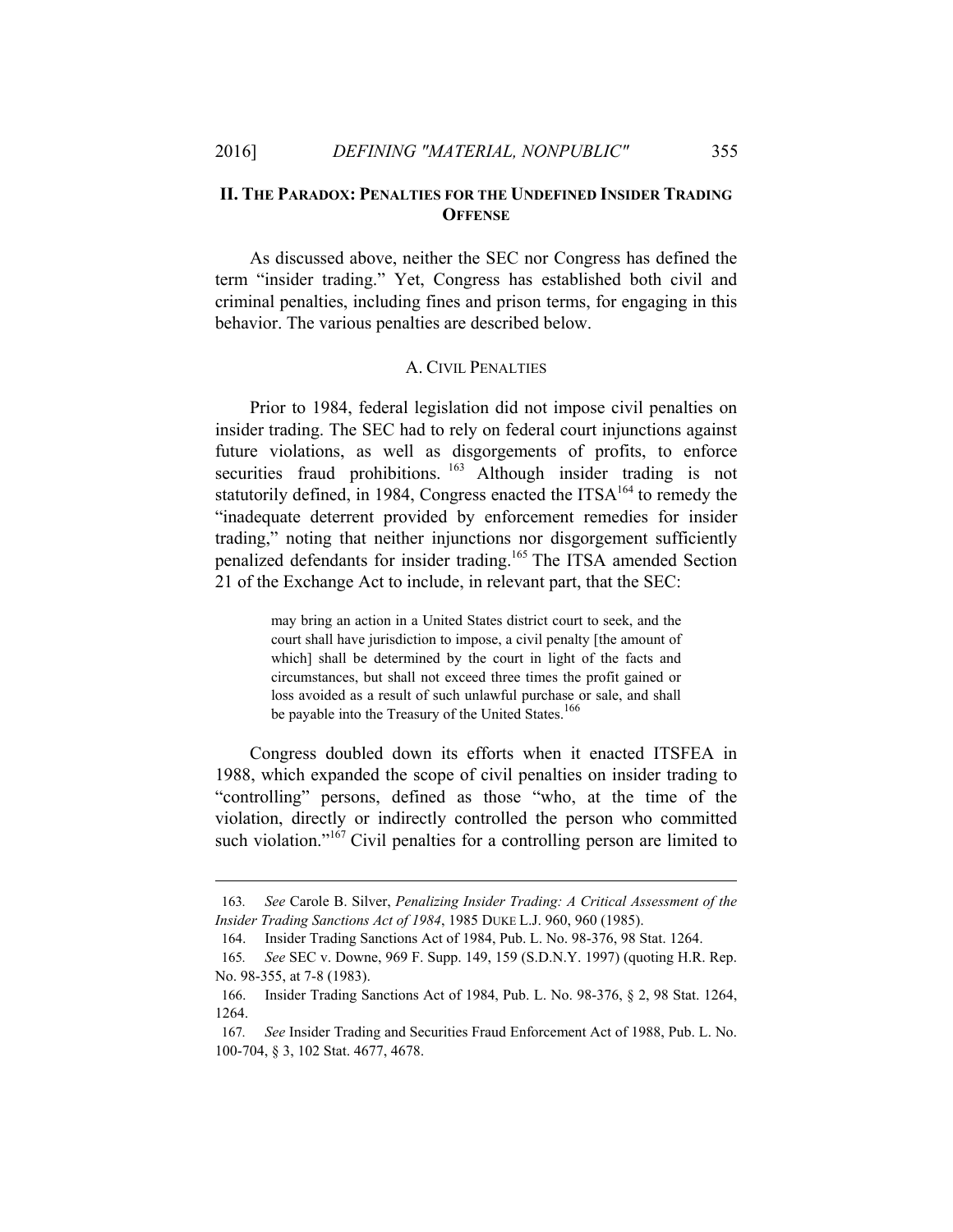## II. THE PARADOX: PENALTIES FOR THE UNDEFINED INSIDER TRADING OFFENSE

As discussed above, neither the SEC nor Congress has defined the term "insider trading." Yet, Congress has established both civil and criminal penalties, including fines and prison terms, for engaging in this behavior. The various penalties are described below.

### A. CIVIL PENALTIES

Prior to 1984, federal legislation did not impose civil penalties on insider trading. The SEC had to rely on federal court injunctions against future violations, as well as disgorgements of profits, to enforce securities fraud prohibitions.[163] Although insider trading is not statutorily defined, in 1984, Congress enacted the ITSA[164] to remedy the "inadequate deterrent provided by enforcement remedies for insider trading," noting that neither injunctions nor disgorgement sufficiently penalized defendants for insider trading.[165] The ITSA amended Section 21 of the Exchange Act to include, in relevant part, that the SEC:

> may bring an action in a United States district court to seek, and the court shall have jurisdiction to impose, a civil penalty [the amount of which] shall be determined by the court in light of the facts and circumstances, but shall not exceed three times the profit gained or loss avoided as a result of such unlawful purchase or sale, and shall be payable into the Treasury of the United States.[166]

Congress doubled down its efforts when it enacted ITSFEA in 1988, which expanded the scope of civil penalties on insider trading to "controlling" persons, defined as those "who, at the time of the violation, directly or indirectly controlled the person who committed such violation."[167] Civil penalties for a controlling person are limited to

---

163. *See* Carole B. Silver, *Penalizing Insider Trading: A Critical Assessment of the Insider Trading Sanctions Act of 1984*, 1985 DUKE L.J. 960, 960 (1985).

164. Insider Trading Sanctions Act of 1984, Pub. L. No. 98-376, 98 Stat. 1264.

165. *See* SEC v. Downe, 969 F. Supp. 149, 159 (S.D.N.Y. 1997) (quoting H.R. Rep. No. 98-355, at 7-8 (1983).

166. Insider Trading Sanctions Act of 1984, Pub. L. No. 98-376, § 2, 98 Stat. 1264, 1264.

167. *See* Insider Trading and Securities Fraud Enforcement Act of 1988, Pub. L. No. 100-704, § 3, 102 Stat. 4677, 4678.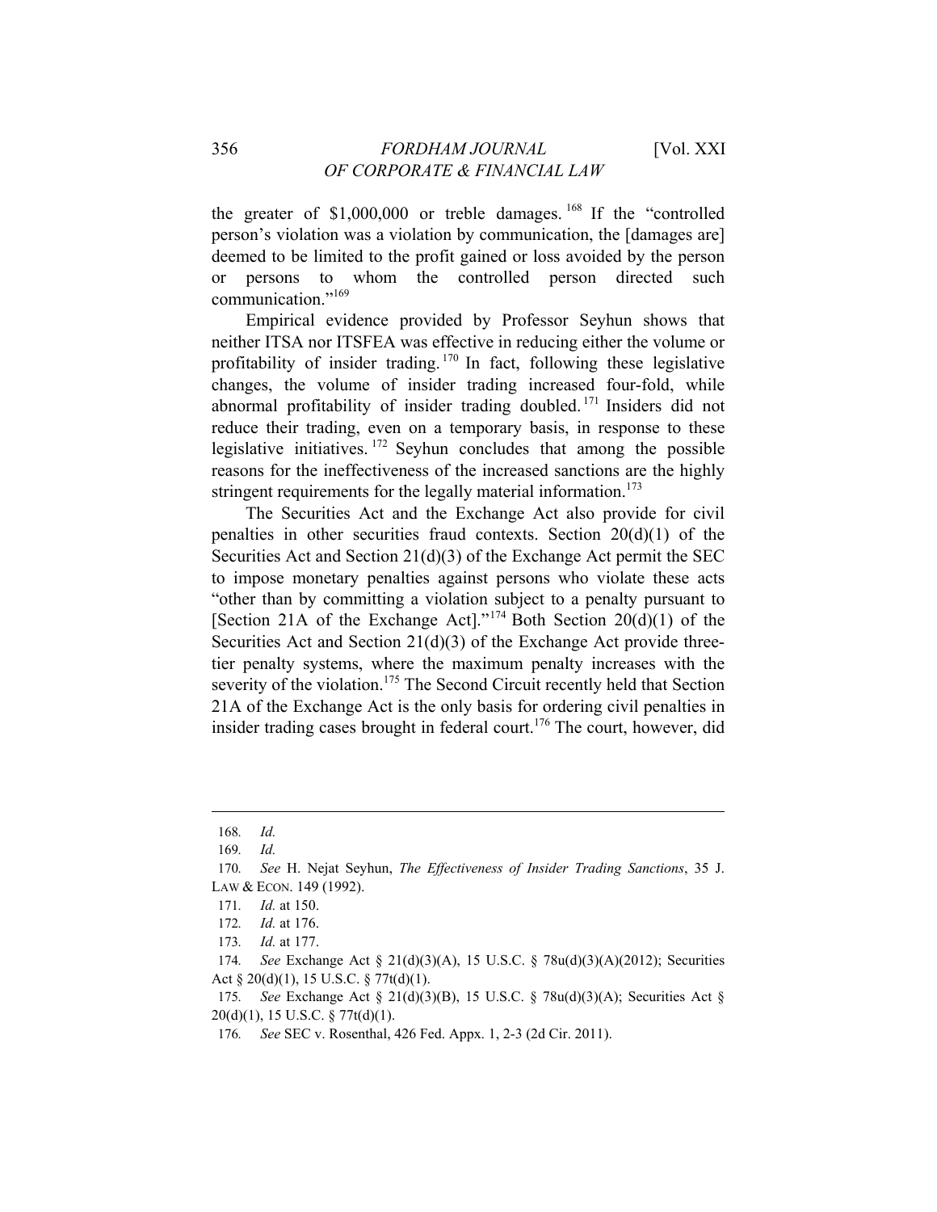the greater of $1,000,000 or treble damages.[168] If the "controlled person's violation was a violation by communication, the [damages are] deemed to be limited to the profit gained or loss avoided by the person or persons to whom the controlled person directed such communication."[169]

Empirical evidence provided by Professor Seyhun shows that neither ITSA nor ITSFEA was effective in reducing either the volume or profitability of insider trading.[170] In fact, following these legislative changes, the volume of insider trading increased four-fold, while abnormal profitability of insider trading doubled.[171] Insiders did not reduce their trading, even on a temporary basis, in response to these legislative initiatives.[172] Seyhun concludes that among the possible reasons for the ineffectiveness of the increased sanctions are the highly stringent requirements for the legally material information.[173]

The Securities Act and the Exchange Act also provide for civil penalties in other securities fraud contexts. Section 20(d)(1) of the Securities Act and Section 21(d)(3) of the Exchange Act permit the SEC to impose monetary penalties against persons who violate these acts "other than by committing a violation subject to a penalty pursuant to [Section 21A of the Exchange Act]."[174] Both Section 20(d)(1) of the Securities Act and Section 21(d)(3) of the Exchange Act provide three-tier penalty systems, where the maximum penalty increases with the severity of the violation.[175] The Second Circuit recently held that Section 21A of the Exchange Act is the only basis for ordering civil penalties in insider trading cases brought in federal court.[176] The court, however, did

---

168. *Id.*

169. *Id.*

170. *See* H. Nejat Seyhun, *The Effectiveness of Insider Trading Sanctions*, 35 J. LAW & ECON. 149 (1992).

171. *Id.* at 150.

172. *Id.* at 176.

173. *Id.* at 177.

174. *See* Exchange Act § 21(d)(3)(A), 15 U.S.C. § 78u(d)(3)(A)(2012); Securities Act § 20(d)(1), 15 U.S.C. § 77t(d)(1).

175. *See* Exchange Act § 21(d)(3)(B), 15 U.S.C. § 78u(d)(3)(A); Securities Act § 20(d)(1), 15 U.S.C. § 77t(d)(1).

176. *See* SEC v. Rosenthal, 426 Fed. Appx. 1, 2-3 (2d Cir. 2011).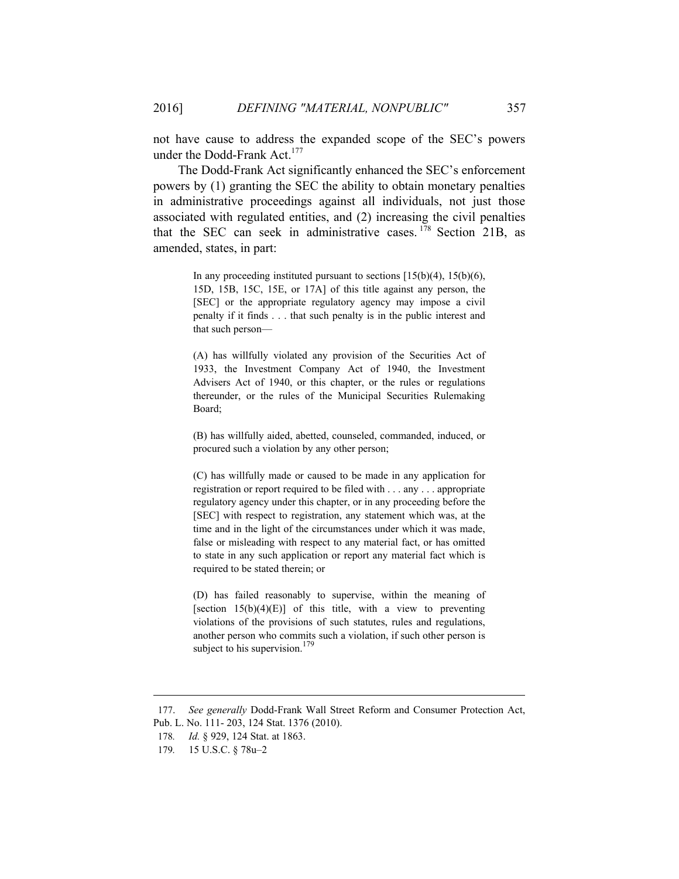not have cause to address the expanded scope of the SEC's powers under the Dodd-Frank Act.[177]

The Dodd-Frank Act significantly enhanced the SEC's enforcement powers by (1) granting the SEC the ability to obtain monetary penalties in administrative proceedings against all individuals, not just those associated with regulated entities, and (2) increasing the civil penalties that the SEC can seek in administrative cases.[178] Section 21B, as amended, states, in part:

> In any proceeding instituted pursuant to sections [15(b)(4), 15(b)(6), 15D, 15B, 15C, 15E, or 17A] of this title against any person, the [SEC] or the appropriate regulatory agency may impose a civil penalty if it finds . . . that such penalty is in the public interest and that such person—
>
> (A) has willfully violated any provision of the Securities Act of 1933, the Investment Company Act of 1940, the Investment Advisers Act of 1940, or this chapter, or the rules or regulations thereunder, or the rules of the Municipal Securities Rulemaking Board;
>
> (B) has willfully aided, abetted, counseled, commanded, induced, or procured such a violation by any other person;
>
> (C) has willfully made or caused to be made in any application for registration or report required to be filed with . . . any . . . appropriate regulatory agency under this chapter, or in any proceeding before the [SEC] with respect to registration, any statement which was, at the time and in the light of the circumstances under which it was made, false or misleading with respect to any material fact, or has omitted to state in any such application or report any material fact which is required to be stated therein; or
>
> (D) has failed reasonably to supervise, within the meaning of [section 15(b)(4)(E)] of this title, with a view to preventing violations of the provisions of such statutes, rules and regulations, another person who commits such a violation, if such other person is subject to his supervision.[179]

---

177. *See generally* Dodd-Frank Wall Street Reform and Consumer Protection Act, Pub. L. No. 111- 203, 124 Stat. 1376 (2010).

178. *Id.* § 929, 124 Stat. at 1863.

179. 15 U.S.C. § 78u–2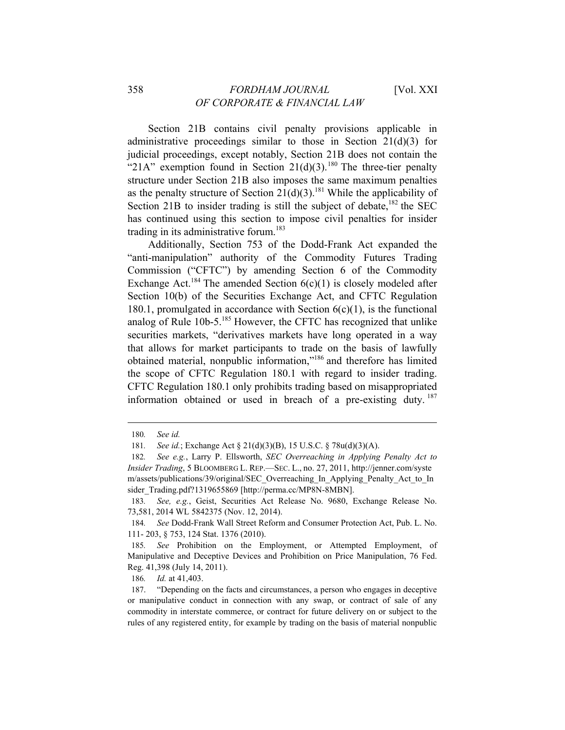Section 21B contains civil penalty provisions applicable in administrative proceedings similar to those in Section 21(d)(3) for judicial proceedings, except notably, Section 21B does not contain the "21A" exemption found in Section 21(d)(3).[180] The three-tier penalty structure under Section 21B also imposes the same maximum penalties as the penalty structure of Section 21(d)(3).[181] While the applicability of Section 21B to insider trading is still the subject of debate,[182] the SEC has continued using this section to impose civil penalties for insider trading in its administrative forum.[183]

Additionally, Section 753 of the Dodd-Frank Act expanded the "anti-manipulation" authority of the Commodity Futures Trading Commission ("CFTC") by amending Section 6 of the Commodity Exchange Act.[184] The amended Section 6(c)(1) is closely modeled after Section 10(b) of the Securities Exchange Act, and CFTC Regulation 180.1, promulgated in accordance with Section 6(c)(1), is the functional analog of Rule 10b-5.[185] However, the CFTC has recognized that unlike securities markets, "derivatives markets have long operated in a way that allows for market participants to trade on the basis of lawfully obtained material, nonpublic information,"[186] and therefore has limited the scope of CFTC Regulation 180.1 with regard to insider trading. CFTC Regulation 180.1 only prohibits trading based on misappropriated information obtained or used in breach of a pre-existing duty.[187]

---

180. *See id.*

181. *See id.*; Exchange Act § 21(d)(3)(B), 15 U.S.C. § 78u(d)(3)(A).

182. *See e.g.*, Larry P. Ellsworth, *SEC Overreaching in Applying Penalty Act to Insider Trading*, 5 BLOOMBERG L. REP.—SEC. L., no. 27, 2011, http://jenner.com/system/assets/publications/39/original/SEC_Overreaching_In_Applying_Penalty_Act_to_Insider_Trading.pdf?1319655869 [http://perma.cc/MP8N-8MBN].

183. *See, e.g.*, Geist, Securities Act Release No. 9680, Exchange Release No. 73,581, 2014 WL 5842375 (Nov. 12, 2014).

184. *See* Dodd-Frank Wall Street Reform and Consumer Protection Act, Pub. L. No. 111- 203, § 753, 124 Stat. 1376 (2010).

185. *See* Prohibition on the Employment, or Attempted Employment, of Manipulative and Deceptive Devices and Prohibition on Price Manipulation, 76 Fed. Reg. 41,398 (July 14, 2011).

186. *Id.* at 41,403.

187. "Depending on the facts and circumstances, a person who engages in deceptive or manipulative conduct in connection with any swap, or contract of sale of any commodity in interstate commerce, or contract for future delivery on or subject to the rules of any registered entity, for example by trading on the basis of material nonpublic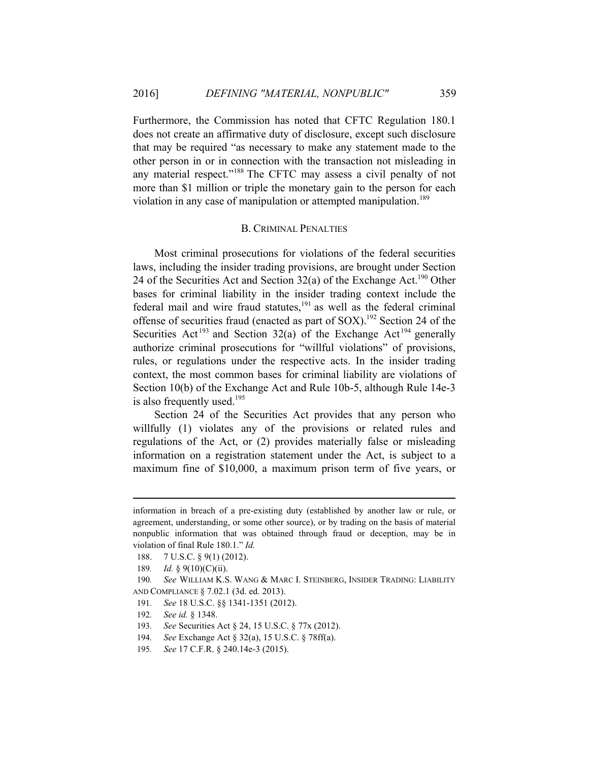Furthermore, the Commission has noted that CFTC Regulation 180.1 does not create an affirmative duty of disclosure, except such disclosure that may be required "as necessary to make any statement made to the other person in or in connection with the transaction not misleading in any material respect."[188] The CFTC may assess a civil penalty of not more than $1 million or triple the monetary gain to the person for each violation in any case of manipulation or attempted manipulation.[189]

### B. CRIMINAL PENALTIES

Most criminal prosecutions for violations of the federal securities laws, including the insider trading provisions, are brought under Section 24 of the Securities Act and Section 32(a) of the Exchange Act.[190] Other bases for criminal liability in the insider trading context include the federal mail and wire fraud statutes,[191] as well as the federal criminal offense of securities fraud (enacted as part of SOX).[192] Section 24 of the Securities Act[193] and Section 32(a) of the Exchange Act[194] generally authorize criminal prosecutions for "willful violations" of provisions, rules, or regulations under the respective acts. In the insider trading context, the most common bases for criminal liability are violations of Section 10(b) of the Exchange Act and Rule 10b-5, although Rule 14e-3 is also frequently used.[195]

Section 24 of the Securities Act provides that any person who willfully (1) violates any of the provisions or related rules and regulations of the Act, or (2) provides materially false or misleading information on a registration statement under the Act, is subject to a maximum fine of $10,000, a maximum prison term of five years, or

---

information in breach of a pre-existing duty (established by another law or rule, or agreement, understanding, or some other source), or by trading on the basis of material nonpublic information that was obtained through fraud or deception, may be in violation of final Rule 180.1." *Id.*

188. 7 U.S.C. § 9(1) (2012).

189. *Id.* § 9(10)(C)(ii).

190. *See* WILLIAM K.S. WANG & MARC I. STEINBERG, INSIDER TRADING: LIABILITY AND COMPLIANCE § 7.02.1 (3d. ed. 2013).

191. *See* 18 U.S.C. §§ 1341-1351 (2012).

192. *See id.* § 1348.

193. *See* Securities Act § 24, 15 U.S.C. § 77x (2012).

194. *See* Exchange Act § 32(a), 15 U.S.C. § 78ff(a).

195. *See* 17 C.F.R. § 240.14e-3 (2015).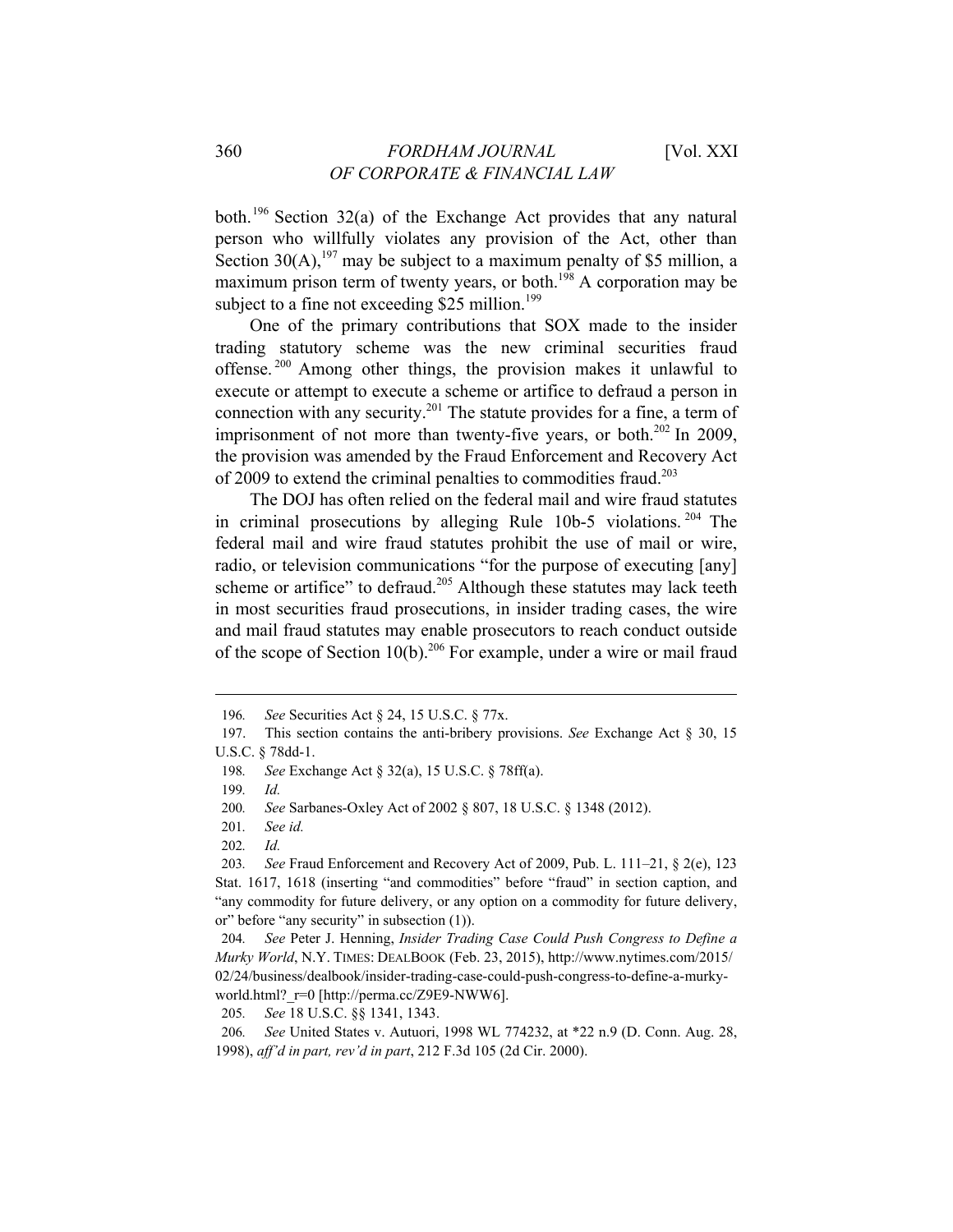both.[196] Section 32(a) of the Exchange Act provides that any natural person who willfully violates any provision of the Act, other than Section 30(A),[197] may be subject to a maximum penalty of $5 million, a maximum prison term of twenty years, or both.[198] A corporation may be subject to a fine not exceeding $25 million.[199]

One of the primary contributions that SOX made to the insider trading statutory scheme was the new criminal securities fraud offense.[200] Among other things, the provision makes it unlawful to execute or attempt to execute a scheme or artifice to defraud a person in connection with any security.[201] The statute provides for a fine, a term of imprisonment of not more than twenty-five years, or both.[202] In 2009, the provision was amended by the Fraud Enforcement and Recovery Act of 2009 to extend the criminal penalties to commodities fraud.[203]

The DOJ has often relied on the federal mail and wire fraud statutes in criminal prosecutions by alleging Rule 10b-5 violations.[204] The federal mail and wire fraud statutes prohibit the use of mail or wire, radio, or television communications "for the purpose of executing [any] scheme or artifice" to defraud.[205] Although these statutes may lack teeth in most securities fraud prosecutions, in insider trading cases, the wire and mail fraud statutes may enable prosecutors to reach conduct outside of the scope of Section 10(b).[206] For example, under a wire or mail fraud

---

196. *See* Securities Act § 24, 15 U.S.C. § 77x.

197. This section contains the anti-bribery provisions. *See* Exchange Act § 30, 15 U.S.C. § 78dd-1.

198. *See* Exchange Act § 32(a), 15 U.S.C. § 78ff(a).

199. *Id.*

200. *See* Sarbanes-Oxley Act of 2002 § 807, 18 U.S.C. § 1348 (2012).

201. *See id.*

202. *Id.*

203. *See* Fraud Enforcement and Recovery Act of 2009, Pub. L. 111–21, § 2(e), 123 Stat. 1617, 1618 (inserting "and commodities" before "fraud" in section caption, and "any commodity for future delivery, or any option on a commodity for future delivery, or" before "any security" in subsection (1)).

204. *See* Peter J. Henning, *Insider Trading Case Could Push Congress to Define a Murky World*, N.Y. TIMES: DEALBOOK (Feb. 23, 2015), http://www.nytimes.com/2015/02/24/business/dealbook/insider-trading-case-could-push-congress-to-define-a-murky-world.html?_r=0 [http://perma.cc/Z9E9-NWW6].

205. *See* 18 U.S.C. §§ 1341, 1343.

206. *See* United States v. Autuori, 1998 WL 774232, at *22 n.9 (D. Conn. Aug. 28, 1998), *aff'd in part, rev'd in part*, 212 F.3d 105 (2d Cir. 2000).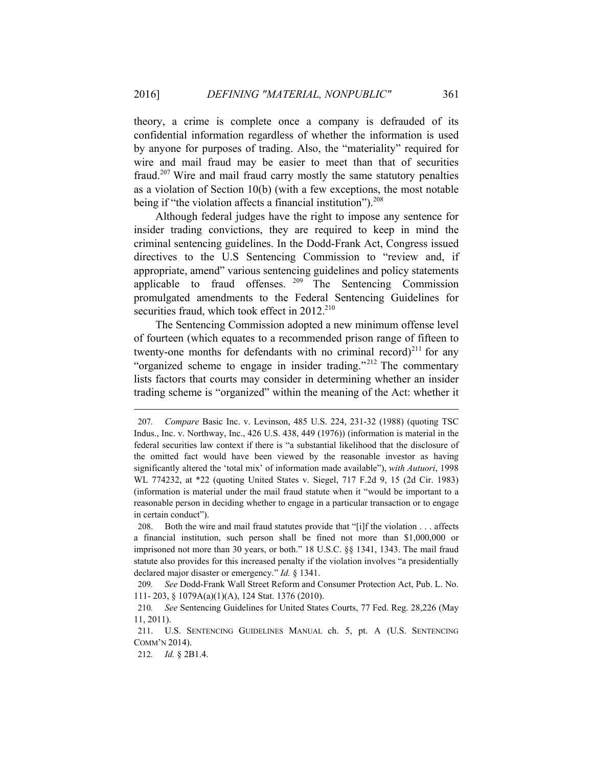theory, a crime is complete once a company is defrauded of its confidential information regardless of whether the information is used by anyone for purposes of trading. Also, the "materiality" required for wire and mail fraud may be easier to meet than that of securities fraud.[207] Wire and mail fraud carry mostly the same statutory penalties as a violation of Section 10(b) (with a few exceptions, the most notable being if "the violation affects a financial institution").[208]

Although federal judges have the right to impose any sentence for insider trading convictions, they are required to keep in mind the criminal sentencing guidelines. In the Dodd-Frank Act, Congress issued directives to the U.S Sentencing Commission to "review and, if appropriate, amend" various sentencing guidelines and policy statements applicable to fraud offenses.[209] The Sentencing Commission promulgated amendments to the Federal Sentencing Guidelines for securities fraud, which took effect in 2012.[210]

The Sentencing Commission adopted a new minimum offense level of fourteen (which equates to a recommended prison range of fifteen to twenty-one months for defendants with no criminal record)[211] for any "organized scheme to engage in insider trading."[212] The commentary lists factors that courts may consider in determining whether an insider trading scheme is "organized" within the meaning of the Act: whether it

---

207. *Compare* Basic Inc. v. Levinson, 485 U.S. 224, 231-32 (1988) (quoting TSC Indus., Inc. v. Northway, Inc., 426 U.S. 438, 449 (1976)) (information is material in the federal securities law context if there is "a substantial likelihood that the disclosure of the omitted fact would have been viewed by the reasonable investor as having significantly altered the 'total mix' of information made available"), *with Autuori*, 1998 WL 774232, at *22 (quoting United States v. Siegel, 717 F.2d 9, 15 (2d Cir. 1983) (information is material under the mail fraud statute when it "would be important to a reasonable person in deciding whether to engage in a particular transaction or to engage in certain conduct").

208. Both the wire and mail fraud statutes provide that "[i]f the violation . . . affects a financial institution, such person shall be fined not more than $1,000,000 or imprisoned not more than 30 years, or both." 18 U.S.C. §§ 1341, 1343. The mail fraud statute also provides for this increased penalty if the violation involves "a presidentially declared major disaster or emergency." *Id.* § 1341.

209. *See* Dodd-Frank Wall Street Reform and Consumer Protection Act, Pub. L. No. 111- 203, § 1079A(a)(1)(A), 124 Stat. 1376 (2010).

210. *See* Sentencing Guidelines for United States Courts, 77 Fed. Reg. 28,226 (May 11, 2011).

211. U.S. SENTENCING GUIDELINES MANUAL ch. 5, pt. A (U.S. SENTENCING COMM'N 2014).

212. *Id.* § 2B1.4.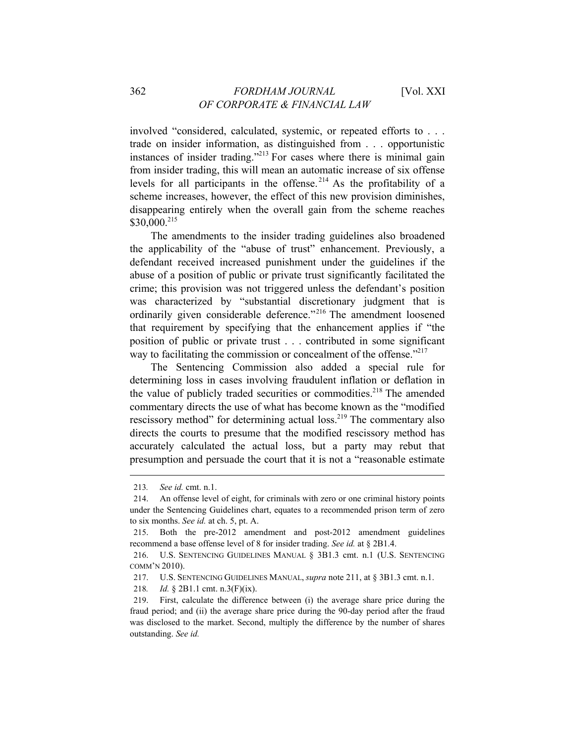involved "considered, calculated, systemic, or repeated efforts to . . . trade on insider information, as distinguished from . . . opportunistic instances of insider trading."[213] For cases where there is minimal gain from insider trading, this will mean an automatic increase of six offense levels for all participants in the offense.[214] As the profitability of a scheme increases, however, the effect of this new provision diminishes, disappearing entirely when the overall gain from the scheme reaches $30,000.[215]

The amendments to the insider trading guidelines also broadened the applicability of the "abuse of trust" enhancement. Previously, a defendant received increased punishment under the guidelines if the abuse of a position of public or private trust significantly facilitated the crime; this provision was not triggered unless the defendant's position was characterized by "substantial discretionary judgment that is ordinarily given considerable deference."[216] The amendment loosened that requirement by specifying that the enhancement applies if "the position of public or private trust . . . contributed in some significant way to facilitating the commission or concealment of the offense."[217]

The Sentencing Commission also added a special rule for determining loss in cases involving fraudulent inflation or deflation in the value of publicly traded securities or commodities.[218] The amended commentary directs the use of what has become known as the "modified rescissory method" for determining actual loss.[219] The commentary also directs the courts to presume that the modified rescissory method has accurately calculated the actual loss, but a party may rebut that presumption and persuade the court that it is not a "reasonable estimate

---

213. *See id.* cmt. n.1.

214. An offense level of eight, for criminals with zero or one criminal history points under the Sentencing Guidelines chart, equates to a recommended prison term of zero to six months. *See id.* at ch. 5, pt. A.

215. Both the pre-2012 amendment and post-2012 amendment guidelines recommend a base offense level of 8 for insider trading. *See id.* at § 2B1.4.

216. U.S. SENTENCING GUIDELINES MANUAL § 3B1.3 cmt. n.1 (U.S. SENTENCING COMM'N 2010).

217. U.S. SENTENCING GUIDELINES MANUAL, *supra* note 211, at § 3B1.3 cmt. n.1.

218. *Id.* § 2B1.1 cmt. n.3(F)(ix).

219. First, calculate the difference between (i) the average share price during the fraud period; and (ii) the average share price during the 90-day period after the fraud was disclosed to the market. Second, multiply the difference by the number of shares outstanding. *See id.*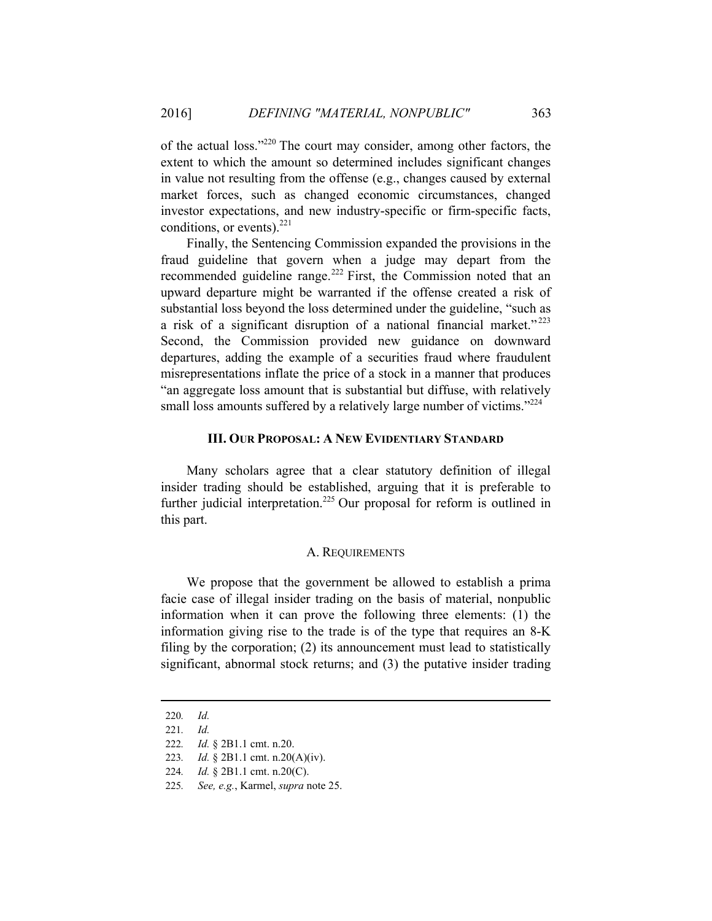of the actual loss."[220] The court may consider, among other factors, the extent to which the amount so determined includes significant changes in value not resulting from the offense (e.g., changes caused by external market forces, such as changed economic circumstances, changed investor expectations, and new industry-specific or firm-specific facts, conditions, or events).[221]

Finally, the Sentencing Commission expanded the provisions in the fraud guideline that govern when a judge may depart from the recommended guideline range.[222] First, the Commission noted that an upward departure might be warranted if the offense created a risk of substantial loss beyond the loss determined under the guideline, "such as a risk of a significant disruption of a national financial market."[223] Second, the Commission provided new guidance on downward departures, adding the example of a securities fraud where fraudulent misrepresentations inflate the price of a stock in a manner that produces "an aggregate loss amount that is substantial but diffuse, with relatively small loss amounts suffered by a relatively large number of victims."[224]

## III. OUR PROPOSAL: A NEW EVIDENTIARY STANDARD

Many scholars agree that a clear statutory definition of illegal insider trading should be established, arguing that it is preferable to further judicial interpretation.[225] Our proposal for reform is outlined in this part.

### A. REQUIREMENTS

We propose that the government be allowed to establish a prima facie case of illegal insider trading on the basis of material, nonpublic information when it can prove the following three elements: (1) the information giving rise to the trade is of the type that requires an 8-K filing by the corporation; (2) its announcement must lead to statistically significant, abnormal stock returns; and (3) the putative insider trading

---

220. *Id.*

221. *Id.*

222. *Id.* § 2B1.1 cmt. n.20.

223. *Id.* § 2B1.1 cmt. n.20(A)(iv).

224. *Id.* § 2B1.1 cmt. n.20(C).

225. *See, e.g.*, Karmel, *supra* note 25.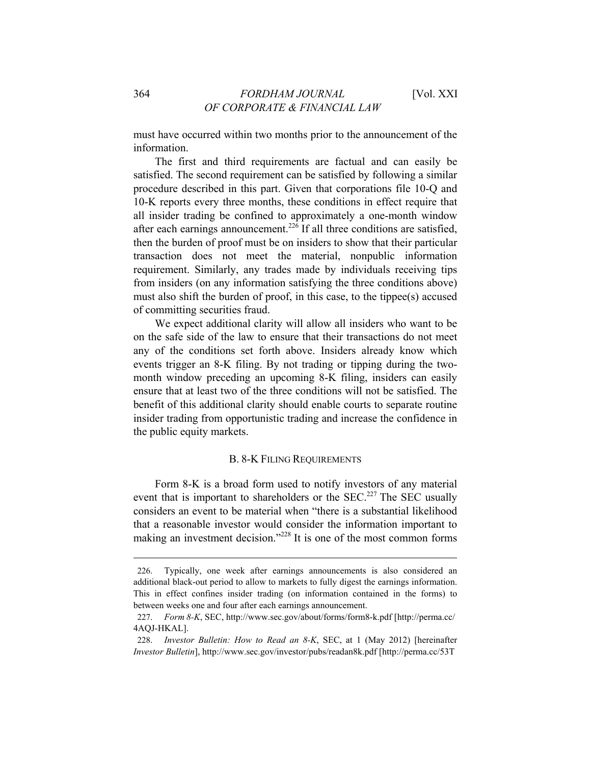must have occurred within two months prior to the announcement of the information.

The first and third requirements are factual and can easily be satisfied. The second requirement can be satisfied by following a similar procedure described in this part. Given that corporations file 10-Q and 10-K reports every three months, these conditions in effect require that all insider trading be confined to approximately a one-month window after each earnings announcement.[226] If all three conditions are satisfied, then the burden of proof must be on insiders to show that their particular transaction does not meet the material, nonpublic information requirement. Similarly, any trades made by individuals receiving tips from insiders (on any information satisfying the three conditions above) must also shift the burden of proof, in this case, to the tippee(s) accused of committing securities fraud.

We expect additional clarity will allow all insiders who want to be on the safe side of the law to ensure that their transactions do not meet any of the conditions set forth above. Insiders already know which events trigger an 8-K filing. By not trading or tipping during the two-month window preceding an upcoming 8-K filing, insiders can easily ensure that at least two of the three conditions will not be satisfied. The benefit of this additional clarity should enable courts to separate routine insider trading from opportunistic trading and increase the confidence in the public equity markets.

### B. 8-K Filing Requirements

Form 8-K is a broad form used to notify investors of any material event that is important to shareholders or the SEC.[227] The SEC usually considers an event to be material when "there is a substantial likelihood that a reasonable investor would consider the information important to making an investment decision."[228] It is one of the most common forms

---

226. Typically, one week after earnings announcements is also considered an additional black-out period to allow to markets to fully digest the earnings information. This in effect confines insider trading (on information contained in the forms) to between weeks one and four after each earnings announcement.

227. *Form 8-K*, SEC, http://www.sec.gov/about/forms/form8-k.pdf [http://perma.cc/4AQJ-HKAL].

228. *Investor Bulletin: How to Read an 8-K*, SEC, at 1 (May 2012) [hereinafter *Investor Bulletin*], http://www.sec.gov/investor/pubs/readan8k.pdf [http://perma.cc/53T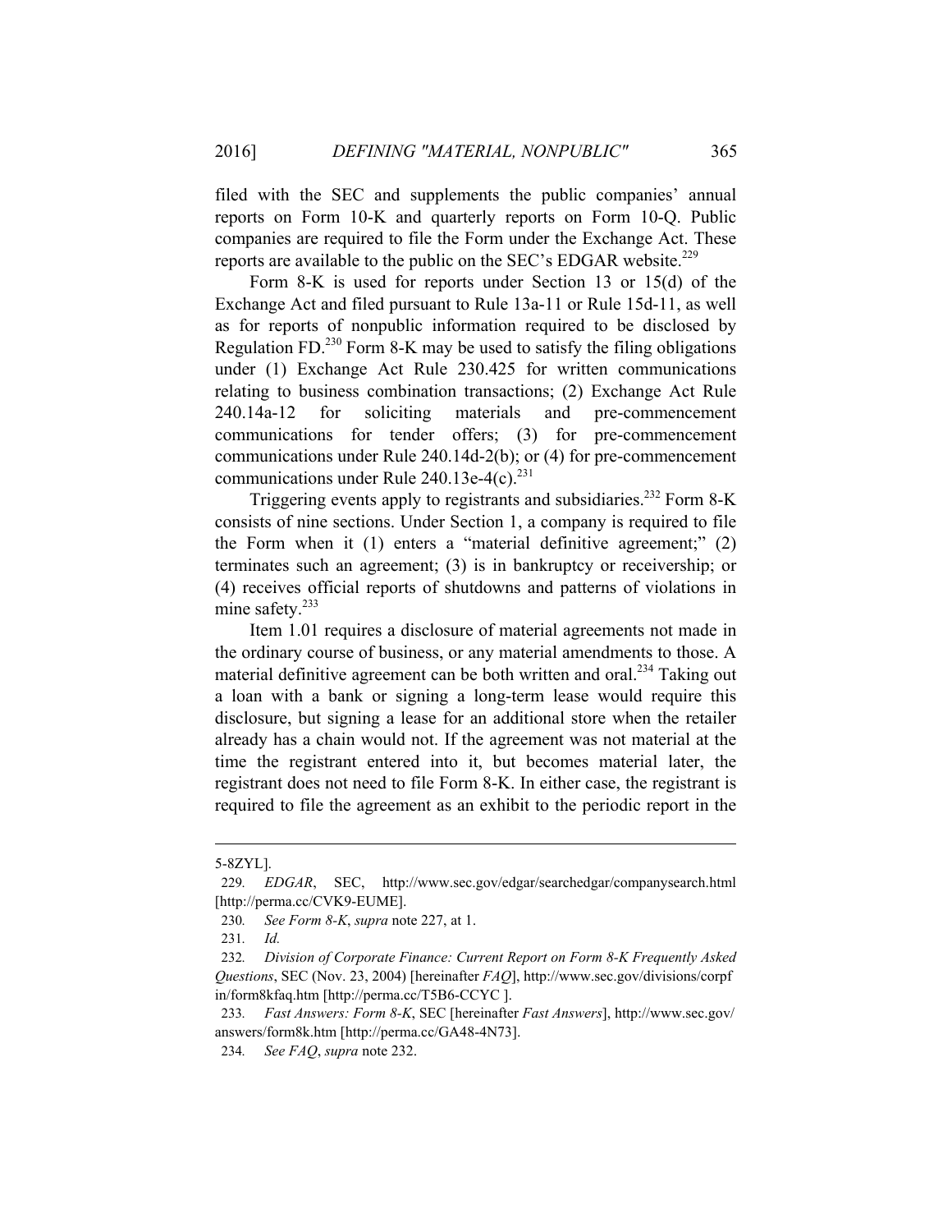filed with the SEC and supplements the public companies' annual reports on Form 10-K and quarterly reports on Form 10-Q. Public companies are required to file the Form under the Exchange Act. These reports are available to the public on the SEC's EDGAR website.[229]

Form 8-K is used for reports under Section 13 or 15(d) of the Exchange Act and filed pursuant to Rule 13a-11 or Rule 15d-11, as well as for reports of nonpublic information required to be disclosed by Regulation FD.[230] Form 8-K may be used to satisfy the filing obligations under (1) Exchange Act Rule 230.425 for written communications relating to business combination transactions; (2) Exchange Act Rule 240.14a-12 for soliciting materials and pre-commencement communications for tender offers; (3) for pre-commencement communications under Rule 240.14d-2(b); or (4) for pre-commencement communications under Rule 240.13e-4(c).[231]

Triggering events apply to registrants and subsidiaries.[232] Form 8-K consists of nine sections. Under Section 1, a company is required to file the Form when it (1) enters a "material definitive agreement;" (2) terminates such an agreement; (3) is in bankruptcy or receivership; or (4) receives official reports of shutdowns and patterns of violations in mine safety.[233]

Item 1.01 requires a disclosure of material agreements not made in the ordinary course of business, or any material amendments to those. A material definitive agreement can be both written and oral.[234] Taking out a loan with a bank or signing a long-term lease would require this disclosure, but signing a lease for an additional store when the retailer already has a chain would not. If the agreement was not material at the time the registrant entered into it, but becomes material later, the registrant does not need to file Form 8-K. In either case, the registrant is required to file the agreement as an exhibit to the periodic report in the

---

5-8ZYL].

229. *EDGAR*, SEC, http://www.sec.gov/edgar/searchedgar/companysearch.html [http://perma.cc/CVK9-EUME].

230. *See Form 8-K*, *supra* note 227, at 1.

231. *Id.*

232. *Division of Corporate Finance: Current Report on Form 8-K Frequently Asked Questions*, SEC (Nov. 23, 2004) [hereinafter *FAQ*], http://www.sec.gov/divisions/corpfin/form8kfaq.htm [http://perma.cc/T5B6-CCYC ].

233. *Fast Answers: Form 8-K*, SEC [hereinafter *Fast Answers*], http://www.sec.gov/answers/form8k.htm [http://perma.cc/GA48-4N73].

234. *See FAQ*, *supra* note 232.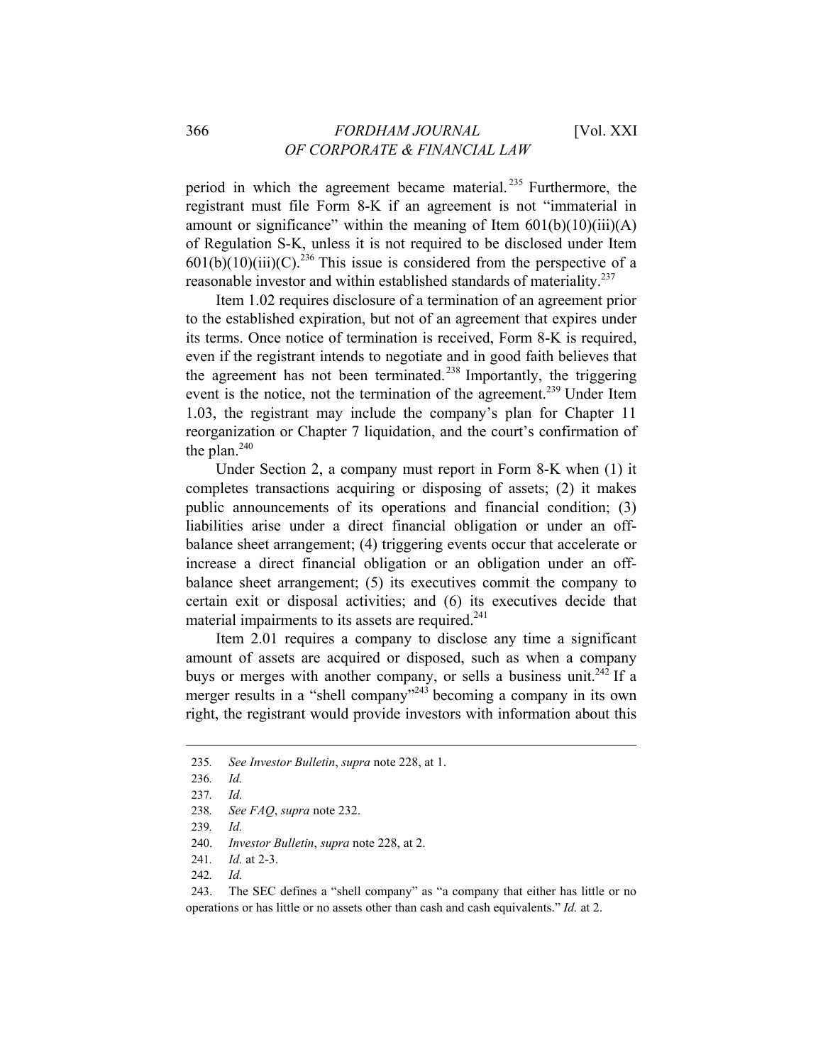period in which the agreement became material.[235] Furthermore, the registrant must file Form 8-K if an agreement is not "immaterial in amount or significance" within the meaning of Item 601(b)(10)(iii)(A) of Regulation S-K, unless it is not required to be disclosed under Item 601(b)(10)(iii)(C).[236] This issue is considered from the perspective of a reasonable investor and within established standards of materiality.[237]

Item 1.02 requires disclosure of a termination of an agreement prior to the established expiration, but not of an agreement that expires under its terms. Once notice of termination is received, Form 8-K is required, even if the registrant intends to negotiate and in good faith believes that the agreement has not been terminated.[238] Importantly, the triggering event is the notice, not the termination of the agreement.[239] Under Item 1.03, the registrant may include the company's plan for Chapter 11 reorganization or Chapter 7 liquidation, and the court's confirmation of the plan.[240]

Under Section 2, a company must report in Form 8-K when (1) it completes transactions acquiring or disposing of assets; (2) it makes public announcements of its operations and financial condition; (3) liabilities arise under a direct financial obligation or under an off-balance sheet arrangement; (4) triggering events occur that accelerate or increase a direct financial obligation or an obligation under an off-balance sheet arrangement; (5) its executives commit the company to certain exit or disposal activities; and (6) its executives decide that material impairments to its assets are required.[241]

Item 2.01 requires a company to disclose any time a significant amount of assets are acquired or disposed, such as when a company buys or merges with another company, or sells a business unit.[242] If a merger results in a "shell company"[243] becoming a company in its own right, the registrant would provide investors with information about this

---

235. *See Investor Bulletin*, *supra* note 228, at 1.

236. *Id.*

237. *Id.*

238. *See FAQ*, *supra* note 232.

239. *Id.*

240. *Investor Bulletin*, *supra* note 228, at 2.

241. *Id.* at 2-3.

242. *Id.*

243. The SEC defines a "shell company" as "a company that either has little or no operations or has little or no assets other than cash and cash equivalents." *Id.* at 2.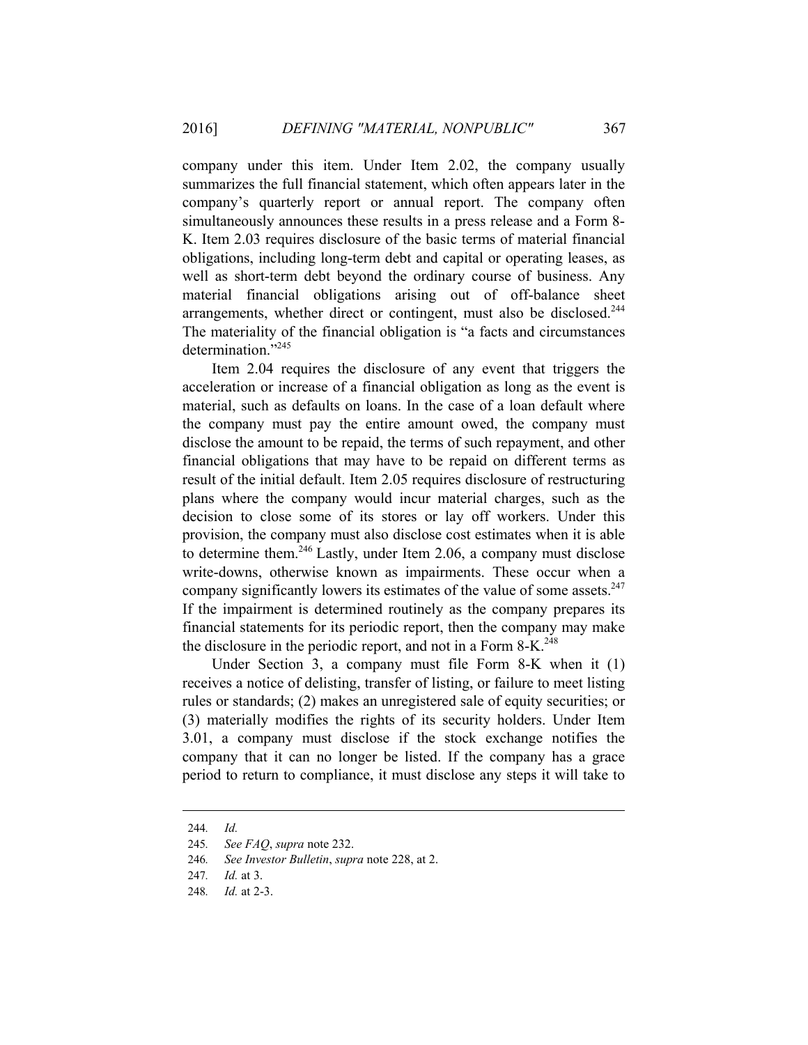company under this item. Under Item 2.02, the company usually summarizes the full financial statement, which often appears later in the company's quarterly report or annual report. The company often simultaneously announces these results in a press release and a Form 8-K. Item 2.03 requires disclosure of the basic terms of material financial obligations, including long-term debt and capital or operating leases, as well as short-term debt beyond the ordinary course of business. Any material financial obligations arising out of off-balance sheet arrangements, whether direct or contingent, must also be disclosed.[244] The materiality of the financial obligation is "a facts and circumstances determination."[245]

Item 2.04 requires the disclosure of any event that triggers the acceleration or increase of a financial obligation as long as the event is material, such as defaults on loans. In the case of a loan default where the company must pay the entire amount owed, the company must disclose the amount to be repaid, the terms of such repayment, and other financial obligations that may have to be repaid on different terms as result of the initial default. Item 2.05 requires disclosure of restructuring plans where the company would incur material charges, such as the decision to close some of its stores or lay off workers. Under this provision, the company must also disclose cost estimates when it is able to determine them.[246] Lastly, under Item 2.06, a company must disclose write-downs, otherwise known as impairments. These occur when a company significantly lowers its estimates of the value of some assets.[247] If the impairment is determined routinely as the company prepares its financial statements for its periodic report, then the company may make the disclosure in the periodic report, and not in a Form 8-K.[248]

Under Section 3, a company must file Form 8-K when it (1) receives a notice of delisting, transfer of listing, or failure to meet listing rules or standards; (2) makes an unregistered sale of equity securities; or (3) materially modifies the rights of its security holders. Under Item 3.01, a company must disclose if the stock exchange notifies the company that it can no longer be listed. If the company has a grace period to return to compliance, it must disclose any steps it will take to

---

244. *Id.*

245. *See FAQ*, *supra* note 232.

246. *See Investor Bulletin*, *supra* note 228, at 2.

247. *Id.* at 3.

248. *Id.* at 2-3.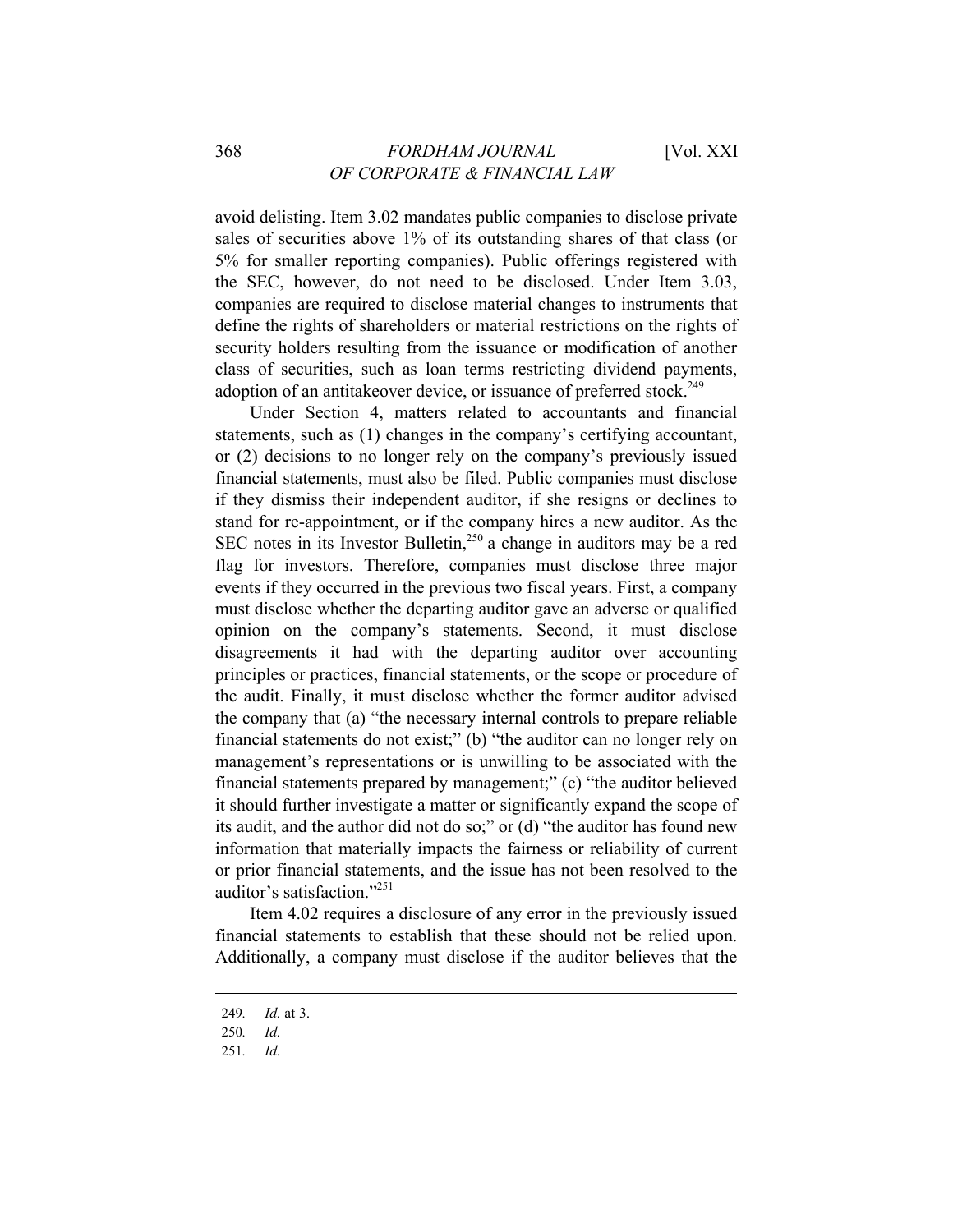avoid delisting. Item 3.02 mandates public companies to disclose private sales of securities above 1% of its outstanding shares of that class (or 5% for smaller reporting companies). Public offerings registered with the SEC, however, do not need to be disclosed. Under Item 3.03, companies are required to disclose material changes to instruments that define the rights of shareholders or material restrictions on the rights of security holders resulting from the issuance or modification of another class of securities, such as loan terms restricting dividend payments, adoption of an antitakeover device, or issuance of preferred stock.[249]

Under Section 4, matters related to accountants and financial statements, such as (1) changes in the company's certifying accountant, or (2) decisions to no longer rely on the company's previously issued financial statements, must also be filed. Public companies must disclose if they dismiss their independent auditor, if she resigns or declines to stand for re-appointment, or if the company hires a new auditor. As the SEC notes in its Investor Bulletin,[250] a change in auditors may be a red flag for investors. Therefore, companies must disclose three major events if they occurred in the previous two fiscal years. First, a company must disclose whether the departing auditor gave an adverse or qualified opinion on the company's statements. Second, it must disclose disagreements it had with the departing auditor over accounting principles or practices, financial statements, or the scope or procedure of the audit. Finally, it must disclose whether the former auditor advised the company that (a) "the necessary internal controls to prepare reliable financial statements do not exist;" (b) "the auditor can no longer rely on management's representations or is unwilling to be associated with the financial statements prepared by management;" (c) "the auditor believed it should further investigate a matter or significantly expand the scope of its audit, and the author did not do so;" or (d) "the auditor has found new information that materially impacts the fairness or reliability of current or prior financial statements, and the issue has not been resolved to the auditor's satisfaction."[251]

Item 4.02 requires a disclosure of any error in the previously issued financial statements to establish that these should not be relied upon. Additionally, a company must disclose if the auditor believes that the

---

249. *Id.* at 3.

250. *Id.*

251. *Id.*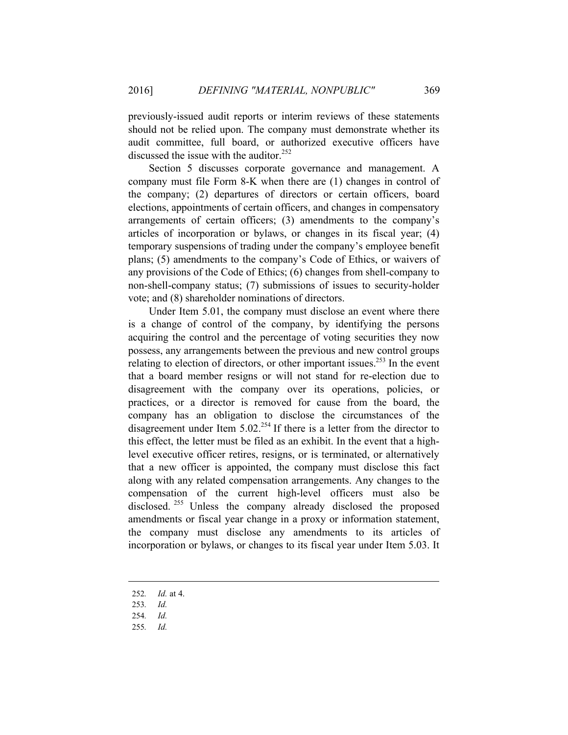previously-issued audit reports or interim reviews of these statements should not be relied upon. The company must demonstrate whether its audit committee, full board, or authorized executive officers have discussed the issue with the auditor.[252]

Section 5 discusses corporate governance and management. A company must file Form 8-K when there are (1) changes in control of the company; (2) departures of directors or certain officers, board elections, appointments of certain officers, and changes in compensatory arrangements of certain officers; (3) amendments to the company's articles of incorporation or bylaws, or changes in its fiscal year; (4) temporary suspensions of trading under the company's employee benefit plans; (5) amendments to the company's Code of Ethics, or waivers of any provisions of the Code of Ethics; (6) changes from shell-company to non-shell-company status; (7) submissions of issues to security-holder vote; and (8) shareholder nominations of directors.

Under Item 5.01, the company must disclose an event where there is a change of control of the company, by identifying the persons acquiring the control and the percentage of voting securities they now possess, any arrangements between the previous and new control groups relating to election of directors, or other important issues.[253] In the event that a board member resigns or will not stand for re-election due to disagreement with the company over its operations, policies, or practices, or a director is removed for cause from the board, the company has an obligation to disclose the circumstances of the disagreement under Item 5.02.[254] If there is a letter from the director to this effect, the letter must be filed as an exhibit. In the event that a high-level executive officer retires, resigns, or is terminated, or alternatively that a new officer is appointed, the company must disclose this fact along with any related compensation arrangements. Any changes to the compensation of the current high-level officers must also be disclosed.[255] Unless the company already disclosed the proposed amendments or fiscal year change in a proxy or information statement, the company must disclose any amendments to its articles of incorporation or bylaws, or changes to its fiscal year under Item 5.03. It

---

252. *Id.* at 4.
253. *Id.*
254. *Id.*
255. *Id.*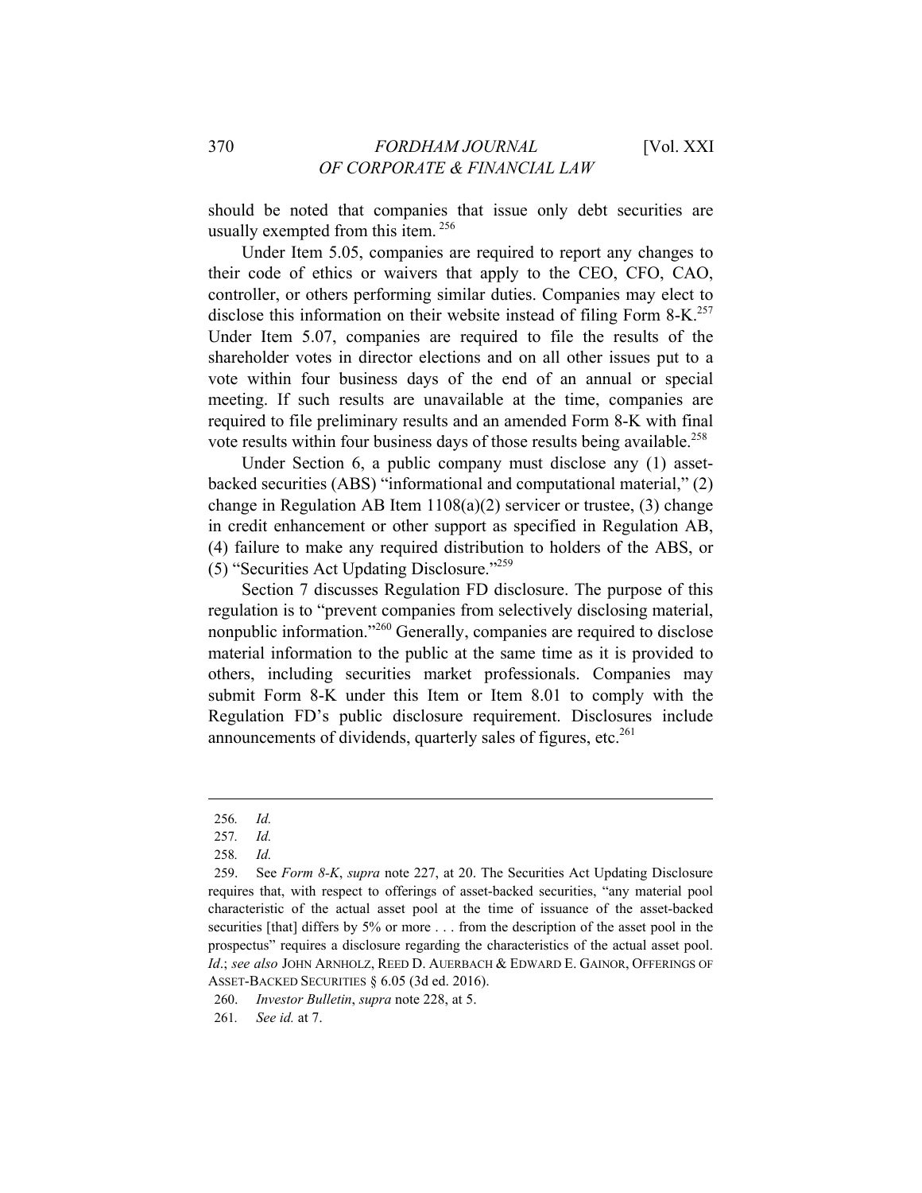should be noted that companies that issue only debt securities are usually exempted from this item. [256]

Under Item 5.05, companies are required to report any changes to their code of ethics or waivers that apply to the CEO, CFO, CAO, controller, or others performing similar duties. Companies may elect to disclose this information on their website instead of filing Form 8-K.[257] Under Item 5.07, companies are required to file the results of the shareholder votes in director elections and on all other issues put to a vote within four business days of the end of an annual or special meeting. If such results are unavailable at the time, companies are required to file preliminary results and an amended Form 8-K with final vote results within four business days of those results being available.[258]

Under Section 6, a public company must disclose any (1) asset-backed securities (ABS) "informational and computational material," (2) change in Regulation AB Item 1108(a)(2) servicer or trustee, (3) change in credit enhancement or other support as specified in Regulation AB, (4) failure to make any required distribution to holders of the ABS, or (5) "Securities Act Updating Disclosure."[259]

Section 7 discusses Regulation FD disclosure. The purpose of this regulation is to "prevent companies from selectively disclosing material, nonpublic information."[260] Generally, companies are required to disclose material information to the public at the same time as it is provided to others, including securities market professionals. Companies may submit Form 8-K under this Item or Item 8.01 to comply with the Regulation FD's public disclosure requirement. Disclosures include announcements of dividends, quarterly sales of figures, etc.[261]

---

256. *Id.*

257. *Id.*

258. *Id.*

259. See *Form 8-K*, *supra* note 227, at 20. The Securities Act Updating Disclosure requires that, with respect to offerings of asset-backed securities, "any material pool characteristic of the actual asset pool at the time of issuance of the asset-backed securities [that] differs by 5% or more . . . from the description of the asset pool in the prospectus" requires a disclosure regarding the characteristics of the actual asset pool. *Id.*; *see also* JOHN ARNHOLZ, REED D. AUERBACH & EDWARD E. GAINOR, OFFERINGS OF ASSET-BACKED SECURITIES § 6.05 (3d ed. 2016).

260. *Investor Bulletin*, *supra* note 228, at 5.

261. *See id.* at 7.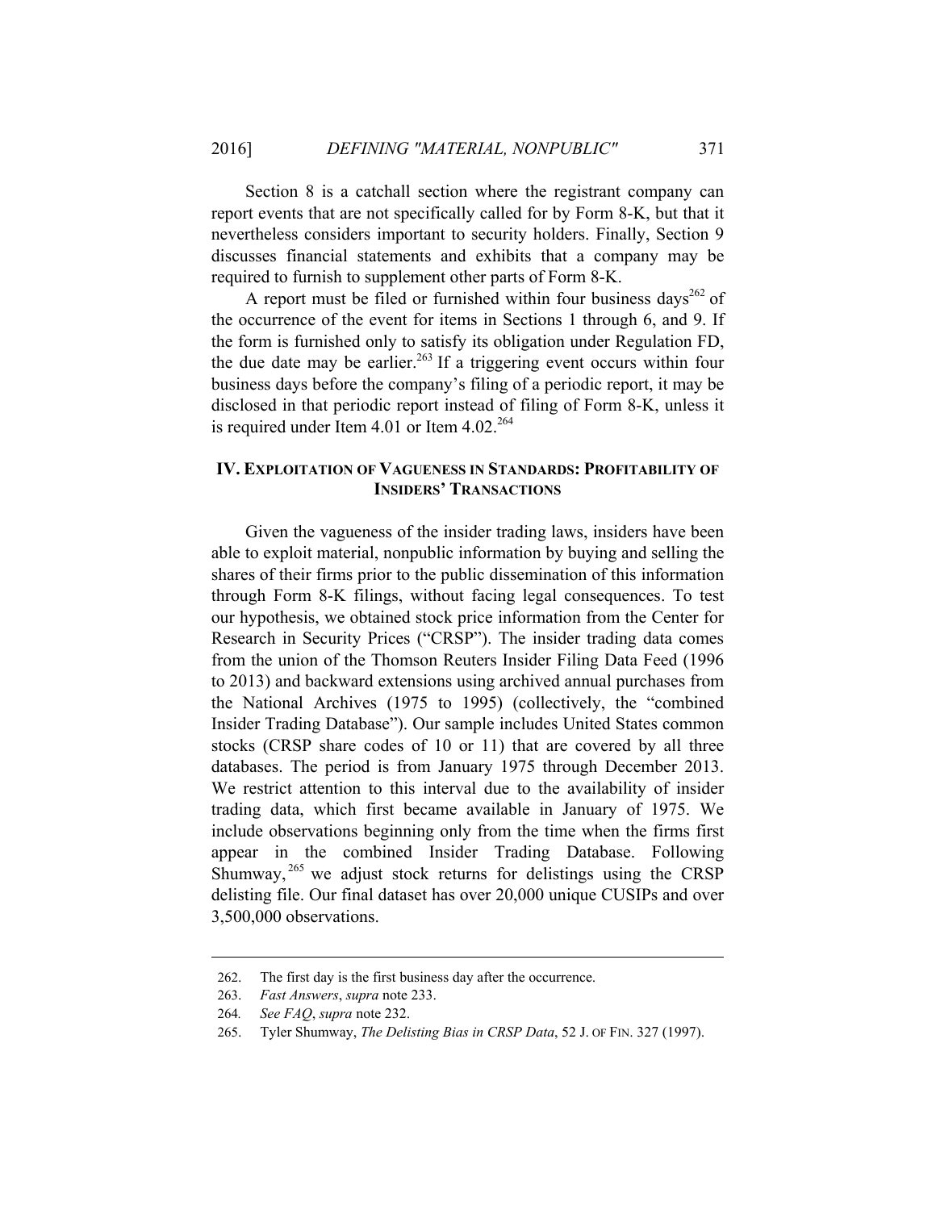Section 8 is a catchall section where the registrant company can report events that are not specifically called for by Form 8-K, but that it nevertheless considers important to security holders. Finally, Section 9 discusses financial statements and exhibits that a company may be required to furnish to supplement other parts of Form 8-K.

A report must be filed or furnished within four business days[262] of the occurrence of the event for items in Sections 1 through 6, and 9. If the form is furnished only to satisfy its obligation under Regulation FD, the due date may be earlier.[263] If a triggering event occurs within four business days before the company's filing of a periodic report, it may be disclosed in that periodic report instead of filing of Form 8-K, unless it is required under Item 4.01 or Item 4.02.[264]

## IV. EXPLOITATION OF VAGUENESS IN STANDARDS: PROFITABILITY OF INSIDERS' TRANSACTIONS

Given the vagueness of the insider trading laws, insiders have been able to exploit material, nonpublic information by buying and selling the shares of their firms prior to the public dissemination of this information through Form 8-K filings, without facing legal consequences. To test our hypothesis, we obtained stock price information from the Center for Research in Security Prices ("CRSP"). The insider trading data comes from the union of the Thomson Reuters Insider Filing Data Feed (1996 to 2013) and backward extensions using archived annual purchases from the National Archives (1975 to 1995) (collectively, the "combined Insider Trading Database"). Our sample includes United States common stocks (CRSP share codes of 10 or 11) that are covered by all three databases. The period is from January 1975 through December 2013. We restrict attention to this interval due to the availability of insider trading data, which first became available in January of 1975. We include observations beginning only from the time when the firms first appear in the combined Insider Trading Database. Following Shumway,[265] we adjust stock returns for delistings using the CRSP delisting file. Our final dataset has over 20,000 unique CUSIPs and over 3,500,000 observations.

---

262. The first day is the first business day after the occurrence.

263. *Fast Answers*, *supra* note 233.

264. *See FAQ*, *supra* note 232.

265. Tyler Shumway, *The Delisting Bias in CRSP Data*, 52 J. OF FIN. 327 (1997).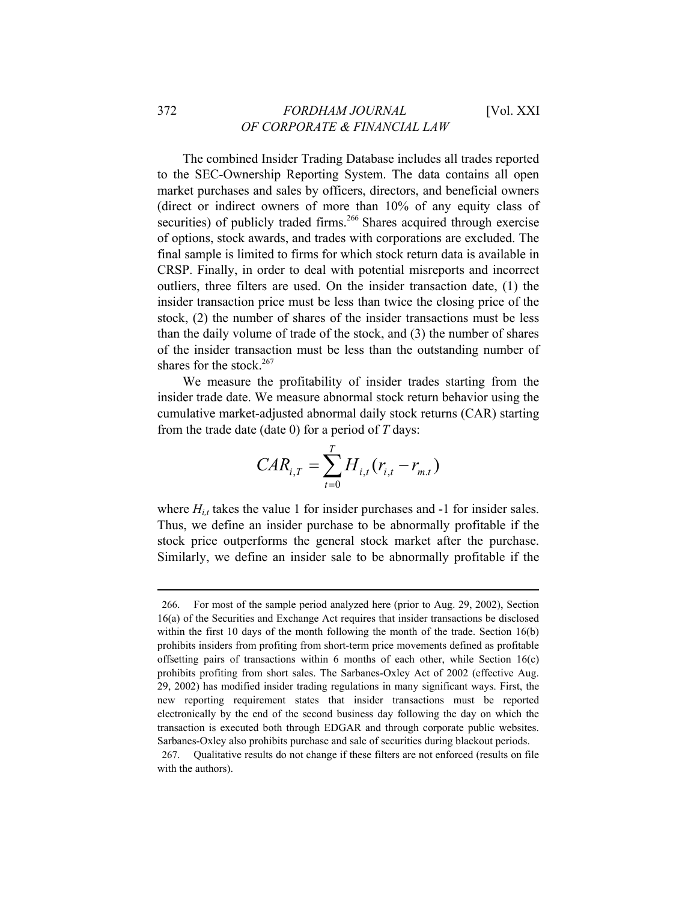The combined Insider Trading Database includes all trades reported to the SEC-Ownership Reporting System. The data contains all open market purchases and sales by officers, directors, and beneficial owners (direct or indirect owners of more than 10% of any equity class of securities) of publicly traded firms.[266] Shares acquired through exercise of options, stock awards, and trades with corporations are excluded. The final sample is limited to firms for which stock return data is available in CRSP. Finally, in order to deal with potential misreports and incorrect outliers, three filters are used. On the insider transaction date, (1) the insider transaction price must be less than twice the closing price of the stock, (2) the number of shares of the insider transactions must be less than the daily volume of trade of the stock, and (3) the number of shares of the insider transaction must be less than the outstanding number of shares for the stock.[267]

We measure the profitability of insider trades starting from the insider trade date. We measure abnormal stock return behavior using the cumulative market-adjusted abnormal daily stock returns (CAR) starting from the trade date (date 0) for a period of $T$ days:

$$CAR_{i,T} = \sum_{t=0}^{T} H_{i,t}(r_{i,t} - r_{m.t})$$

where $H_{i,t}$ takes the value 1 for insider purchases and -1 for insider sales. Thus, we define an insider purchase to be abnormally profitable if the stock price outperforms the general stock market after the purchase. Similarly, we define an insider sale to be abnormally profitable if the

---

266. For most of the sample period analyzed here (prior to Aug. 29, 2002), Section 16(a) of the Securities and Exchange Act requires that insider transactions be disclosed within the first 10 days of the month following the month of the trade. Section 16(b) prohibits insiders from profiting from short-term price movements defined as profitable offsetting pairs of transactions within 6 months of each other, while Section 16(c) prohibits profiting from short sales. The Sarbanes-Oxley Act of 2002 (effective Aug. 29, 2002) has modified insider trading regulations in many significant ways. First, the new reporting requirement states that insider transactions must be reported electronically by the end of the second business day following the day on which the transaction is executed both through EDGAR and through corporate public websites. Sarbanes-Oxley also prohibits purchase and sale of securities during blackout periods.

267. Qualitative results do not change if these filters are not enforced (results on file with the authors).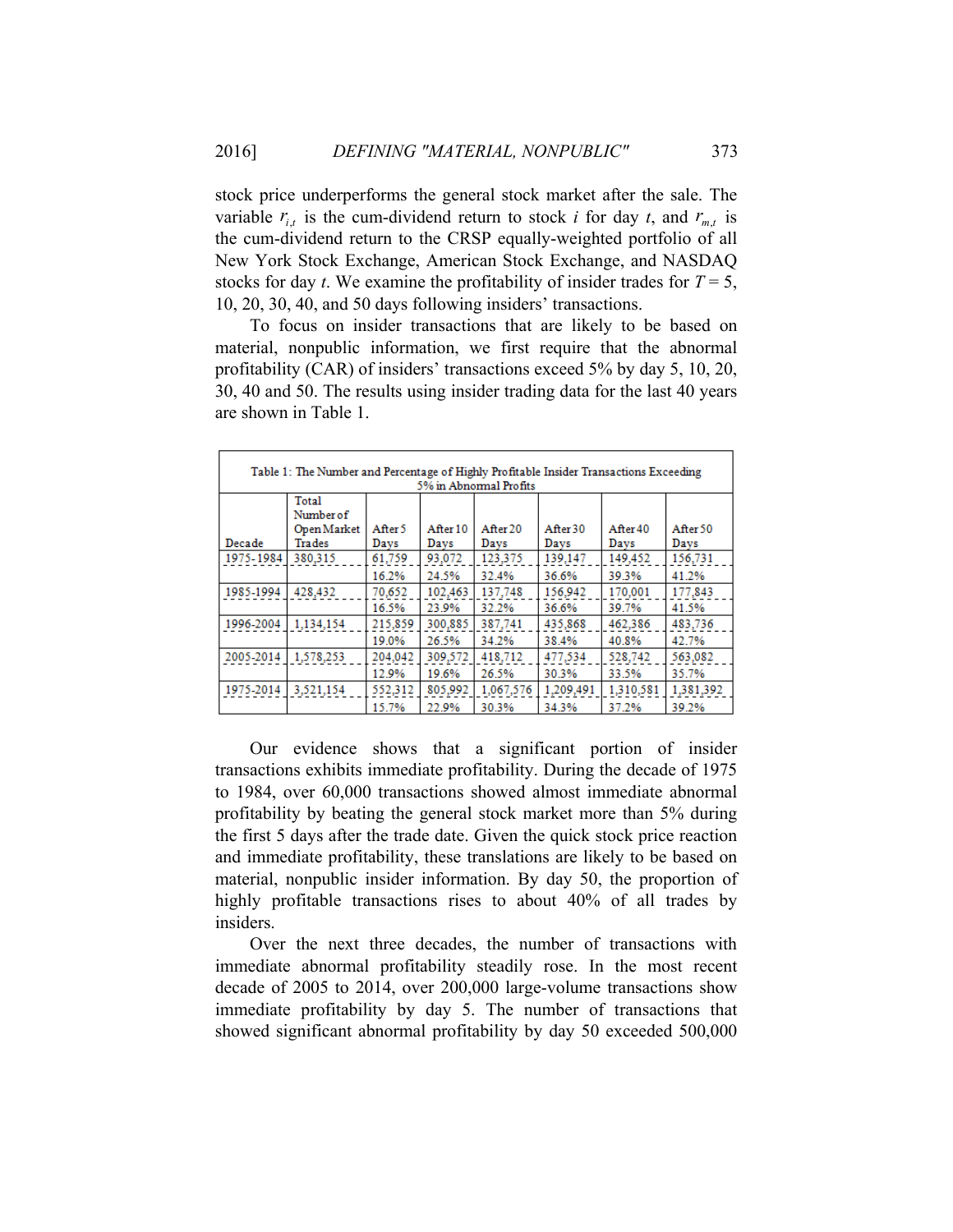stock price underperforms the general stock market after the sale. The variable $r_{i,t}$ is the cum-dividend return to stock $i$ for day $t$, and $r_{m,t}$ is the cum-dividend return to the CRSP equally-weighted portfolio of all New York Stock Exchange, American Stock Exchange, and NASDAQ stocks for day $t$. We examine the profitability of insider trades for $T = 5$, 10, 20, 30, 40, and 50 days following insiders' transactions.

To focus on insider transactions that are likely to be based on material, nonpublic information, we first require that the abnormal profitability (CAR) of insiders' transactions exceed 5% by day 5, 10, 20, 30, 40 and 50. The results using insider trading data for the last 40 years are shown in Table 1.

Table 1: The Number and Percentage of Highly Profitable Insider Transactions Exceeding 5% in Abnormal Profits

| Decade | Total Number of Open Market Trades | After 5 Days | After 10 Days | After 20 Days | After 30 Days | After 40 Days | After 50 Days |
|---|---|---|---|---|---|---|---|
| 1975-1984 | 380,315 | 61,759 | 93,072 | 123,375 | 139,147 | 149,452 | 156,731 |
| | | 16.2% | 24.5% | 32.4% | 36.6% | 39.3% | 41.2% |
| 1985-1994 | 428,432 | 70,652 | 102,463 | 137,748 | 156,942 | 170,001 | 177,843 |
| | | 16.5% | 23.9% | 32.2% | 36.6% | 39.7% | 41.5% |
| 1996-2004 | 1,134,154 | 215,859 | 300,885 | 387,741 | 435,868 | 462,386 | 483,736 |
| | | 19.0% | 26.5% | 34.2% | 38.4% | 40.8% | 42.7% |
| 2005-2014 | 1,578,253 | 204,042 | 309,572 | 418,712 | 477,534 | 528,742 | 563,082 |
| | | 12.9% | 19.6% | 26.5% | 30.3% | 33.5% | 35.7% |
| 1975-2014 | 3,521,154 | 552,312 | 805,992 | 1,067,576 | 1,209,491 | 1,310,581 | 1,381,392 |
| | | 15.7% | 22.9% | 30.3% | 34.3% | 37.2% | 39.2% |

Our evidence shows that a significant portion of insider transactions exhibits immediate profitability. During the decade of 1975 to 1984, over 60,000 transactions showed almost immediate abnormal profitability by beating the general stock market more than 5% during the first 5 days after the trade date. Given the quick stock price reaction and immediate profitability, these translations are likely to be based on material, nonpublic insider information. By day 50, the proportion of highly profitable transactions rises to about 40% of all trades by insiders.

Over the next three decades, the number of transactions with immediate abnormal profitability steadily rose. In the most recent decade of 2005 to 2014, over 200,000 large-volume transactions show immediate profitability by day 5. The number of transactions that showed significant abnormal profitability by day 50 exceeded 500,000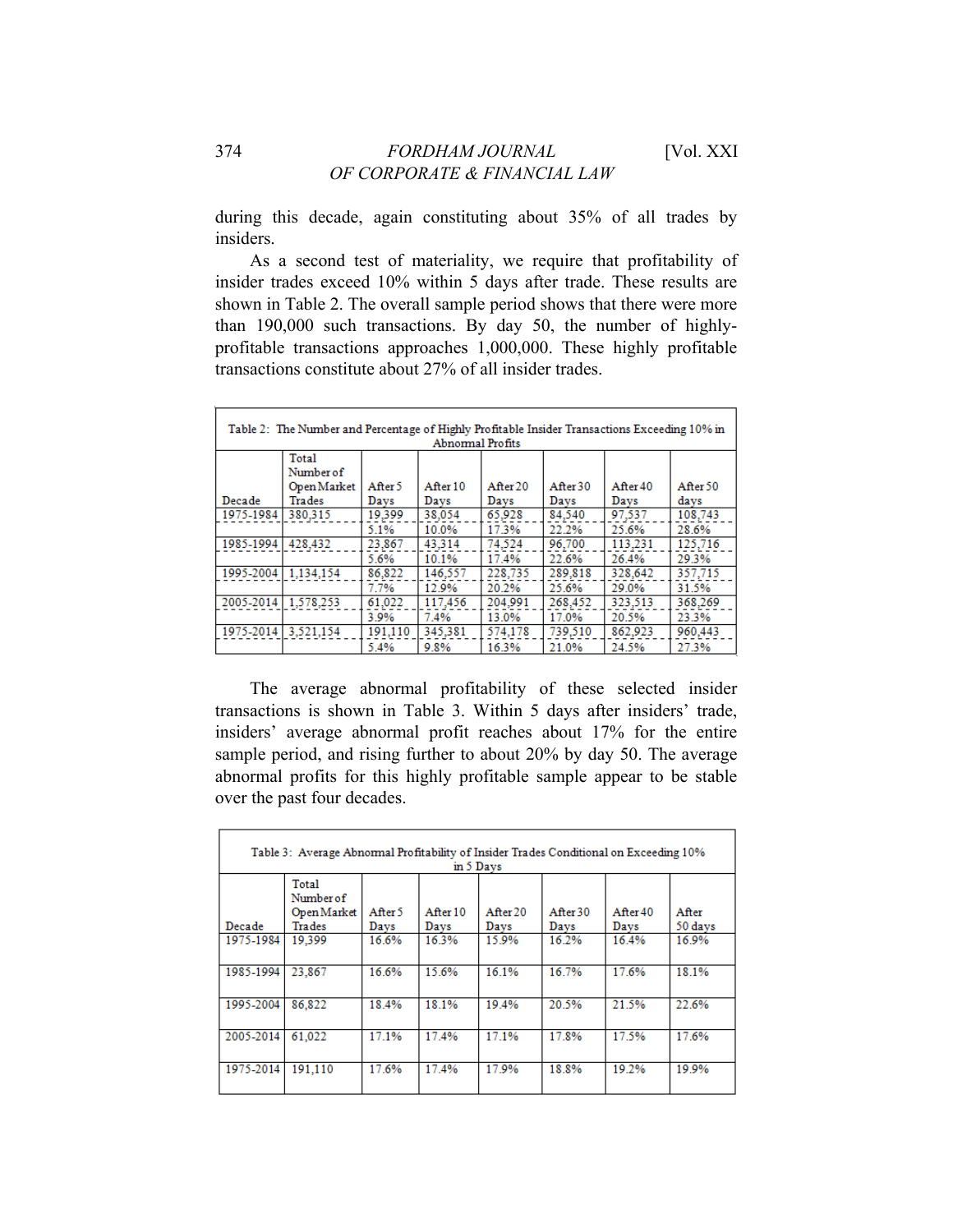during this decade, again constituting about 35% of all trades by insiders.

As a second test of materiality, we require that profitability of insider trades exceed 10% within 5 days after trade. These results are shown in Table 2. The overall sample period shows that there were more than 190,000 such transactions. By day 50, the number of highly-profitable transactions approaches 1,000,000. These highly profitable transactions constitute about 27% of all insider trades.

Table 2: The Number and Percentage of Highly Profitable Insider Transactions Exceeding 10% in Abnormal Profits

| Decade | Total Number of Open Market Trades | After 5 Days | After 10 Days | After 20 Days | After 30 Days | After 40 Days | After 50 days |
|---|---|---|---|---|---|---|---|
| 1975-1984 | 380,315 | 19,399 | 38,054 | 65,928 | 84,540 | 97,537 | 108,743 |
| | | 5.1% | 10.0% | 17.3% | 22.2% | 25.6% | 28.6% |
| 1985-1994 | 428,432 | 23,867 | 43,314 | 74,524 | 96,700 | 113,231 | 125,716 |
| | | 5.6% | 10.1% | 17.4% | 22.6% | 26.4% | 29.3% |
| 1995-2004 | 1,134,154 | 86,822 | 146,557 | 228,735 | 289,818 | 328,642 | 357,715 |
| | | 7.7% | 12.9% | 20.2% | 25.6% | 29.0% | 31.5% |
| 2005-2014 | 1,578,253 | 61,022 | 117,456 | 204,991 | 268,452 | 323,513 | 368,269 |
| | | 3.9% | 7.4% | 13.0% | 17.0% | 20.5% | 23.3% |
| 1975-2014 | 3,521,154 | 191,110 | 345,381 | 574,178 | 739,510 | 862,923 | 960,443 |
| | | 5.4% | 9.8% | 16.3% | 21.0% | 24.5% | 27.3% |

The average abnormal profitability of these selected insider transactions is shown in Table 3. Within 5 days after insiders' trade, insiders' average abnormal profit reaches about 17% for the entire sample period, and rising further to about 20% by day 50. The average abnormal profits for this highly profitable sample appear to be stable over the past four decades.

Table 3: Average Abnormal Profitability of Insider Trades Conditional on Exceeding 10% in 5 Days

| Decade | Total Number of Open Market Trades | After 5 Days | After 10 Days | After 20 Days | After 30 Days | After 40 Days | After 50 days |
|---|---|---|---|---|---|---|---|
| 1975-1984 | 19,399 | 16.6% | 16.3% | 15.9% | 16.2% | 16.4% | 16.9% |
| 1985-1994 | 23,867 | 16.6% | 15.6% | 16.1% | 16.7% | 17.6% | 18.1% |
| 1995-2004 | 86,822 | 18.4% | 18.1% | 19.4% | 20.5% | 21.5% | 22.6% |
| 2005-2014 | 61,022 | 17.1% | 17.4% | 17.1% | 17.8% | 17.5% | 17.6% |
| 1975-2014 | 191,110 | 17.6% | 17.4% | 17.9% | 18.8% | 19.2% | 19.9% |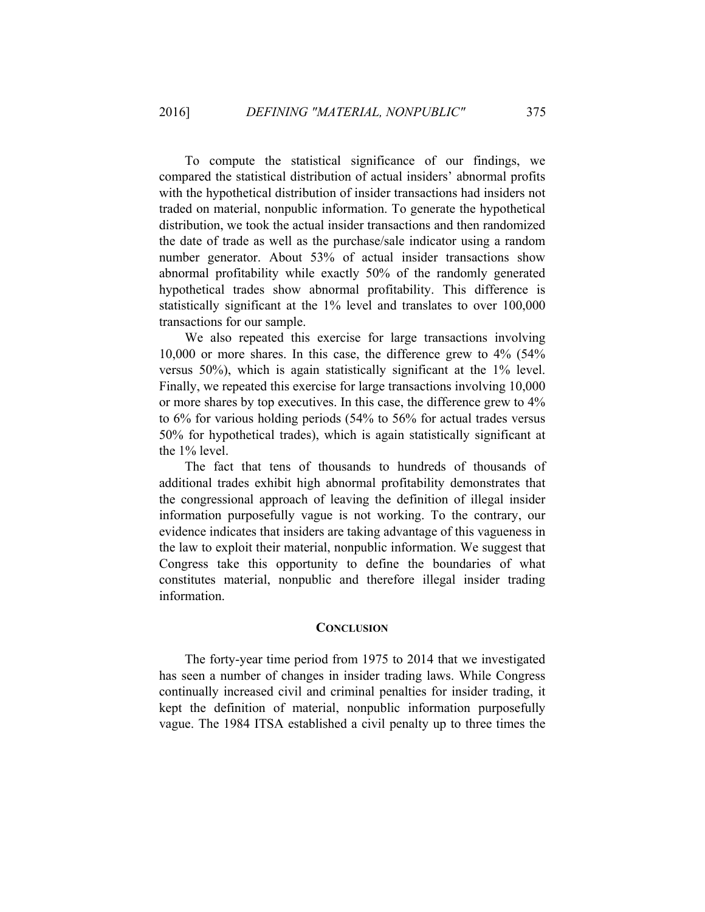To compute the statistical significance of our findings, we compared the statistical distribution of actual insiders' abnormal profits with the hypothetical distribution of insider transactions had insiders not traded on material, nonpublic information. To generate the hypothetical distribution, we took the actual insider transactions and then randomized the date of trade as well as the purchase/sale indicator using a random number generator. About 53% of actual insider transactions show abnormal profitability while exactly 50% of the randomly generated hypothetical trades show abnormal profitability. This difference is statistically significant at the 1% level and translates to over 100,000 transactions for our sample.

We also repeated this exercise for large transactions involving 10,000 or more shares. In this case, the difference grew to 4% (54% versus 50%), which is again statistically significant at the 1% level. Finally, we repeated this exercise for large transactions involving 10,000 or more shares by top executives. In this case, the difference grew to 4% to 6% for various holding periods (54% to 56% for actual trades versus 50% for hypothetical trades), which is again statistically significant at the 1% level.

The fact that tens of thousands to hundreds of thousands of additional trades exhibit high abnormal profitability demonstrates that the congressional approach of leaving the definition of illegal insider information purposefully vague is not working. To the contrary, our evidence indicates that insiders are taking advantage of this vagueness in the law to exploit their material, nonpublic information. We suggest that Congress take this opportunity to define the boundaries of what constitutes material, nonpublic and therefore illegal insider trading information.

## CONCLUSION

The forty-year time period from 1975 to 2014 that we investigated has seen a number of changes in insider trading laws. While Congress continually increased civil and criminal penalties for insider trading, it kept the definition of material, nonpublic information purposefully vague. The 1984 ITSA established a civil penalty up to three times the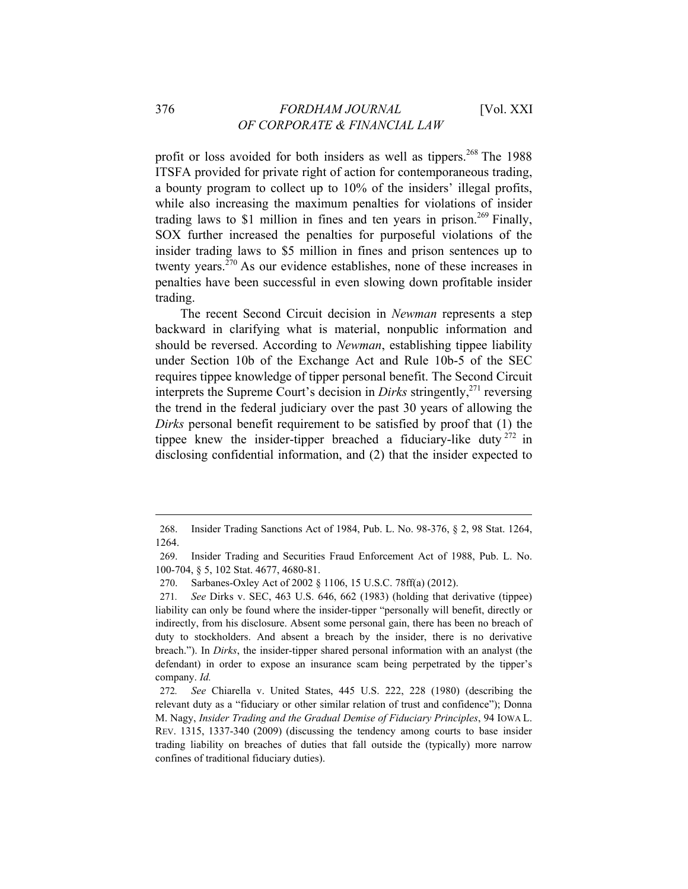profit or loss avoided for both insiders as well as tippers.[268] The 1988 ITSFA provided for private right of action for contemporaneous trading, a bounty program to collect up to 10% of the insiders' illegal profits, while also increasing the maximum penalties for violations of insider trading laws to $1 million in fines and ten years in prison.[269] Finally, SOX further increased the penalties for purposeful violations of the insider trading laws to $5 million in fines and prison sentences up to twenty years.[270] As our evidence establishes, none of these increases in penalties have been successful in even slowing down profitable insider trading.

The recent Second Circuit decision in *Newman* represents a step backward in clarifying what is material, nonpublic information and should be reversed. According to *Newman*, establishing tippee liability under Section 10b of the Exchange Act and Rule 10b-5 of the SEC requires tippee knowledge of tipper personal benefit. The Second Circuit interprets the Supreme Court's decision in *Dirks* stringently,[271] reversing the trend in the federal judiciary over the past 30 years of allowing the *Dirks* personal benefit requirement to be satisfied by proof that (1) the tippee knew the insider-tipper breached a fiduciary-like duty[272] in disclosing confidential information, and (2) that the insider expected to

---

268. Insider Trading Sanctions Act of 1984, Pub. L. No. 98-376, § 2, 98 Stat. 1264, 1264.

269. Insider Trading and Securities Fraud Enforcement Act of 1988, Pub. L. No. 100-704, § 5, 102 Stat. 4677, 4680-81.

270. Sarbanes-Oxley Act of 2002 § 1106, 15 U.S.C. 78ff(a) (2012).

271. *See* Dirks v. SEC, 463 U.S. 646, 662 (1983) (holding that derivative (tippee) liability can only be found where the insider-tipper "personally will benefit, directly or indirectly, from his disclosure. Absent some personal gain, there has been no breach of duty to stockholders. And absent a breach by the insider, there is no derivative breach."). In *Dirks*, the insider-tipper shared personal information with an analyst (the defendant) in order to expose an insurance scam being perpetrated by the tipper's company. *Id.*

272. *See* Chiarella v. United States, 445 U.S. 222, 228 (1980) (describing the relevant duty as a "fiduciary or other similar relation of trust and confidence"); Donna M. Nagy, *Insider Trading and the Gradual Demise of Fiduciary Principles*, 94 IOWA L. REV. 1315, 1337-340 (2009) (discussing the tendency among courts to base insider trading liability on breaches of duties that fall outside the (typically) more narrow confines of traditional fiduciary duties).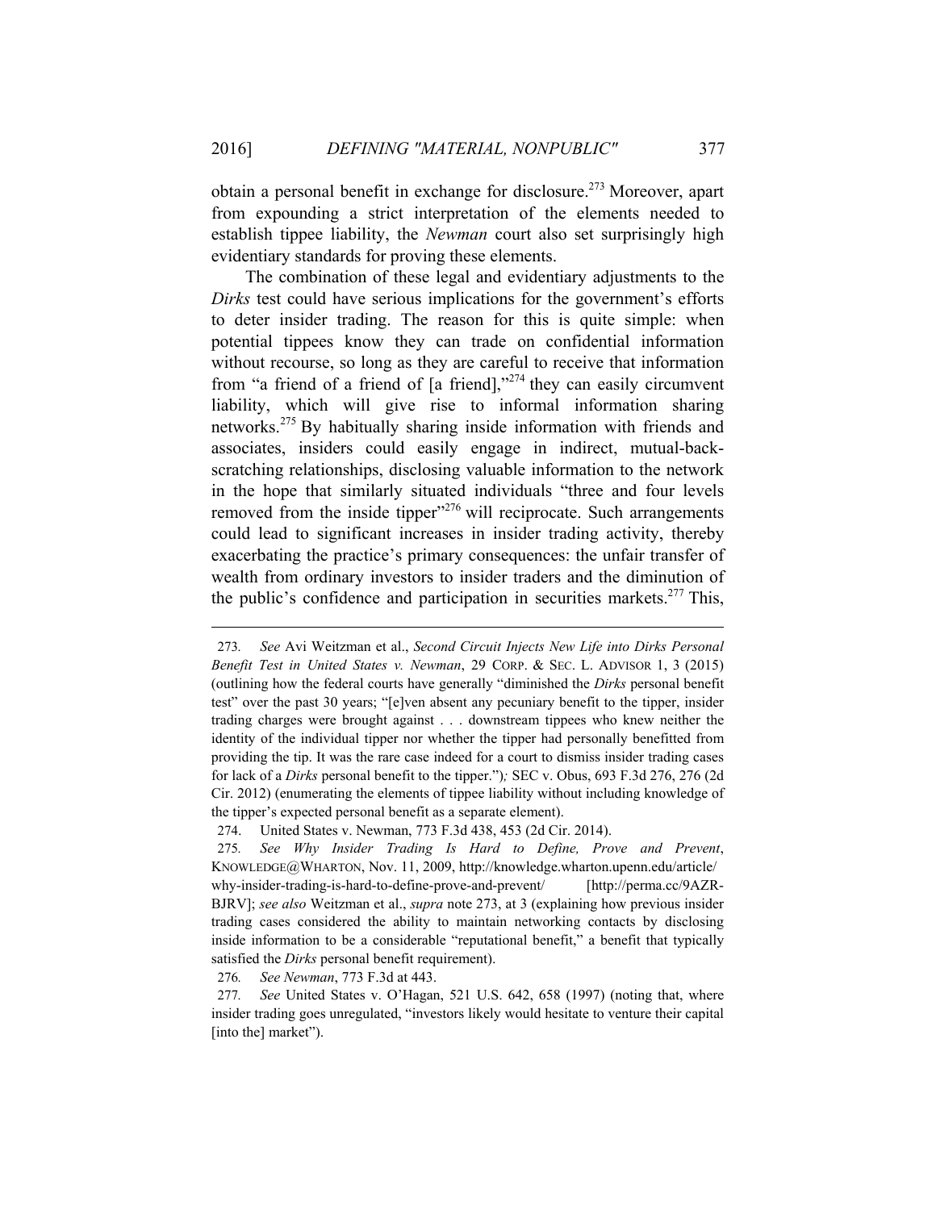obtain a personal benefit in exchange for disclosure.[273] Moreover, apart from expounding a strict interpretation of the elements needed to establish tippee liability, the *Newman* court also set surprisingly high evidentiary standards for proving these elements.

The combination of these legal and evidentiary adjustments to the *Dirks* test could have serious implications for the government's efforts to deter insider trading. The reason for this is quite simple: when potential tippees know they can trade on confidential information without recourse, so long as they are careful to receive that information from "a friend of a friend of [a friend],"[274] they can easily circumvent liability, which will give rise to informal information sharing networks.[275] By habitually sharing inside information with friends and associates, insiders could easily engage in indirect, mutual-back-scratching relationships, disclosing valuable information to the network in the hope that similarly situated individuals "three and four levels removed from the inside tipper"[276] will reciprocate. Such arrangements could lead to significant increases in insider trading activity, thereby exacerbating the practice's primary consequences: the unfair transfer of wealth from ordinary investors to insider traders and the diminution of the public's confidence and participation in securities markets.[277] This,

---

273. *See* Avi Weitzman et al., *Second Circuit Injects New Life into Dirks Personal Benefit Test in United States v. Newman*, 29 CORP. & SEC. L. ADVISOR 1, 3 (2015) (outlining how the federal courts have generally "diminished the *Dirks* personal benefit test" over the past 30 years; "[e]ven absent any pecuniary benefit to the tipper, insider trading charges were brought against . . . downstream tippees who knew neither the identity of the individual tipper nor whether the tipper had personally benefitted from providing the tip. It was the rare case indeed for a court to dismiss insider trading cases for lack of a *Dirks* personal benefit to the tipper."); SEC v. Obus, 693 F.3d 276, 276 (2d Cir. 2012) (enumerating the elements of tippee liability without including knowledge of the tipper's expected personal benefit as a separate element).

274. United States v. Newman, 773 F.3d 438, 453 (2d Cir. 2014).

275. *See Why Insider Trading Is Hard to Define, Prove and Prevent*, KNOWLEDGE@WHARTON, Nov. 11, 2009, http://knowledge.wharton.upenn.edu/article/why-insider-trading-is-hard-to-define-prove-and-prevent/ [http://perma.cc/9AZR-BJRV]; *see also* Weitzman et al., *supra* note 273, at 3 (explaining how previous insider trading cases considered the ability to maintain networking contacts by disclosing inside information to be a considerable "reputational benefit," a benefit that typically satisfied the *Dirks* personal benefit requirement).

276. *See Newman*, 773 F.3d at 443.

277. *See* United States v. O'Hagan, 521 U.S. 642, 658 (1997) (noting that, where insider trading goes unregulated, "investors likely would hesitate to venture their capital [into the] market").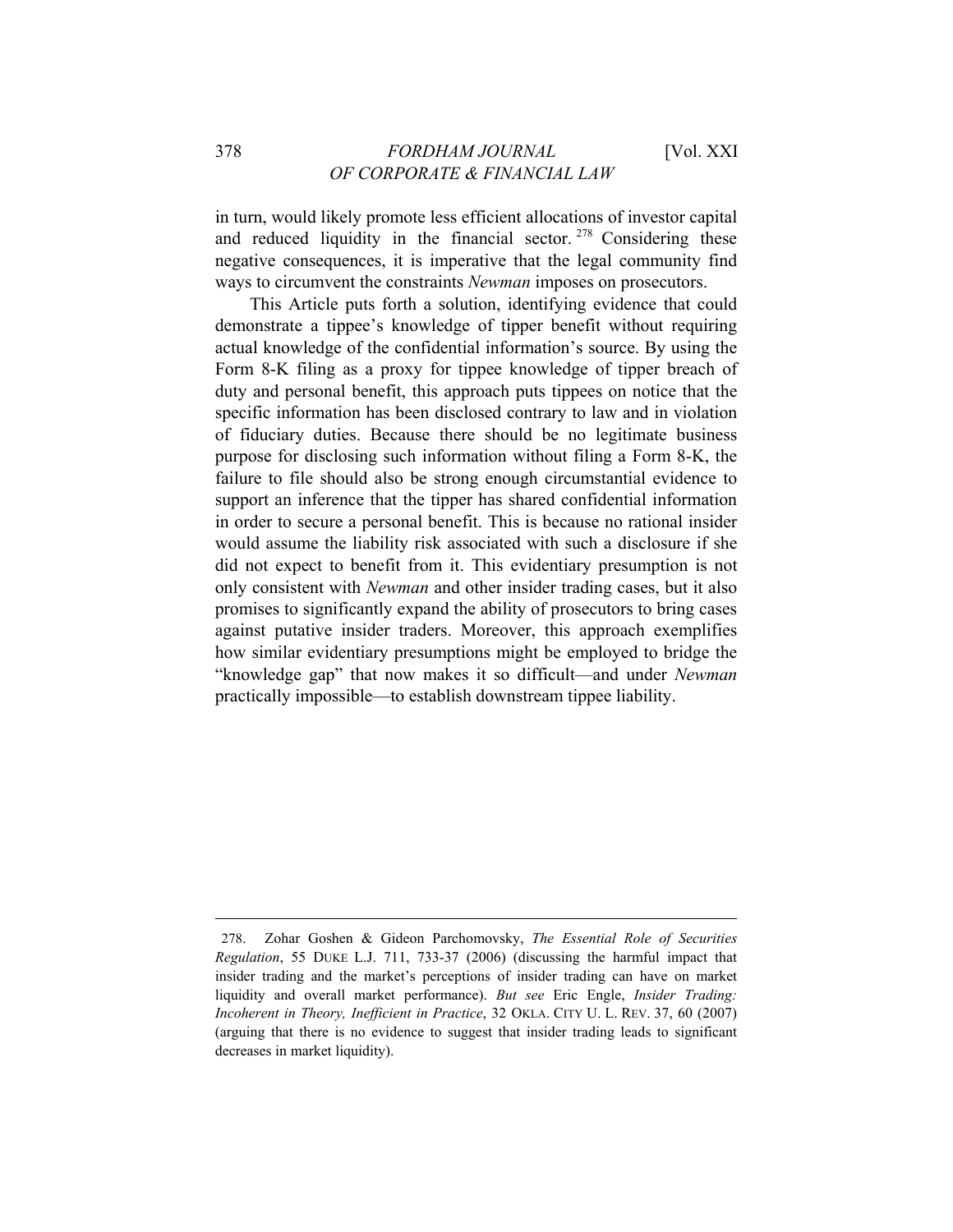in turn, would likely promote less efficient allocations of investor capital and reduced liquidity in the financial sector.[278] Considering these negative consequences, it is imperative that the legal community find ways to circumvent the constraints *Newman* imposes on prosecutors.

This Article puts forth a solution, identifying evidence that could demonstrate a tippee's knowledge of tipper benefit without requiring actual knowledge of the confidential information's source. By using the Form 8-K filing as a proxy for tippee knowledge of tipper breach of duty and personal benefit, this approach puts tippees on notice that the specific information has been disclosed contrary to law and in violation of fiduciary duties. Because there should be no legitimate business purpose for disclosing such information without filing a Form 8-K, the failure to file should also be strong enough circumstantial evidence to support an inference that the tipper has shared confidential information in order to secure a personal benefit. This is because no rational insider would assume the liability risk associated with such a disclosure if she did not expect to benefit from it. This evidentiary presumption is not only consistent with *Newman* and other insider trading cases, but it also promises to significantly expand the ability of prosecutors to bring cases against putative insider traders. Moreover, this approach exemplifies how similar evidentiary presumptions might be employed to bridge the "knowledge gap" that now makes it so difficult—and under *Newman* practically impossible—to establish downstream tippee liability.

---

278. Zohar Goshen & Gideon Parchomovsky, *The Essential Role of Securities Regulation*, 55 DUKE L.J. 711, 733-37 (2006) (discussing the harmful impact that insider trading and the market's perceptions of insider trading can have on market liquidity and overall market performance). *But see* Eric Engle, *Insider Trading: Incoherent in Theory, Inefficient in Practice*, 32 OKLA. CITY U. L. REV. 37, 60 (2007) (arguing that there is no evidence to suggest that insider trading leads to significant decreases in market liquidity).